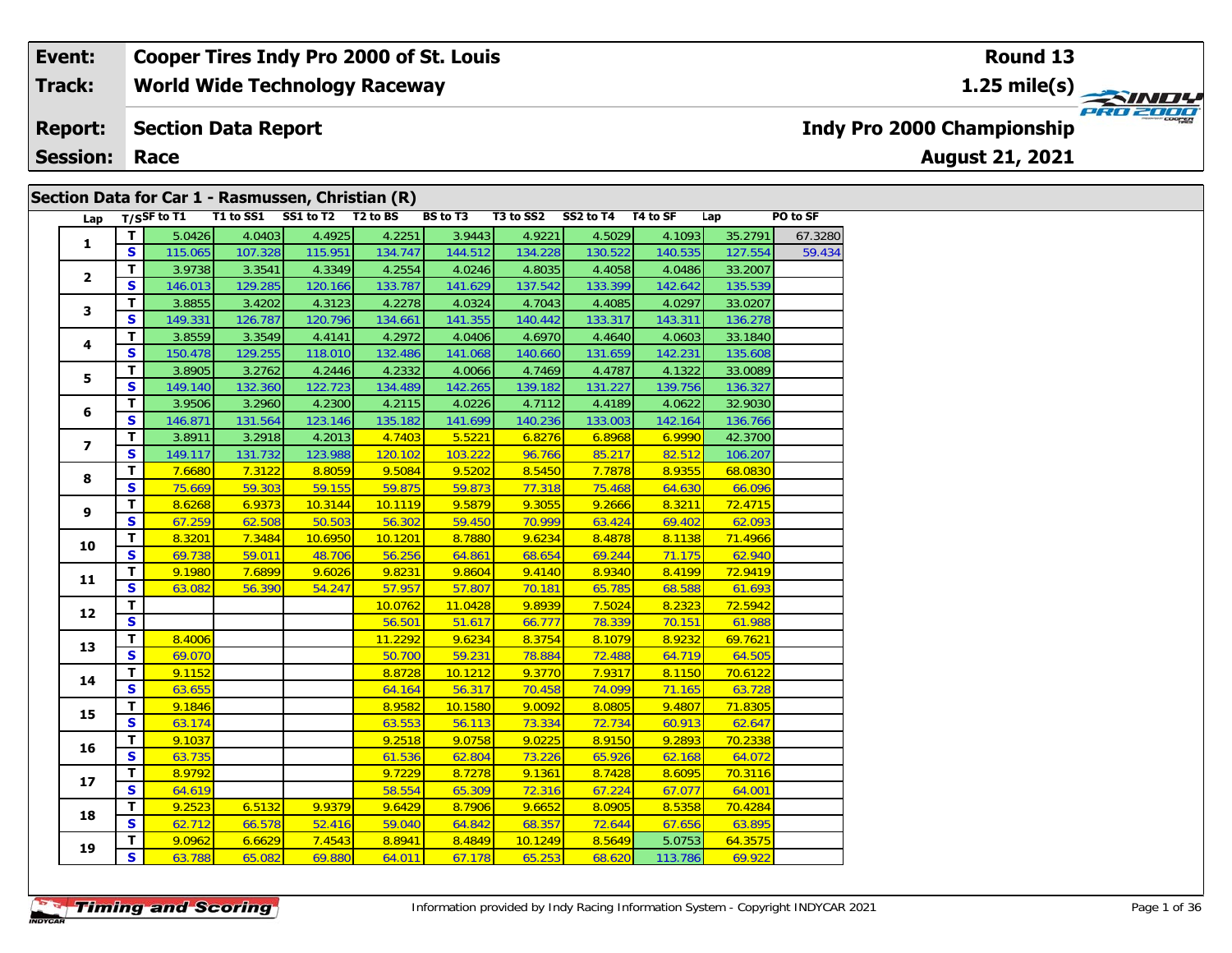| Event: | Cooper Tires Indy Pro 2000 of St. Louis | Round 13 |
|---|---|---|
| Track: | World Wide Technology Raceway | 1.25 mile(s) |
| Report: | Section Data Report | Indy Pro 2000 Championship |
| Session: | Race | August 21, 2021 |

## Section Data for Car 1 - Rasmussen, Christian (R)

| Lap | T/S | SF to T1 | T1 to SS1 | SS1 to T2 | T2 to BS | BS to T3 | T3 to SS2 | SS2 to T4 | T4 to SF | Lap | PO to SF |
|---|---|---|---|---|---|---|---|---|---|---|---|
| 1 | T | 5.0426 | 4.0403 | 4.4925 | 4.2251 | 3.9443 | 4.9221 | 4.5029 | 4.1093 | 35.2791 | 67.3280 |
| | S | 115.065 | 107.328 | 115.951 | 134.747 | 144.512 | 134.228 | 130.522 | 140.535 | 127.554 | 59.434 |
| 2 | T | 3.9738 | 3.3541 | 4.3349 | 4.2554 | 4.0246 | 4.8035 | 4.4058 | 4.0486 | 33.2007 | |
| | S | 146.013 | 129.285 | 120.166 | 133.787 | 141.629 | 137.542 | 133.399 | 142.642 | 135.539 | |
| 3 | T | 3.8855 | 3.4202 | 4.3123 | 4.2278 | 4.0324 | 4.7043 | 4.4085 | 4.0297 | 33.0207 | |
| | S | 149.331 | 126.787 | 120.796 | 134.661 | 141.355 | 140.442 | 133.317 | 143.311 | 136.278 | |
| 4 | T | 3.8559 | 3.3549 | 4.4141 | 4.2972 | 4.0406 | 4.6970 | 4.4640 | 4.0603 | 33.1840 | |
| | S | 150.478 | 129.255 | 118.010 | 132.486 | 141.068 | 140.660 | 131.659 | 142.231 | 135.608 | |
| 5 | T | 3.8905 | 3.2762 | 4.2446 | 4.2332 | 4.0066 | 4.7469 | 4.4787 | 4.1322 | 33.0089 | |
| | S | 149.140 | 132.360 | 122.723 | 134.489 | 142.265 | 139.182 | 131.227 | 139.756 | 136.327 | |
| 6 | T | 3.9506 | 3.2960 | 4.2300 | 4.2115 | 4.0226 | 4.7112 | 4.4189 | 4.0622 | 32.9030 | |
| | S | 146.871 | 131.564 | 123.146 | 135.182 | 141.699 | 140.236 | 133.003 | 142.164 | 136.766 | |
| 7 | T | 3.8911 | 3.2918 | 4.2013 | 4.7403 | 5.5221 | 6.8276 | 6.8968 | 6.9990 | 42.3700 | |
| | S | 149.117 | 131.732 | 123.988 | 120.102 | 103.222 | 96.766 | 85.217 | 82.512 | 106.207 | |
| 8 | T | 7.6680 | 7.3122 | 8.8059 | 9.5084 | 9.5202 | 8.5450 | 7.7878 | 8.9355 | 68.0830 | |
| | S | 75.669 | 59.303 | 59.155 | 59.875 | 59.873 | 77.318 | 75.468 | 64.630 | 66.096 | |
| 9 | T | 8.6268 | 6.9373 | 10.3144 | 10.1119 | 9.5879 | 9.3055 | 9.2666 | 8.3211 | 72.4715 | |
| | S | 67.259 | 62.508 | 50.503 | 56.302 | 59.450 | 70.999 | 63.424 | 69.402 | 62.093 | |
| 10 | T | 8.3201 | 7.3484 | 10.6950 | 10.1201 | 8.7880 | 9.6234 | 8.4878 | 8.1138 | 71.4966 | |
| | S | 69.738 | 59.011 | 48.706 | 56.256 | 64.861 | 68.654 | 69.244 | 71.175 | 62.940 | |
| 11 | T | 9.1980 | 7.6899 | 9.6026 | 9.8231 | 9.8604 | 9.4140 | 8.9340 | 8.4199 | 72.9419 | |
| | S | 63.082 | 56.390 | 54.247 | 57.957 | 57.807 | 70.181 | 65.785 | 68.588 | 61.693 | |
| 12 | T | | | | 10.0762 | 11.0428 | 9.8939 | 7.5024 | 8.2323 | 72.5942 | |
| | S | | | | 56.501 | 51.617 | 66.777 | 78.339 | 70.151 | 61.988 | |
| 13 | T | 8.4006 | | | 11.2292 | 9.6234 | 8.3754 | 8.1079 | 8.9232 | 69.7621 | |
| | S | 69.070 | | | 50.700 | 59.231 | 78.884 | 72.488 | 64.719 | 64.505 | |
| 14 | T | 9.1152 | | | 8.8728 | 10.1212 | 9.3770 | 7.9317 | 8.1150 | 70.6122 | |
| | S | 63.655 | | | 64.164 | 56.317 | 70.458 | 74.099 | 71.165 | 63.728 | |
| 15 | T | 9.1846 | | | 8.9582 | 10.1580 | 9.0092 | 8.0805 | 9.4807 | 71.8305 | |
| | S | 63.174 | | | 63.553 | 56.113 | 73.334 | 72.734 | 60.913 | 62.647 | |
| 16 | T | 9.1037 | | | 9.2518 | 9.0758 | 9.0225 | 8.9150 | 9.2893 | 70.2338 | |
| | S | 63.735 | | | 61.536 | 62.804 | 73.226 | 65.926 | 62.168 | 64.072 | |
| 17 | T | 8.9792 | | | 9.7229 | 8.7278 | 9.1361 | 8.7428 | 8.6095 | 70.3116 | |
| | S | 64.619 | | | 58.554 | 65.309 | 72.316 | 67.224 | 67.077 | 64.001 | |
| 18 | T | 9.2523 | 6.5132 | 9.9379 | 9.6429 | 8.7906 | 9.6652 | 8.0905 | 8.5358 | 70.4284 | |
| | S | 62.712 | 66.578 | 52.416 | 59.040 | 64.842 | 68.357 | 72.644 | 67.656 | 63.895 | |
| 19 | T | 9.0962 | 6.6629 | 7.4543 | 8.8941 | 8.4849 | 10.1249 | 8.5649 | 5.0753 | 64.3575 | |
| | S | 63.788 | 65.082 | 69.880 | 64.011 | 67.178 | 65.253 | 68.620 | 113.786 | 69.922 | |

Information provided by Indy Racing Information System - Copyright INDYCAR 2021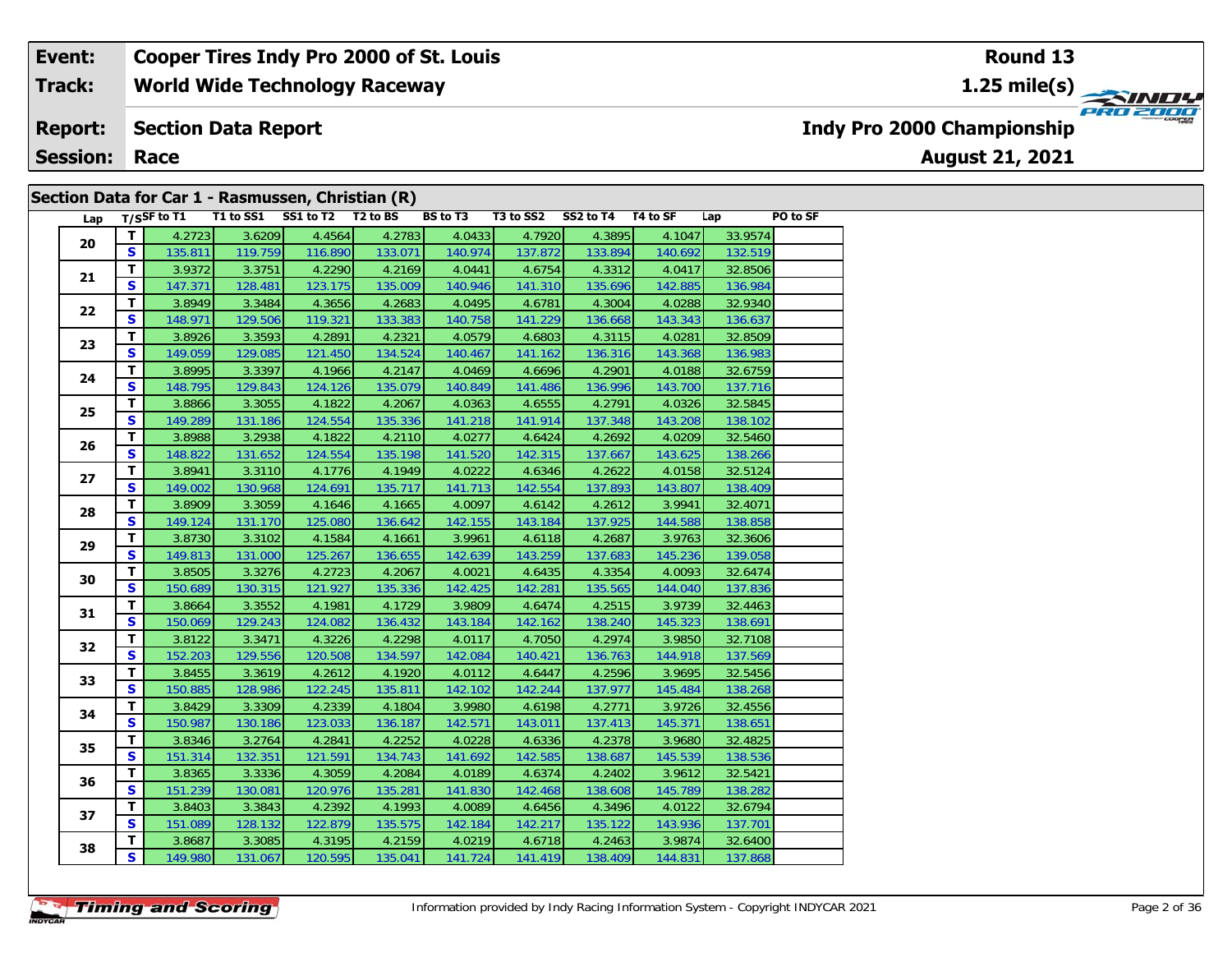| Event: | Cooper Tires Indy Pro 2000 of St. Louis | Round 13 |
|---|---|---|
| Track: | World Wide Technology Raceway | 1.25 mile(s) |
| Report: | Section Data Report | Indy Pro 2000 Championship |
| Session: | Race | August 21, 2021 |

## Section Data for Car 1 - Rasmussen, Christian (R)

| Lap | T/S | SF to T1 | T1 to SS1 | SS1 to T2 | T2 to BS | BS to T3 | T3 to SS2 | SS2 to T4 | T4 to SF | Lap | PO to SF |
|---|---|---|---|---|---|---|---|---|---|---|---|
| 20 | T | 4.2723 | 3.6209 | 4.4564 | 4.2783 | 4.0433 | 4.7920 | 4.3895 | 4.1047 | 33.9574 | |
| | S | 135.811 | 119.759 | 116.890 | 133.071 | 140.974 | 137.872 | 133.894 | 140.692 | 132.519 | |
| 21 | T | 3.9372 | 3.3751 | 4.2290 | 4.2169 | 4.0441 | 4.6754 | 4.3312 | 4.0417 | 32.8506 | |
| | S | 147.371 | 128.481 | 123.175 | 135.009 | 140.946 | 141.310 | 135.696 | 142.885 | 136.984 | |
| 22 | T | 3.8949 | 3.3484 | 4.3656 | 4.2683 | 4.0495 | 4.6781 | 4.3004 | 4.0288 | 32.9340 | |
| | S | 148.971 | 129.506 | 119.321 | 133.383 | 140.758 | 141.229 | 136.668 | 143.343 | 136.637 | |
| 23 | T | 3.8926 | 3.3593 | 4.2891 | 4.2321 | 4.0579 | 4.6803 | 4.3115 | 4.0281 | 32.8509 | |
| | S | 149.059 | 129.085 | 121.450 | 134.524 | 140.467 | 141.162 | 136.316 | 143.368 | 136.983 | |
| 24 | T | 3.8995 | 3.3397 | 4.1966 | 4.2147 | 4.0469 | 4.6696 | 4.2901 | 4.0188 | 32.6759 | |
| | S | 148.795 | 129.843 | 124.126 | 135.079 | 140.849 | 141.486 | 136.996 | 143.700 | 137.716 | |
| 25 | T | 3.8866 | 3.3055 | 4.1822 | 4.2067 | 4.0363 | 4.6555 | 4.2791 | 4.0326 | 32.5845 | |
| | S | 149.289 | 131.186 | 124.554 | 135.336 | 141.218 | 141.914 | 137.348 | 143.208 | 138.102 | |
| 26 | T | 3.8988 | 3.2938 | 4.1822 | 4.2110 | 4.0277 | 4.6424 | 4.2692 | 4.0209 | 32.5460 | |
| | S | 148.822 | 131.652 | 124.554 | 135.198 | 141.520 | 142.315 | 137.667 | 143.625 | 138.266 | |
| 27 | T | 3.8941 | 3.3110 | 4.1776 | 4.1949 | 4.0222 | 4.6346 | 4.2622 | 4.0158 | 32.5124 | |
| | S | 149.002 | 130.968 | 124.691 | 135.717 | 141.713 | 142.554 | 137.893 | 143.807 | 138.409 | |
| 28 | T | 3.8909 | 3.3059 | 4.1646 | 4.1665 | 4.0097 | 4.6142 | 4.2612 | 3.9941 | 32.4071 | |
| | S | 149.124 | 131.170 | 125.080 | 136.642 | 142.155 | 143.184 | 137.925 | 144.588 | 138.858 | |
| 29 | T | 3.8730 | 3.3102 | 4.1584 | 4.1661 | 3.9961 | 4.6118 | 4.2687 | 3.9763 | 32.3606 | |
| | S | 149.813 | 131.000 | 125.267 | 136.655 | 142.639 | 143.259 | 137.683 | 145.236 | 139.058 | |
| 30 | T | 3.8505 | 3.3276 | 4.2723 | 4.2067 | 4.0021 | 4.6435 | 4.3354 | 4.0093 | 32.6474 | |
| | S | 150.689 | 130.315 | 121.927 | 135.336 | 142.425 | 142.281 | 135.565 | 144.040 | 137.836 | |
| 31 | T | 3.8664 | 3.3552 | 4.1981 | 4.1729 | 3.9809 | 4.6474 | 4.2515 | 3.9739 | 32.4463 | |
| | S | 150.069 | 129.243 | 124.082 | 136.432 | 143.184 | 142.162 | 138.240 | 145.323 | 138.691 | |
| 32 | T | 3.8122 | 3.3471 | 4.3226 | 4.2298 | 4.0117 | 4.7050 | 4.2974 | 3.9850 | 32.7108 | |
| | S | 152.203 | 129.556 | 120.508 | 134.597 | 142.084 | 140.421 | 136.763 | 144.918 | 137.569 | |
| 33 | T | 3.8455 | 3.3619 | 4.2612 | 4.1920 | 4.0112 | 4.6447 | 4.2596 | 3.9695 | 32.5456 | |
| | S | 150.885 | 128.986 | 122.245 | 135.811 | 142.102 | 142.244 | 137.977 | 145.484 | 138.268 | |
| 34 | T | 3.8429 | 3.3309 | 4.2339 | 4.1804 | 3.9980 | 4.6198 | 4.2771 | 3.9726 | 32.4556 | |
| | S | 150.987 | 130.186 | 123.033 | 136.187 | 142.571 | 143.011 | 137.413 | 145.371 | 138.651 | |
| 35 | T | 3.8346 | 3.2764 | 4.2841 | 4.2252 | 4.0228 | 4.6336 | 4.2378 | 3.9680 | 32.4825 | |
| | S | 151.314 | 132.351 | 121.591 | 134.743 | 141.692 | 142.585 | 138.687 | 145.539 | 138.536 | |
| 36 | T | 3.8365 | 3.3336 | 4.3059 | 4.2084 | 4.0189 | 4.6374 | 4.2402 | 3.9612 | 32.5421 | |
| | S | 151.239 | 130.081 | 120.976 | 135.281 | 141.830 | 142.468 | 138.608 | 145.789 | 138.282 | |
| 37 | T | 3.8403 | 3.3843 | 4.2392 | 4.1993 | 4.0089 | 4.6456 | 4.3496 | 4.0122 | 32.6794 | |
| | S | 151.089 | 128.132 | 122.879 | 135.575 | 142.184 | 142.217 | 135.122 | 143.936 | 137.701 | |
| 38 | T | 3.8687 | 3.3085 | 4.3195 | 4.2159 | 4.0219 | 4.6718 | 4.2463 | 3.9874 | 32.6400 | |
| | S | 149.980 | 131.067 | 120.595 | 135.041 | 141.724 | 141.419 | 138.409 | 144.831 | 137.868 | |

Information provided by Indy Racing Information System - Copyright INDYCAR 2021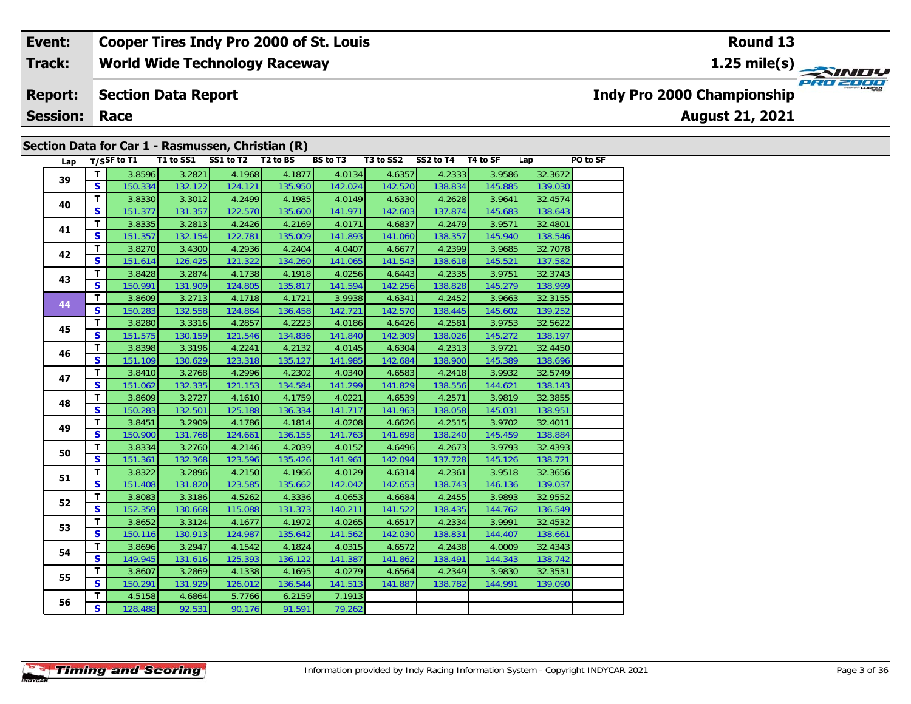| Event: | Cooper Tires Indy Pro 2000 of St. Louis | Round 13 |
|---|---|---|
| Track: | World Wide Technology Raceway | 1.25 mile(s) |
| Report: | Section Data Report | Indy Pro 2000 Championship |
| Session: | Race | August 21, 2021 |

## Section Data for Car 1 - Rasmussen, Christian (R)

| Lap | T/S | SF to T1 | T1 to SS1 | SS1 to T2 | T2 to BS | BS to T3 | T3 to SS2 | SS2 to T4 | T4 to SF | Lap | PO to SF |
|---|---|---|---|---|---|---|---|---|---|---|---|
| 39 | T | 3.8596 | 3.2821 | 4.1968 | 4.1877 | 4.0134 | 4.6357 | 4.2333 | 3.9586 | 32.3672 | |
| | S | 150.334 | 132.122 | 124.121 | 135.950 | 142.024 | 142.520 | 138.834 | 145.885 | 139.030 | |
| 40 | T | 3.8330 | 3.3012 | 4.2499 | 4.1985 | 4.0149 | 4.6330 | 4.2628 | 3.9641 | 32.4574 | |
| | S | 151.377 | 131.357 | 122.570 | 135.600 | 141.971 | 142.603 | 137.874 | 145.683 | 138.643 | |
| 41 | T | 3.8335 | 3.2813 | 4.2426 | 4.2169 | 4.0171 | 4.6837 | 4.2479 | 3.9571 | 32.4801 | |
| | S | 151.357 | 132.154 | 122.781 | 135.009 | 141.893 | 141.060 | 138.357 | 145.940 | 138.546 | |
| 42 | T | 3.8270 | 3.4300 | 4.2936 | 4.2404 | 4.0407 | 4.6677 | 4.2399 | 3.9685 | 32.7078 | |
| | S | 151.614 | 126.425 | 121.322 | 134.260 | 141.065 | 141.543 | 138.618 | 145.521 | 137.582 | |
| 43 | T | 3.8428 | 3.2874 | 4.1738 | 4.1918 | 4.0256 | 4.6443 | 4.2335 | 3.9751 | 32.3743 | |
| | S | 150.991 | 131.909 | 124.805 | 135.817 | 141.594 | 142.256 | 138.828 | 145.279 | 138.999 | |
| 44 | T | 3.8609 | 3.2713 | 4.1718 | 4.1721 | 3.9938 | 4.6341 | 4.2452 | 3.9663 | 32.3155 | |
| | S | 150.283 | 132.558 | 124.864 | 136.458 | 142.721 | 142.570 | 138.445 | 145.602 | 139.252 | |
| 45 | T | 3.8280 | 3.3316 | 4.2857 | 4.2223 | 4.0186 | 4.6426 | 4.2581 | 3.9753 | 32.5622 | |
| | S | 151.575 | 130.159 | 121.546 | 134.836 | 141.840 | 142.309 | 138.026 | 145.272 | 138.197 | |
| 46 | T | 3.8398 | 3.3196 | 4.2241 | 4.2132 | 4.0145 | 4.6304 | 4.2313 | 3.9721 | 32.4450 | |
| | S | 151.109 | 130.629 | 123.318 | 135.127 | 141.985 | 142.684 | 138.900 | 145.389 | 138.696 | |
| 47 | T | 3.8410 | 3.2768 | 4.2996 | 4.2302 | 4.0340 | 4.6583 | 4.2418 | 3.9932 | 32.5749 | |
| | S | 151.062 | 132.335 | 121.153 | 134.584 | 141.299 | 141.829 | 138.556 | 144.621 | 138.143 | |
| 48 | T | 3.8609 | 3.2727 | 4.1610 | 4.1759 | 4.0221 | 4.6539 | 4.2571 | 3.9819 | 32.3855 | |
| | S | 150.283 | 132.501 | 125.188 | 136.334 | 141.717 | 141.963 | 138.058 | 145.031 | 138.951 | |
| 49 | T | 3.8451 | 3.2909 | 4.1786 | 4.1814 | 4.0208 | 4.6626 | 4.2515 | 3.9702 | 32.4011 | |
| | S | 150.900 | 131.768 | 124.661 | 136.155 | 141.763 | 141.698 | 138.240 | 145.459 | 138.884 | |
| 50 | T | 3.8334 | 3.2760 | 4.2146 | 4.2039 | 4.0152 | 4.6496 | 4.2673 | 3.9793 | 32.4393 | |
| | S | 151.361 | 132.368 | 123.596 | 135.426 | 141.961 | 142.094 | 137.728 | 145.126 | 138.721 | |
| 51 | T | 3.8322 | 3.2896 | 4.2150 | 4.1966 | 4.0129 | 4.6314 | 4.2361 | 3.9518 | 32.3656 | |
| | S | 151.408 | 131.820 | 123.585 | 135.662 | 142.042 | 142.653 | 138.743 | 146.136 | 139.037 | |
| 52 | T | 3.8083 | 3.3186 | 4.5262 | 4.3336 | 4.0653 | 4.6684 | 4.2455 | 3.9893 | 32.9552 | |
| | S | 152.359 | 130.668 | 115.088 | 131.373 | 140.211 | 141.522 | 138.435 | 144.762 | 136.549 | |
| 53 | T | 3.8652 | 3.3124 | 4.1677 | 4.1972 | 4.0265 | 4.6517 | 4.2334 | 3.9991 | 32.4532 | |
| | S | 150.116 | 130.913 | 124.987 | 135.642 | 141.562 | 142.030 | 138.831 | 144.407 | 138.661 | |
| 54 | T | 3.8696 | 3.2947 | 4.1542 | 4.1824 | 4.0315 | 4.6572 | 4.2438 | 4.0009 | 32.4343 | |
| | S | 149.945 | 131.616 | 125.393 | 136.122 | 141.387 | 141.862 | 138.491 | 144.343 | 138.742 | |
| 55 | T | 3.8607 | 3.2869 | 4.1338 | 4.1695 | 4.0279 | 4.6564 | 4.2349 | 3.9830 | 32.3531 | |
| | S | 150.291 | 131.929 | 126.012 | 136.544 | 141.513 | 141.887 | 138.782 | 144.991 | 139.090 | |
| 56 | T | 4.5158 | 4.6864 | 5.7766 | 6.2159 | 7.1913 | | | | | |
| | S | 128.488 | 92.531 | 90.176 | 91.591 | 79.262 | | | | | |

Information provided by Indy Racing Information System - Copyright INDYCAR 2021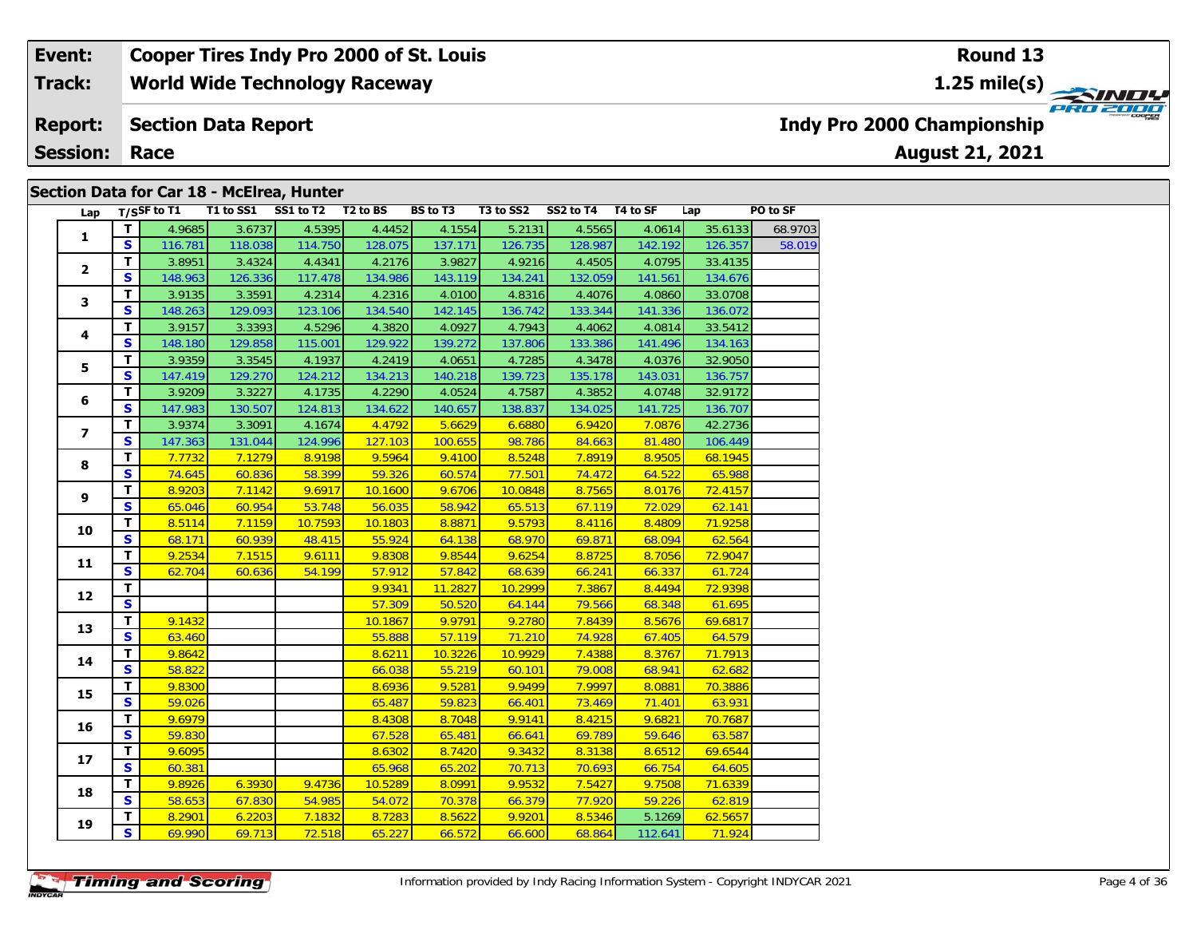| Event: | Cooper Tires Indy Pro 2000 of St. Louis | Round 13 |
|---|---|---|
| Track: | World Wide Technology Raceway | 1.25 mile(s) |
| Report: | Section Data Report | Indy Pro 2000 Championship |
| Session: | Race | August 21, 2021 |

## Section Data for Car 18 - McElrea, Hunter

| Lap | T/S | SF to T1 | T1 to SS1 | SS1 to T2 | T2 to BS | BS to T3 | T3 to SS2 | SS2 to T4 | T4 to SF | Lap | PO to SF |
|---|---|---|---|---|---|---|---|---|---|---|---|
| 1 | T | 4.9685 | 3.6737 | 4.5395 | 4.4452 | 4.1554 | 5.2131 | 4.5565 | 4.0614 | 35.6133 | 68.9703 |
| | S | 116.781 | 118.038 | 114.750 | 128.075 | 137.171 | 126.735 | 128.987 | 142.192 | 126.357 | 58.019 |
| 2 | T | 3.8951 | 3.4324 | 4.4341 | 4.2176 | 3.9827 | 4.9216 | 4.4505 | 4.0795 | 33.4135 | |
| | S | 148.963 | 126.336 | 117.478 | 134.986 | 143.119 | 134.241 | 132.059 | 141.561 | 134.676 | |
| 3 | T | 3.9135 | 3.3591 | 4.2314 | 4.2316 | 4.0100 | 4.8316 | 4.4076 | 4.0860 | 33.0708 | |
| | S | 148.263 | 129.093 | 123.106 | 134.540 | 142.145 | 136.742 | 133.344 | 141.336 | 136.072 | |
| 4 | T | 3.9157 | 3.3393 | 4.5296 | 4.3820 | 4.0927 | 4.7943 | 4.4062 | 4.0814 | 33.5412 | |
| | S | 148.180 | 129.858 | 115.001 | 129.922 | 139.272 | 137.806 | 133.386 | 141.496 | 134.163 | |
| 5 | T | 3.9359 | 3.3545 | 4.1937 | 4.2419 | 4.0651 | 4.7285 | 4.3478 | 4.0376 | 32.9050 | |
| | S | 147.419 | 129.270 | 124.212 | 134.213 | 140.218 | 139.723 | 135.178 | 143.031 | 136.757 | |
| 6 | T | 3.9209 | 3.3227 | 4.1735 | 4.2290 | 4.0524 | 4.7587 | 4.3852 | 4.0748 | 32.9172 | |
| | S | 147.983 | 130.507 | 124.813 | 134.622 | 140.657 | 138.837 | 134.025 | 141.725 | 136.707 | |
| 7 | T | 3.9374 | 3.3091 | 4.1674 | 4.4792 | 5.6629 | 6.6880 | 6.9420 | 7.0876 | 42.2736 | |
| | S | 147.363 | 131.044 | 124.996 | 127.103 | 100.655 | 98.786 | 84.663 | 81.480 | 106.449 | |
| 8 | T | 7.7732 | 7.1279 | 8.9198 | 9.5964 | 9.4100 | 8.5248 | 7.8919 | 8.9505 | 68.1945 | |
| | S | 74.645 | 60.836 | 58.399 | 59.326 | 60.574 | 77.501 | 74.472 | 64.522 | 65.988 | |
| 9 | T | 8.9203 | 7.1142 | 9.6917 | 10.1600 | 9.6706 | 10.0848 | 8.7565 | 8.0176 | 72.4157 | |
| | S | 65.046 | 60.954 | 53.748 | 56.035 | 58.942 | 65.513 | 67.119 | 72.029 | 62.141 | |
| 10 | T | 8.5114 | 7.1159 | 10.7593 | 10.1803 | 8.8871 | 9.5793 | 8.4116 | 8.4809 | 71.9258 | |
| | S | 68.171 | 60.939 | 48.415 | 55.924 | 64.138 | 68.970 | 69.871 | 68.094 | 62.564 | |
| 11 | T | 9.2534 | 7.1515 | 9.6111 | 9.8308 | 9.8544 | 9.6254 | 8.8725 | 8.7056 | 72.9047 | |
| | S | 62.704 | 60.636 | 54.199 | 57.912 | 57.842 | 68.639 | 66.241 | 66.337 | 61.724 | |
| 12 | T | | | | 9.9341 | 11.2827 | 10.2999 | 7.3867 | 8.4494 | 72.9398 | |
| | S | | | | 57.309 | 50.520 | 64.144 | 79.566 | 68.348 | 61.695 | |
| 13 | T | 9.1432 | | | 10.1867 | 9.9791 | 9.2780 | 7.8439 | 8.5676 | 69.6817 | |
| | S | 63.460 | | | 55.888 | 57.119 | 71.210 | 74.928 | 67.405 | 64.579 | |
| 14 | T | 9.8642 | | | 8.6211 | 10.3226 | 10.9929 | 7.4388 | 8.3767 | 71.7913 | |
| | S | 58.822 | | | 66.038 | 55.219 | 60.101 | 79.008 | 68.941 | 62.682 | |
| 15 | T | 9.8300 | | | 8.6936 | 9.5281 | 9.9499 | 7.9997 | 8.0881 | 70.3886 | |
| | S | 59.026 | | | 65.487 | 59.823 | 66.401 | 73.469 | 71.401 | 63.931 | |
| 16 | T | 9.6979 | | | 8.4308 | 8.7048 | 9.9141 | 8.4215 | 9.6821 | 70.7687 | |
| | S | 59.830 | | | 67.528 | 65.481 | 66.641 | 69.789 | 59.646 | 63.587 | |
| 17 | T | 9.6095 | | | 8.6302 | 8.7420 | 9.3432 | 8.3138 | 8.6512 | 69.6544 | |
| | S | 60.381 | | | 65.968 | 65.202 | 70.713 | 70.693 | 66.754 | 64.605 | |
| 18 | T | 9.8926 | 6.3930 | 9.4736 | 10.5289 | 8.0991 | 9.9532 | 7.5427 | 9.7508 | 71.6339 | |
| | S | 58.653 | 67.830 | 54.985 | 54.072 | 70.378 | 66.379 | 77.920 | 59.226 | 62.819 | |
| 19 | T | 8.2901 | 6.2203 | 7.1832 | 8.7283 | 8.5622 | 9.9201 | 8.5346 | 5.1269 | 62.5657 | |
| | S | 69.990 | 69.713 | 72.518 | 65.227 | 66.572 | 66.600 | 68.864 | 112.641 | 71.924 | |

Information provided by Indy Racing Information System - Copyright INDYCAR 2021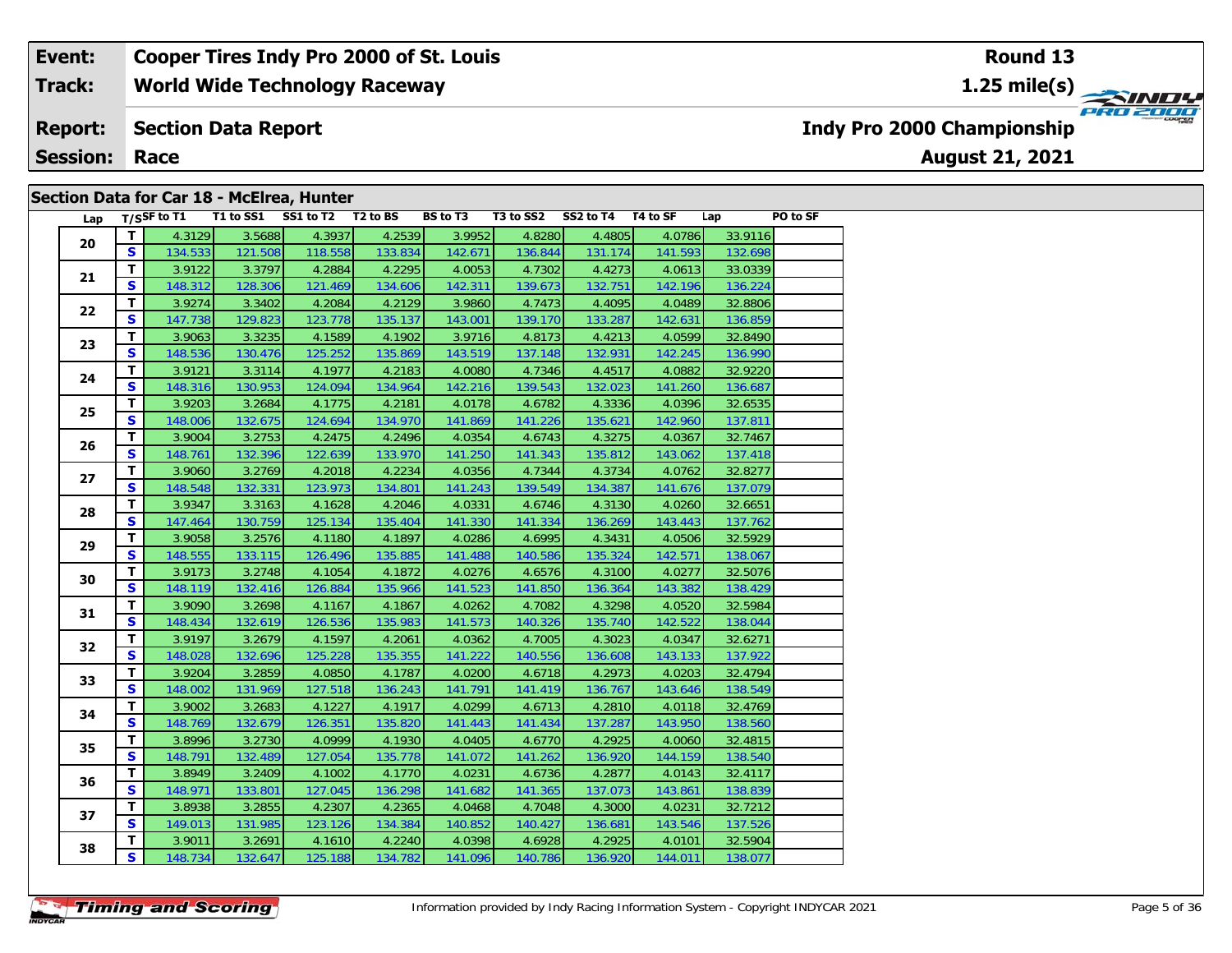| Event: | Cooper Tires Indy Pro 2000 of St. Louis | Round 13 |
|---|---|---|
| Track: | World Wide Technology Raceway | 1.25 mile(s) |
| Report: | Section Data Report | Indy Pro 2000 Championship |
| Session: | Race | August 21, 2021 |

## Section Data for Car 18 - McElrea, Hunter

| Lap | T/S | SF to T1 | T1 to SS1 | SS1 to T2 | T2 to BS | BS to T3 | T3 to SS2 | SS2 to T4 | T4 to SF | Lap | PO to SF |
|---|---|---|---|---|---|---|---|---|---|---|---|
| 20 | T | 4.3129 | 3.5688 | 4.3937 | 4.2539 | 3.9952 | 4.8280 | 4.4805 | 4.0786 | 33.9116 | |
| | S | 134.533 | 121.508 | 118.558 | 133.834 | 142.671 | 136.844 | 131.174 | 141.593 | 132.698 | |
| 21 | T | 3.9122 | 3.3797 | 4.2884 | 4.2295 | 4.0053 | 4.7302 | 4.4273 | 4.0613 | 33.0339 | |
| | S | 148.312 | 128.306 | 121.469 | 134.606 | 142.311 | 139.673 | 132.751 | 142.196 | 136.224 | |
| 22 | T | 3.9274 | 3.3402 | 4.2084 | 4.2129 | 3.9860 | 4.7473 | 4.4095 | 4.0489 | 32.8806 | |
| | S | 147.738 | 129.823 | 123.778 | 135.137 | 143.001 | 139.170 | 133.287 | 142.631 | 136.859 | |
| 23 | T | 3.9063 | 3.3235 | 4.1589 | 4.1902 | 3.9716 | 4.8173 | 4.4213 | 4.0599 | 32.8490 | |
| | S | 148.536 | 130.476 | 125.252 | 135.869 | 143.519 | 137.148 | 132.931 | 142.245 | 136.990 | |
| 24 | T | 3.9121 | 3.3114 | 4.1977 | 4.2183 | 4.0080 | 4.7346 | 4.4517 | 4.0882 | 32.9220 | |
| | S | 148.316 | 130.953 | 124.094 | 134.964 | 142.216 | 139.543 | 132.023 | 141.260 | 136.687 | |
| 25 | T | 3.9203 | 3.2684 | 4.1775 | 4.2181 | 4.0178 | 4.6782 | 4.3336 | 4.0396 | 32.6535 | |
| | S | 148.006 | 132.675 | 124.694 | 134.970 | 141.869 | 141.226 | 135.621 | 142.960 | 137.811 | |
| 26 | T | 3.9004 | 3.2753 | 4.2475 | 4.2496 | 4.0354 | 4.6743 | 4.3275 | 4.0367 | 32.7467 | |
| | S | 148.761 | 132.396 | 122.639 | 133.970 | 141.250 | 141.343 | 135.812 | 143.062 | 137.418 | |
| 27 | T | 3.9060 | 3.2769 | 4.2018 | 4.2234 | 4.0356 | 4.7344 | 4.3734 | 4.0762 | 32.8277 | |
| | S | 148.548 | 132.331 | 123.973 | 134.801 | 141.243 | 139.549 | 134.387 | 141.676 | 137.079 | |
| 28 | T | 3.9347 | 3.3163 | 4.1628 | 4.2046 | 4.0331 | 4.6746 | 4.3130 | 4.0260 | 32.6651 | |
| | S | 147.464 | 130.759 | 125.134 | 135.404 | 141.330 | 141.334 | 136.269 | 143.443 | 137.762 | |
| 29 | T | 3.9058 | 3.2576 | 4.1180 | 4.1897 | 4.0286 | 4.6995 | 4.3431 | 4.0506 | 32.5929 | |
| | S | 148.555 | 133.115 | 126.496 | 135.885 | 141.488 | 140.586 | 135.324 | 142.571 | 138.067 | |
| 30 | T | 3.9173 | 3.2748 | 4.1054 | 4.1872 | 4.0276 | 4.6576 | 4.3100 | 4.0277 | 32.5076 | |
| | S | 148.119 | 132.416 | 126.884 | 135.966 | 141.523 | 141.850 | 136.364 | 143.382 | 138.429 | |
| 31 | T | 3.9090 | 3.2698 | 4.1167 | 4.1867 | 4.0262 | 4.7082 | 4.3298 | 4.0520 | 32.5984 | |
| | S | 148.434 | 132.619 | 126.536 | 135.983 | 141.573 | 140.326 | 135.740 | 142.522 | 138.044 | |
| 32 | T | 3.9197 | 3.2679 | 4.1597 | 4.2061 | 4.0362 | 4.7005 | 4.3023 | 4.0347 | 32.6271 | |
| | S | 148.028 | 132.696 | 125.228 | 135.355 | 141.222 | 140.556 | 136.608 | 143.133 | 137.922 | |
| 33 | T | 3.9204 | 3.2859 | 4.0850 | 4.1787 | 4.0200 | 4.6718 | 4.2973 | 4.0203 | 32.4794 | |
| | S | 148.002 | 131.969 | 127.518 | 136.243 | 141.791 | 141.419 | 136.767 | 143.646 | 138.549 | |
| 34 | T | 3.9002 | 3.2683 | 4.1227 | 4.1917 | 4.0299 | 4.6713 | 4.2810 | 4.0118 | 32.4769 | |
| | S | 148.769 | 132.679 | 126.351 | 135.820 | 141.443 | 141.434 | 137.287 | 143.950 | 138.560 | |
| 35 | T | 3.8996 | 3.2730 | 4.0999 | 4.1930 | 4.0405 | 4.6770 | 4.2925 | 4.0060 | 32.4815 | |
| | S | 148.791 | 132.489 | 127.054 | 135.778 | 141.072 | 141.262 | 136.920 | 144.159 | 138.540 | |
| 36 | T | 3.8949 | 3.2409 | 4.1002 | 4.1770 | 4.0231 | 4.6736 | 4.2877 | 4.0143 | 32.4117 | |
| | S | 148.971 | 133.801 | 127.045 | 136.298 | 141.682 | 141.365 | 137.073 | 143.861 | 138.839 | |
| 37 | T | 3.8938 | 3.2855 | 4.2307 | 4.2365 | 4.0468 | 4.7048 | 4.3000 | 4.0231 | 32.7212 | |
| | S | 149.013 | 131.985 | 123.126 | 134.384 | 140.852 | 140.427 | 136.681 | 143.546 | 137.526 | |
| 38 | T | 3.9011 | 3.2691 | 4.1610 | 4.2240 | 4.0398 | 4.6928 | 4.2925 | 4.0101 | 32.5904 | |
| | S | 148.734 | 132.647 | 125.188 | 134.782 | 141.096 | 140.786 | 136.920 | 144.011 | 138.077 | |

Information provided by Indy Racing Information System - Copyright INDYCAR 2021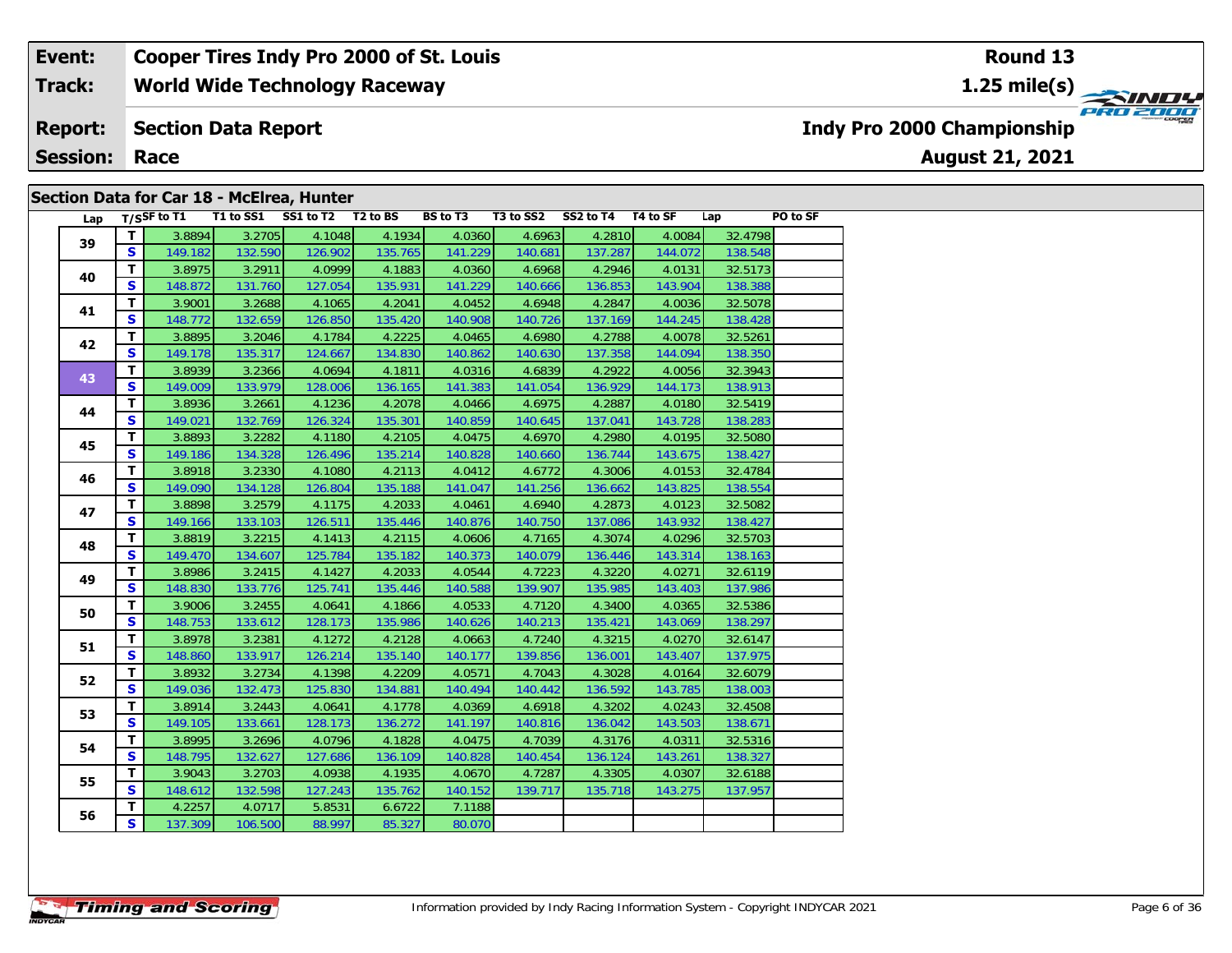| **Event:** | **Cooper Tires Indy Pro 2000 of St. Louis** | **Round 13** |
|---|---|---|
| **Track:** | **World Wide Technology Raceway** | **1.25 mile(s)** |
| **Report:** | **Section Data Report** | **Indy Pro 2000 Championship** |
| **Session:** | **Race** | **August 21, 2021** |

## Section Data for Car 18 - McElrea, Hunter

| Lap | T/S | SF to T1 | T1 to SS1 | SS1 to T2 | T2 to BS | BS to T3 | T3 to SS2 | SS2 to T4 | T4 to SF | Lap | PO to SF |
|---|---|---|---|---|---|---|---|---|---|---|---|
| 39 | T | 3.8894 | 3.2705 | 4.1048 | 4.1934 | 4.0360 | 4.6963 | 4.2810 | 4.0084 | 32.4798 | |
| | S | 149.182 | 132.590 | 126.902 | 135.765 | 141.229 | 140.681 | 137.287 | 144.072 | 138.548 | |
| 40 | T | 3.8975 | 3.2911 | 4.0999 | 4.1883 | 4.0360 | 4.6968 | 4.2946 | 4.0131 | 32.5173 | |
| | S | 148.872 | 131.760 | 127.054 | 135.931 | 141.229 | 140.666 | 136.853 | 143.904 | 138.388 | |
| 41 | T | 3.9001 | 3.2688 | 4.1065 | 4.2041 | 4.0452 | 4.6948 | 4.2847 | 4.0036 | 32.5078 | |
| | S | 148.772 | 132.659 | 126.850 | 135.420 | 140.908 | 140.726 | 137.169 | 144.245 | 138.428 | |
| 42 | T | 3.8895 | 3.2046 | 4.1784 | 4.2225 | 4.0465 | 4.6980 | 4.2788 | 4.0078 | 32.5261 | |
| | S | 149.178 | 135.317 | 124.667 | 134.830 | 140.862 | 140.630 | 137.358 | 144.094 | 138.350 | |
| 43 | T | 3.8939 | 3.2366 | 4.0694 | 4.1811 | 4.0316 | 4.6839 | 4.2922 | 4.0056 | 32.3943 | |
| | S | 149.009 | 133.979 | 128.006 | 136.165 | 141.383 | 141.054 | 136.929 | 144.173 | 138.913 | |
| 44 | T | 3.8936 | 3.2661 | 4.1236 | 4.2078 | 4.0466 | 4.6975 | 4.2887 | 4.0180 | 32.5419 | |
| | S | 149.021 | 132.769 | 126.324 | 135.301 | 140.859 | 140.645 | 137.041 | 143.728 | 138.283 | |
| 45 | T | 3.8893 | 3.2282 | 4.1180 | 4.2105 | 4.0475 | 4.6970 | 4.2980 | 4.0195 | 32.5080 | |
| | S | 149.186 | 134.328 | 126.496 | 135.214 | 140.828 | 140.660 | 136.744 | 143.675 | 138.427 | |
| 46 | T | 3.8918 | 3.2330 | 4.1080 | 4.2113 | 4.0412 | 4.6772 | 4.3006 | 4.0153 | 32.4784 | |
| | S | 149.090 | 134.128 | 126.804 | 135.188 | 141.047 | 141.256 | 136.662 | 143.825 | 138.554 | |
| 47 | T | 3.8898 | 3.2579 | 4.1175 | 4.2033 | 4.0461 | 4.6940 | 4.2873 | 4.0123 | 32.5082 | |
| | S | 149.166 | 133.103 | 126.511 | 135.446 | 140.876 | 140.750 | 137.086 | 143.932 | 138.427 | |
| 48 | T | 3.8819 | 3.2215 | 4.1413 | 4.2115 | 4.0606 | 4.7165 | 4.3074 | 4.0296 | 32.5703 | |
| | S | 149.470 | 134.607 | 125.784 | 135.182 | 140.373 | 140.079 | 136.446 | 143.314 | 138.163 | |
| 49 | T | 3.8986 | 3.2415 | 4.1427 | 4.2033 | 4.0544 | 4.7223 | 4.3220 | 4.0271 | 32.6119 | |
| | S | 148.830 | 133.776 | 125.741 | 135.446 | 140.588 | 139.907 | 135.985 | 143.403 | 137.986 | |
| 50 | T | 3.9006 | 3.2455 | 4.0641 | 4.1866 | 4.0533 | 4.7120 | 4.3400 | 4.0365 | 32.5386 | |
| | S | 148.753 | 133.612 | 128.173 | 135.986 | 140.626 | 140.213 | 135.421 | 143.069 | 138.297 | |
| 51 | T | 3.8978 | 3.2381 | 4.1272 | 4.2128 | 4.0663 | 4.7240 | 4.3215 | 4.0270 | 32.6147 | |
| | S | 148.860 | 133.917 | 126.214 | 135.140 | 140.177 | 139.856 | 136.001 | 143.407 | 137.975 | |
| 52 | T | 3.8932 | 3.2734 | 4.1398 | 4.2209 | 4.0571 | 4.7043 | 4.3028 | 4.0164 | 32.6079 | |
| | S | 149.036 | 132.473 | 125.830 | 134.881 | 140.494 | 140.442 | 136.592 | 143.785 | 138.003 | |
| 53 | T | 3.8914 | 3.2443 | 4.0641 | 4.1778 | 4.0369 | 4.6918 | 4.3202 | 4.0243 | 32.4508 | |
| | S | 149.105 | 133.661 | 128.173 | 136.272 | 141.197 | 140.816 | 136.042 | 143.503 | 138.671 | |
| 54 | T | 3.8995 | 3.2696 | 4.0796 | 4.1828 | 4.0475 | 4.7039 | 4.3176 | 4.0311 | 32.5316 | |
| | S | 148.795 | 132.627 | 127.686 | 136.109 | 140.828 | 140.454 | 136.124 | 143.261 | 138.327 | |
| 55 | T | 3.9043 | 3.2703 | 4.0938 | 4.1935 | 4.0670 | 4.7287 | 4.3305 | 4.0307 | 32.6188 | |
| | S | 148.612 | 132.598 | 127.243 | 135.762 | 140.152 | 139.717 | 135.718 | 143.275 | 137.957 | |
| 56 | T | 4.2257 | 4.0717 | 5.8531 | 6.6722 | 7.1188 | | | | | |
| | S | 137.309 | 106.500 | 88.997 | 85.327 | 80.070 | | | | | |

Information provided by Indy Racing Information System - Copyright INDYCAR 2021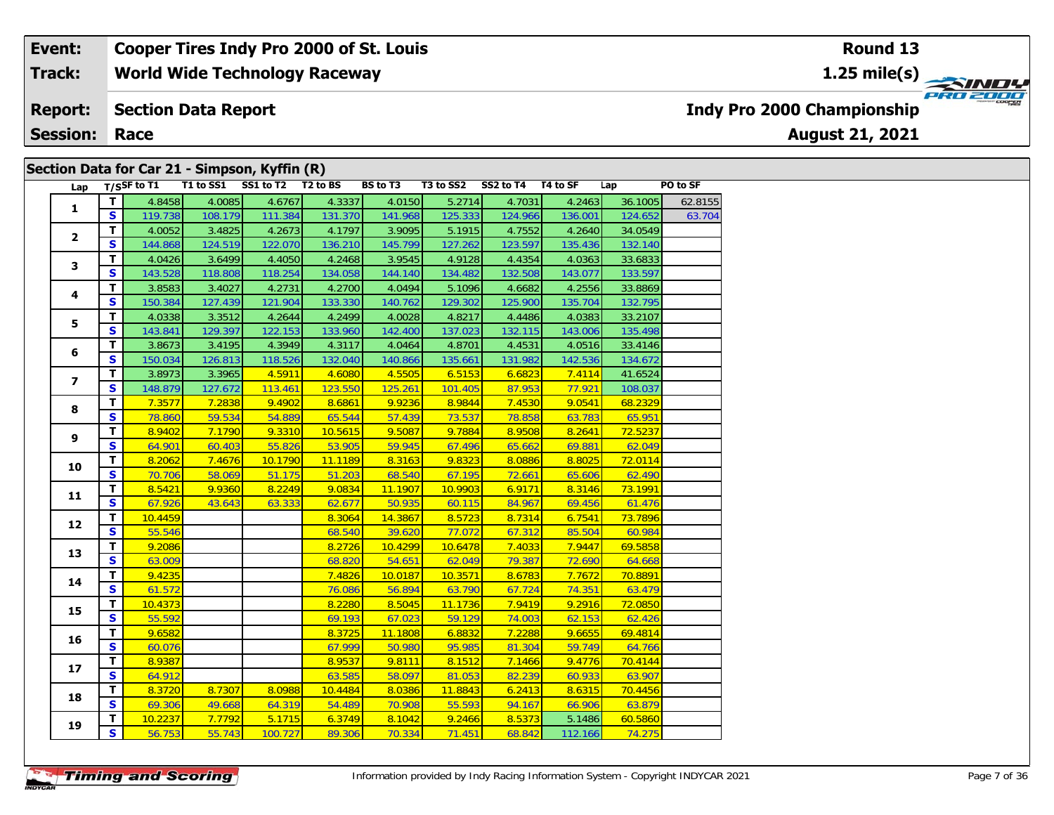| Event: | Cooper Tires Indy Pro 2000 of St. Louis | Round 13 |
|---|---|---|
| Track: | World Wide Technology Raceway | 1.25 mile(s) |
| Report: | Section Data Report | Indy Pro 2000 Championship |
| Session: | Race | August 21, 2021 |

## Section Data for Car 21 - Simpson, Kyffin (R)

| Lap | T/S | SF to T1 | T1 to SS1 | SS1 to T2 | T2 to BS | BS to T3 | T3 to SS2 | SS2 to T4 | T4 to SF | Lap | PO to SF |
|---|---|---|---|---|---|---|---|---|---|---|---|
| 1 | T | 4.8458 | 4.0085 | 4.6767 | 4.3337 | 4.0150 | 5.2714 | 4.7031 | 4.2463 | 36.1005 | 62.8155 |
| | S | 119.738 | 108.179 | 111.384 | 131.370 | 141.968 | 125.333 | 124.966 | 136.001 | 124.652 | 63.704 |
| 2 | T | 4.0052 | 3.4825 | 4.2673 | 4.1797 | 3.9095 | 5.1915 | 4.7552 | 4.2640 | 34.0549 | |
| | S | 144.868 | 124.519 | 122.070 | 136.210 | 145.799 | 127.262 | 123.597 | 135.436 | 132.140 | |
| 3 | T | 4.0426 | 3.6499 | 4.4050 | 4.2468 | 3.9545 | 4.9128 | 4.4354 | 4.0363 | 33.6833 | |
| | S | 143.528 | 118.808 | 118.254 | 134.058 | 144.140 | 134.482 | 132.508 | 143.077 | 133.597 | |
| 4 | T | 3.8583 | 3.4027 | 4.2731 | 4.2700 | 4.0494 | 5.1096 | 4.6682 | 4.2556 | 33.8869 | |
| | S | 150.384 | 127.439 | 121.904 | 133.330 | 140.762 | 129.302 | 125.900 | 135.704 | 132.795 | |
| 5 | T | 4.0338 | 3.3512 | 4.2644 | 4.2499 | 4.0028 | 4.8217 | 4.4486 | 4.0383 | 33.2107 | |
| | S | 143.841 | 129.397 | 122.153 | 133.960 | 142.400 | 137.023 | 132.115 | 143.006 | 135.498 | |
| 6 | T | 3.8673 | 3.4195 | 4.3949 | 4.3117 | 4.0464 | 4.8701 | 4.4531 | 4.0516 | 33.4146 | |
| | S | 150.034 | 126.813 | 118.526 | 132.040 | 140.866 | 135.661 | 131.982 | 142.536 | 134.672 | |
| 7 | T | 3.8973 | 3.3965 | 4.5911 | 4.6080 | 4.5505 | 6.5153 | 6.6823 | 7.4114 | 41.6524 | |
| | S | 148.879 | 127.672 | 113.461 | 123.550 | 125.261 | 101.405 | 87.953 | 77.921 | 108.037 | |
| 8 | T | 7.3577 | 7.2838 | 9.4902 | 8.6861 | 9.9236 | 8.9844 | 7.4530 | 9.0541 | 68.2329 | |
| | S | 78.860 | 59.534 | 54.889 | 65.544 | 57.439 | 73.537 | 78.858 | 63.783 | 65.951 | |
| 9 | T | 8.9402 | 7.1790 | 9.3310 | 10.5615 | 9.5087 | 9.7884 | 8.9508 | 8.2641 | 72.5237 | |
| | S | 64.901 | 60.403 | 55.826 | 53.905 | 59.945 | 67.496 | 65.662 | 69.881 | 62.049 | |
| 10 | T | 8.2062 | 7.4676 | 10.1790 | 11.1189 | 8.3163 | 9.8323 | 8.0886 | 8.8025 | 72.0114 | |
| | S | 70.706 | 58.069 | 51.175 | 51.203 | 68.540 | 67.195 | 72.661 | 65.606 | 62.490 | |
| 11 | T | 8.5421 | 9.9360 | 8.2249 | 9.0834 | 11.1907 | 10.9903 | 6.9171 | 8.3146 | 73.1991 | |
| | S | 67.926 | 43.643 | 63.333 | 62.677 | 50.935 | 60.115 | 84.967 | 69.456 | 61.476 | |
| 12 | T | 10.4459 | | | 8.3064 | 14.3867 | 8.5723 | 8.7314 | 6.7541 | 73.7896 | |
| | S | 55.546 | | | 68.540 | 39.620 | 77.072 | 67.312 | 85.504 | 60.984 | |
| 13 | T | 9.2086 | | | 8.2726 | 10.4299 | 10.6478 | 7.4033 | 7.9447 | 69.5858 | |
| | S | 63.009 | | | 68.820 | 54.651 | 62.049 | 79.387 | 72.690 | 64.668 | |
| 14 | T | 9.4235 | | | 7.4826 | 10.0187 | 10.3571 | 8.6783 | 7.7672 | 70.8891 | |
| | S | 61.572 | | | 76.086 | 56.894 | 63.790 | 67.724 | 74.351 | 63.479 | |
| 15 | T | 10.4373 | | | 8.2280 | 8.5045 | 11.1736 | 7.9419 | 9.2916 | 72.0850 | |
| | S | 55.592 | | | 69.193 | 67.023 | 59.129 | 74.003 | 62.153 | 62.426 | |
| 16 | T | 9.6582 | | | 8.3725 | 11.1808 | 6.8832 | 7.2288 | 9.6655 | 69.4814 | |
| | S | 60.076 | | | 67.999 | 50.980 | 95.985 | 81.304 | 59.749 | 64.766 | |
| 17 | T | 8.9387 | | | 8.9537 | 9.8111 | 8.1512 | 7.1466 | 9.4776 | 70.4144 | |
| | S | 64.912 | | | 63.585 | 58.097 | 81.053 | 82.239 | 60.933 | 63.907 | |
| 18 | T | 8.3720 | 8.7307 | 8.0988 | 10.4484 | 8.0386 | 11.8843 | 6.2413 | 8.6315 | 70.4456 | |
| | S | 69.306 | 49.668 | 64.319 | 54.489 | 70.908 | 55.593 | 94.167 | 66.906 | 63.879 | |
| 19 | T | 10.2237 | 7.7792 | 5.1715 | 6.3749 | 8.1042 | 9.2466 | 8.5373 | 5.1486 | 60.5860 | |
| | S | 56.753 | 55.743 | 100.727 | 89.306 | 70.334 | 71.451 | 68.842 | 112.166 | 74.275 | |

Information provided by Indy Racing Information System - Copyright INDYCAR 2021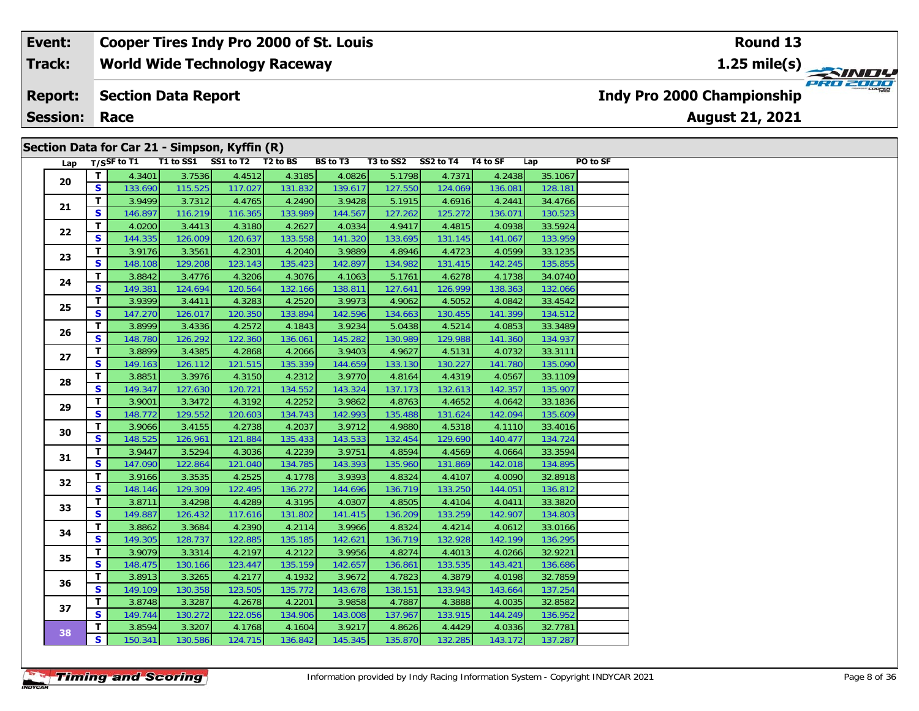| Event: | Cooper Tires Indy Pro 2000 of St. Louis | Round 13 |
|---|---|---|
| Track: | World Wide Technology Raceway | 1.25 mile(s) |
| Report: | Section Data Report | Indy Pro 2000 Championship |
| Session: | Race | August 21, 2021 |

## Section Data for Car 21 - Simpson, Kyffin (R)

| Lap | T/S | SF to T1 | T1 to SS1 | SS1 to T2 | T2 to BS | BS to T3 | T3 to SS2 | SS2 to T4 | T4 to SF | Lap | PO to SF |
|---|---|---|---|---|---|---|---|---|---|---|---|
| 20 | T | 4.3401 | 3.7536 | 4.4512 | 4.3185 | 4.0826 | 5.1798 | 4.7371 | 4.2438 | 35.1067 | |
| | S | 133.690 | 115.525 | 117.027 | 131.832 | 139.617 | 127.550 | 124.069 | 136.081 | 128.181 | |
| 21 | T | 3.9499 | 3.7312 | 4.4765 | 4.2490 | 3.9428 | 5.1915 | 4.6916 | 4.2441 | 34.4766 | |
| | S | 146.897 | 116.219 | 116.365 | 133.989 | 144.567 | 127.262 | 125.272 | 136.071 | 130.523 | |
| 22 | T | 4.0200 | 3.4413 | 4.3180 | 4.2627 | 4.0334 | 4.9417 | 4.4815 | 4.0938 | 33.5924 | |
| | S | 144.335 | 126.009 | 120.637 | 133.558 | 141.320 | 133.695 | 131.145 | 141.067 | 133.959 | |
| 23 | T | 3.9176 | 3.3561 | 4.2301 | 4.2040 | 3.9889 | 4.8946 | 4.4723 | 4.0599 | 33.1235 | |
| | S | 148.108 | 129.208 | 123.143 | 135.423 | 142.897 | 134.982 | 131.415 | 142.245 | 135.855 | |
| 24 | T | 3.8842 | 3.4776 | 4.3206 | 4.3076 | 4.1063 | 5.1761 | 4.6278 | 4.1738 | 34.0740 | |
| | S | 149.381 | 124.694 | 120.564 | 132.166 | 138.811 | 127.641 | 126.999 | 138.363 | 132.066 | |
| 25 | T | 3.9399 | 3.4411 | 4.3283 | 4.2520 | 3.9973 | 4.9062 | 4.5052 | 4.0842 | 33.4542 | |
| | S | 147.270 | 126.017 | 120.350 | 133.894 | 142.596 | 134.663 | 130.455 | 141.399 | 134.512 | |
| 26 | T | 3.8999 | 3.4336 | 4.2572 | 4.1843 | 3.9234 | 5.0438 | 4.5214 | 4.0853 | 33.3489 | |
| | S | 148.780 | 126.292 | 122.360 | 136.061 | 145.282 | 130.989 | 129.988 | 141.360 | 134.937 | |
| 27 | T | 3.8899 | 3.4385 | 4.2868 | 4.2066 | 3.9403 | 4.9627 | 4.5131 | 4.0732 | 33.3111 | |
| | S | 149.163 | 126.112 | 121.515 | 135.339 | 144.659 | 133.130 | 130.227 | 141.780 | 135.090 | |
| 28 | T | 3.8851 | 3.3976 | 4.3150 | 4.2312 | 3.9770 | 4.8164 | 4.4319 | 4.0567 | 33.1109 | |
| | S | 149.347 | 127.630 | 120.721 | 134.552 | 143.324 | 137.173 | 132.613 | 142.357 | 135.907 | |
| 29 | T | 3.9001 | 3.3472 | 4.3192 | 4.2252 | 3.9862 | 4.8763 | 4.4652 | 4.0642 | 33.1836 | |
| | S | 148.772 | 129.552 | 120.603 | 134.743 | 142.993 | 135.488 | 131.624 | 142.094 | 135.609 | |
| 30 | T | 3.9066 | 3.4155 | 4.2738 | 4.2037 | 3.9712 | 4.9880 | 4.5318 | 4.1110 | 33.4016 | |
| | S | 148.525 | 126.961 | 121.884 | 135.433 | 143.533 | 132.454 | 129.690 | 140.477 | 134.724 | |
| 31 | T | 3.9447 | 3.5294 | 4.3036 | 4.2239 | 3.9751 | 4.8594 | 4.4569 | 4.0664 | 33.3594 | |
| | S | 147.090 | 122.864 | 121.040 | 134.785 | 143.393 | 135.960 | 131.869 | 142.018 | 134.895 | |
| 32 | T | 3.9166 | 3.3535 | 4.2525 | 4.1778 | 3.9393 | 4.8324 | 4.4107 | 4.0090 | 32.8918 | |
| | S | 148.146 | 129.309 | 122.495 | 136.272 | 144.696 | 136.719 | 133.250 | 144.051 | 136.812 | |
| 33 | T | 3.8711 | 3.4298 | 4.4289 | 4.3195 | 4.0307 | 4.8505 | 4.4104 | 4.0411 | 33.3820 | |
| | S | 149.887 | 126.432 | 117.616 | 131.802 | 141.415 | 136.209 | 133.259 | 142.907 | 134.803 | |
| 34 | T | 3.8862 | 3.3684 | 4.2390 | 4.2114 | 3.9966 | 4.8324 | 4.4214 | 4.0612 | 33.0166 | |
| | S | 149.305 | 128.737 | 122.885 | 135.185 | 142.621 | 136.719 | 132.928 | 142.199 | 136.295 | |
| 35 | T | 3.9079 | 3.3314 | 4.2197 | 4.2122 | 3.9956 | 4.8274 | 4.4013 | 4.0266 | 32.9221 | |
| | S | 148.475 | 130.166 | 123.447 | 135.159 | 142.657 | 136.861 | 133.535 | 143.421 | 136.686 | |
| 36 | T | 3.8913 | 3.3265 | 4.2177 | 4.1932 | 3.9672 | 4.7823 | 4.3879 | 4.0198 | 32.7859 | |
| | S | 149.109 | 130.358 | 123.505 | 135.772 | 143.678 | 138.151 | 133.943 | 143.664 | 137.254 | |
| 37 | T | 3.8748 | 3.3287 | 4.2678 | 4.2201 | 3.9858 | 4.7887 | 4.3888 | 4.0035 | 32.8582 | |
| | S | 149.744 | 130.272 | 122.056 | 134.906 | 143.008 | 137.967 | 133.915 | 144.249 | 136.952 | |
| 38 | T | 3.8594 | 3.3207 | 4.1768 | 4.1604 | 3.9217 | 4.8626 | 4.4429 | 4.0336 | 32.7781 | |
| | S | 150.341 | 130.586 | 124.715 | 136.842 | 145.345 | 135.870 | 132.285 | 143.172 | 137.287 | |

Information provided by Indy Racing Information System - Copyright INDYCAR 2021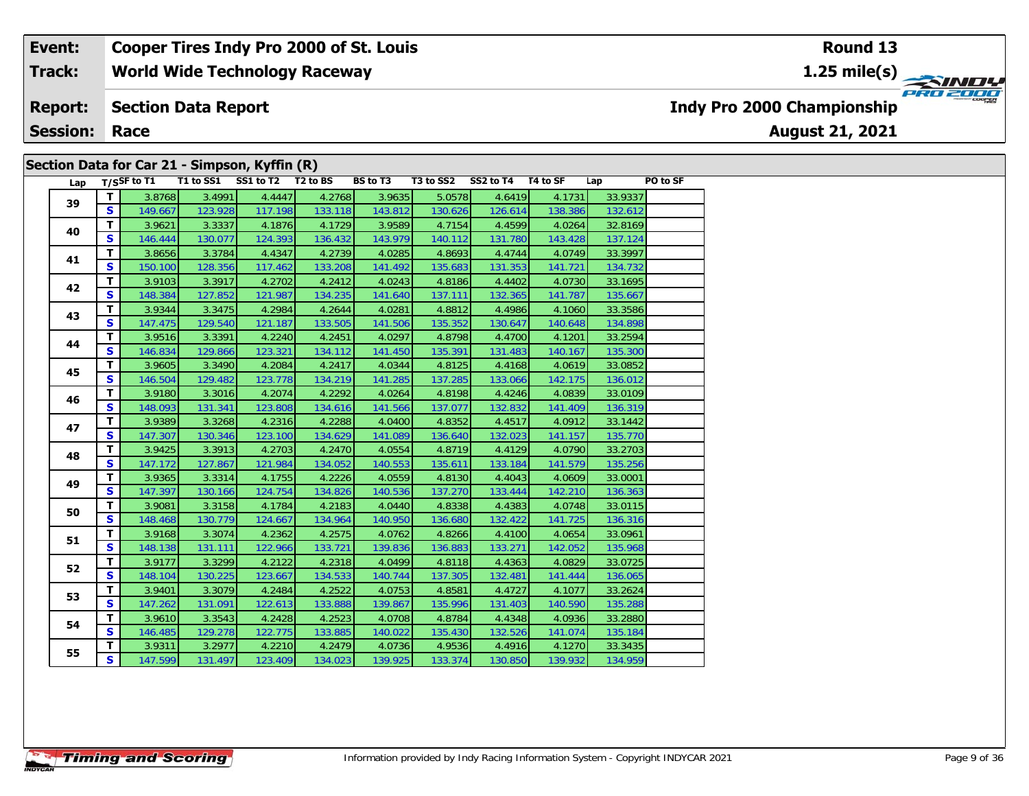| Event: | Cooper Tires Indy Pro 2000 of St. Louis | Round 13 |
|---|---|---|
| Track: | World Wide Technology Raceway | 1.25 mile(s) |
| Report: | Section Data Report | Indy Pro 2000 Championship |
| Session: | Race | August 21, 2021 |

## Section Data for Car 21 - Simpson, Kyffin (R)

| Lap | T/S | SF to T1 | T1 to SS1 | SS1 to T2 | T2 to BS | BS to T3 | T3 to SS2 | SS2 to T4 | T4 to SF | Lap | PO to SF |
|---|---|---|---|---|---|---|---|---|---|---|---|
| 39 | T | 3.8768 | 3.4991 | 4.4447 | 4.2768 | 3.9635 | 5.0578 | 4.6419 | 4.1731 | 33.9337 | |
| | S | 149.667 | 123.928 | 117.198 | 133.118 | 143.812 | 130.626 | 126.614 | 138.386 | 132.612 | |
| 40 | T | 3.9621 | 3.3337 | 4.1876 | 4.1729 | 3.9589 | 4.7154 | 4.4599 | 4.0264 | 32.8169 | |
| | S | 146.444 | 130.077 | 124.393 | 136.432 | 143.979 | 140.112 | 131.780 | 143.428 | 137.124 | |
| 41 | T | 3.8656 | 3.3784 | 4.4347 | 4.2739 | 4.0285 | 4.8693 | 4.4744 | 4.0749 | 33.3997 | |
| | S | 150.100 | 128.356 | 117.462 | 133.208 | 141.492 | 135.683 | 131.353 | 141.721 | 134.732 | |
| 42 | T | 3.9103 | 3.3917 | 4.2702 | 4.2412 | 4.0243 | 4.8186 | 4.4402 | 4.0730 | 33.1695 | |
| | S | 148.384 | 127.852 | 121.987 | 134.235 | 141.640 | 137.111 | 132.365 | 141.787 | 135.667 | |
| 43 | T | 3.9344 | 3.3475 | 4.2984 | 4.2644 | 4.0281 | 4.8812 | 4.4986 | 4.1060 | 33.3586 | |
| | S | 147.475 | 129.540 | 121.187 | 133.505 | 141.506 | 135.352 | 130.647 | 140.648 | 134.898 | |
| 44 | T | 3.9516 | 3.3391 | 4.2240 | 4.2451 | 4.0297 | 4.8798 | 4.4700 | 4.1201 | 33.2594 | |
| | S | 146.834 | 129.866 | 123.321 | 134.112 | 141.450 | 135.391 | 131.483 | 140.167 | 135.300 | |
| 45 | T | 3.9605 | 3.3490 | 4.2084 | 4.2417 | 4.0344 | 4.8125 | 4.4168 | 4.0619 | 33.0852 | |
| | S | 146.504 | 129.482 | 123.778 | 134.219 | 141.285 | 137.285 | 133.066 | 142.175 | 136.012 | |
| 46 | T | 3.9180 | 3.3016 | 4.2074 | 4.2292 | 4.0264 | 4.8198 | 4.4246 | 4.0839 | 33.0109 | |
| | S | 148.093 | 131.341 | 123.808 | 134.616 | 141.566 | 137.077 | 132.832 | 141.409 | 136.319 | |
| 47 | T | 3.9389 | 3.3268 | 4.2316 | 4.2288 | 4.0400 | 4.8352 | 4.4517 | 4.0912 | 33.1442 | |
| | S | 147.307 | 130.346 | 123.100 | 134.629 | 141.089 | 136.640 | 132.023 | 141.157 | 135.770 | |
| 48 | T | 3.9425 | 3.3913 | 4.2703 | 4.2470 | 4.0554 | 4.8719 | 4.4129 | 4.0790 | 33.2703 | |
| | S | 147.172 | 127.867 | 121.984 | 134.052 | 140.553 | 135.611 | 133.184 | 141.579 | 135.256 | |
| 49 | T | 3.9365 | 3.3314 | 4.1755 | 4.2226 | 4.0559 | 4.8130 | 4.4043 | 4.0609 | 33.0001 | |
| | S | 147.397 | 130.166 | 124.754 | 134.826 | 140.536 | 137.270 | 133.444 | 142.210 | 136.363 | |
| 50 | T | 3.9081 | 3.3158 | 4.1784 | 4.2183 | 4.0440 | 4.8338 | 4.4383 | 4.0748 | 33.0115 | |
| | S | 148.468 | 130.779 | 124.667 | 134.964 | 140.950 | 136.680 | 132.422 | 141.725 | 136.316 | |
| 51 | T | 3.9168 | 3.3074 | 4.2362 | 4.2575 | 4.0762 | 4.8266 | 4.4100 | 4.0654 | 33.0961 | |
| | S | 148.138 | 131.111 | 122.966 | 133.721 | 139.836 | 136.883 | 133.271 | 142.052 | 135.968 | |
| 52 | T | 3.9177 | 3.3299 | 4.2122 | 4.2318 | 4.0499 | 4.8118 | 4.4363 | 4.0829 | 33.0725 | |
| | S | 148.104 | 130.225 | 123.667 | 134.533 | 140.744 | 137.305 | 132.481 | 141.444 | 136.065 | |
| 53 | T | 3.9401 | 3.3079 | 4.2484 | 4.2522 | 4.0753 | 4.8581 | 4.4727 | 4.1077 | 33.2624 | |
| | S | 147.262 | 131.091 | 122.613 | 133.888 | 139.867 | 135.996 | 131.403 | 140.590 | 135.288 | |
| 54 | T | 3.9610 | 3.3543 | 4.2428 | 4.2523 | 4.0708 | 4.8784 | 4.4348 | 4.0936 | 33.2880 | |
| | S | 146.485 | 129.278 | 122.775 | 133.885 | 140.022 | 135.430 | 132.526 | 141.074 | 135.184 | |
| 55 | T | 3.9311 | 3.2977 | 4.2210 | 4.2479 | 4.0736 | 4.9536 | 4.4916 | 4.1270 | 33.3435 | |
| | S | 147.599 | 131.497 | 123.409 | 134.023 | 139.925 | 133.374 | 130.850 | 139.932 | 134.959 | |

Information provided by Indy Racing Information System - Copyright INDYCAR 2021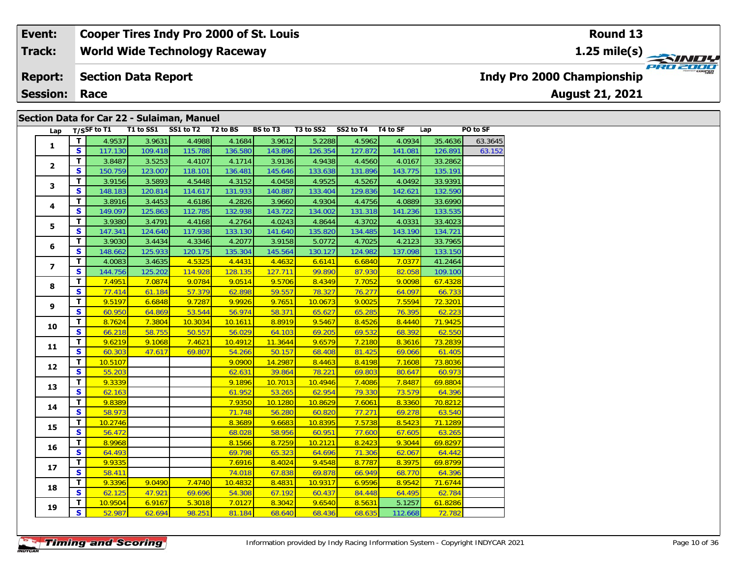| Event: | Cooper Tires Indy Pro 2000 of St. Louis | Round 13 |
|---|---|---|
| Track: | World Wide Technology Raceway | 1.25 mile(s) |
| Report: | Section Data Report | Indy Pro 2000 Championship |
| Session: | Race | August 21, 2021 |

## Section Data for Car 22 - Sulaiman, Manuel

| Lap | T/S | SF to T1 | T1 to SS1 | SS1 to T2 | T2 to BS | BS to T3 | T3 to SS2 | SS2 to T4 | T4 to SF | Lap | PO to SF |
|---|---|---|---|---|---|---|---|---|---|---|---|
| 1 | T | 4.9537 | 3.9631 | 4.4988 | 4.1684 | 3.9612 | 5.2288 | 4.5962 | 4.0934 | 35.4636 | 63.3645 |
| | S | 117.130 | 109.418 | 115.788 | 136.580 | 143.896 | 126.354 | 127.872 | 141.081 | 126.891 | 63.152 |
| 2 | T | 3.8487 | 3.5253 | 4.4107 | 4.1714 | 3.9136 | 4.9438 | 4.4560 | 4.0167 | 33.2862 | |
| | S | 150.759 | 123.007 | 118.101 | 136.481 | 145.646 | 133.638 | 131.896 | 143.775 | 135.191 | |
| 3 | T | 3.9156 | 3.5893 | 4.5448 | 4.3152 | 4.0458 | 4.9525 | 4.5267 | 4.0492 | 33.9391 | |
| | S | 148.183 | 120.814 | 114.617 | 131.933 | 140.887 | 133.404 | 129.836 | 142.621 | 132.590 | |
| 4 | T | 3.8916 | 3.4453 | 4.6186 | 4.2826 | 3.9660 | 4.9304 | 4.4756 | 4.0889 | 33.6990 | |
| | S | 149.097 | 125.863 | 112.785 | 132.938 | 143.722 | 134.002 | 131.318 | 141.236 | 133.535 | |
| 5 | T | 3.9380 | 3.4791 | 4.4168 | 4.2764 | 4.0243 | 4.8644 | 4.3702 | 4.0331 | 33.4023 | |
| | S | 147.341 | 124.640 | 117.938 | 133.130 | 141.640 | 135.820 | 134.485 | 143.190 | 134.721 | |
| 6 | T | 3.9030 | 3.4434 | 4.3346 | 4.2077 | 3.9158 | 5.0772 | 4.7025 | 4.2123 | 33.7965 | |
| | S | 148.662 | 125.933 | 120.175 | 135.304 | 145.564 | 130.127 | 124.982 | 137.098 | 133.150 | |
| 7 | T | 4.0083 | 3.4635 | 4.5325 | 4.4431 | 4.4632 | 6.6141 | 6.6840 | 7.0377 | 41.2464 | |
| | S | 144.756 | 125.202 | 114.928 | 128.135 | 127.711 | 99.890 | 87.930 | 82.058 | 109.100 | |
| 8 | T | 7.4951 | 7.0874 | 9.0784 | 9.0514 | 9.5706 | 8.4349 | 7.7052 | 9.0098 | 67.4328 | |
| | S | 77.414 | 61.184 | 57.379 | 62.898 | 59.557 | 78.327 | 76.277 | 64.097 | 66.733 | |
| 9 | T | 9.5197 | 6.6848 | 9.7287 | 9.9926 | 9.7651 | 10.0673 | 9.0025 | 7.5594 | 72.3201 | |
| | S | 60.950 | 64.869 | 53.544 | 56.974 | 58.371 | 65.627 | 65.285 | 76.395 | 62.223 | |
| 10 | T | 8.7624 | 7.3804 | 10.3034 | 10.1611 | 8.8919 | 9.5467 | 8.4526 | 8.4440 | 71.9425 | |
| | S | 66.218 | 58.755 | 50.557 | 56.029 | 64.103 | 69.205 | 69.532 | 68.392 | 62.550 | |
| 11 | T | 9.6219 | 9.1068 | 7.4621 | 10.4912 | 11.3644 | 9.6579 | 7.2180 | 8.3616 | 73.2839 | |
| | S | 60.303 | 47.617 | 69.807 | 54.266 | 50.157 | 68.408 | 81.425 | 69.066 | 61.405 | |
| 12 | T | 10.5107 | | | 9.0900 | 14.2987 | 8.4463 | 8.4198 | 7.1608 | 73.8036 | |
| | S | 55.203 | | | 62.631 | 39.864 | 78.221 | 69.803 | 80.647 | 60.973 | |
| 13 | T | 9.3339 | | | 9.1896 | 10.7013 | 10.4946 | 7.4086 | 7.8487 | 69.8804 | |
| | S | 62.163 | | | 61.952 | 53.265 | 62.954 | 79.330 | 73.579 | 64.396 | |
| 14 | T | 9.8389 | | | 7.9350 | 10.1280 | 10.8629 | 7.6061 | 8.3360 | 70.8212 | |
| | S | 58.973 | | | 71.748 | 56.280 | 60.820 | 77.271 | 69.278 | 63.540 | |
| 15 | T | 10.2746 | | | 8.3689 | 9.6683 | 10.8395 | 7.5738 | 8.5423 | 71.1289 | |
| | S | 56.472 | | | 68.028 | 58.956 | 60.951 | 77.600 | 67.605 | 63.265 | |
| 16 | T | 8.9968 | | | 8.1566 | 8.7259 | 10.2121 | 8.2423 | 9.3044 | 69.8297 | |
| | S | 64.493 | | | 69.798 | 65.323 | 64.696 | 71.306 | 62.067 | 64.442 | |
| 17 | T | 9.9335 | | | 7.6916 | 8.4024 | 9.4548 | 8.7787 | 8.3975 | 69.8799 | |
| | S | 58.411 | | | 74.018 | 67.838 | 69.878 | 66.949 | 68.770 | 64.396 | |
| 18 | T | 9.3396 | 9.0490 | 7.4740 | 10.4832 | 8.4831 | 10.9317 | 6.9596 | 8.9542 | 71.6744 | |
| | S | 62.125 | 47.921 | 69.696 | 54.308 | 67.192 | 60.437 | 84.448 | 64.495 | 62.784 | |
| 19 | T | 10.9504 | 6.9167 | 5.3018 | 7.0127 | 8.3042 | 9.6540 | 8.5631 | 5.1257 | 61.8286 | |
| | S | 52.987 | 62.694 | 98.251 | 81.184 | 68.640 | 68.436 | 68.635 | 112.668 | 72.782 | |

Information provided by Indy Racing Information System - Copyright INDYCAR 2021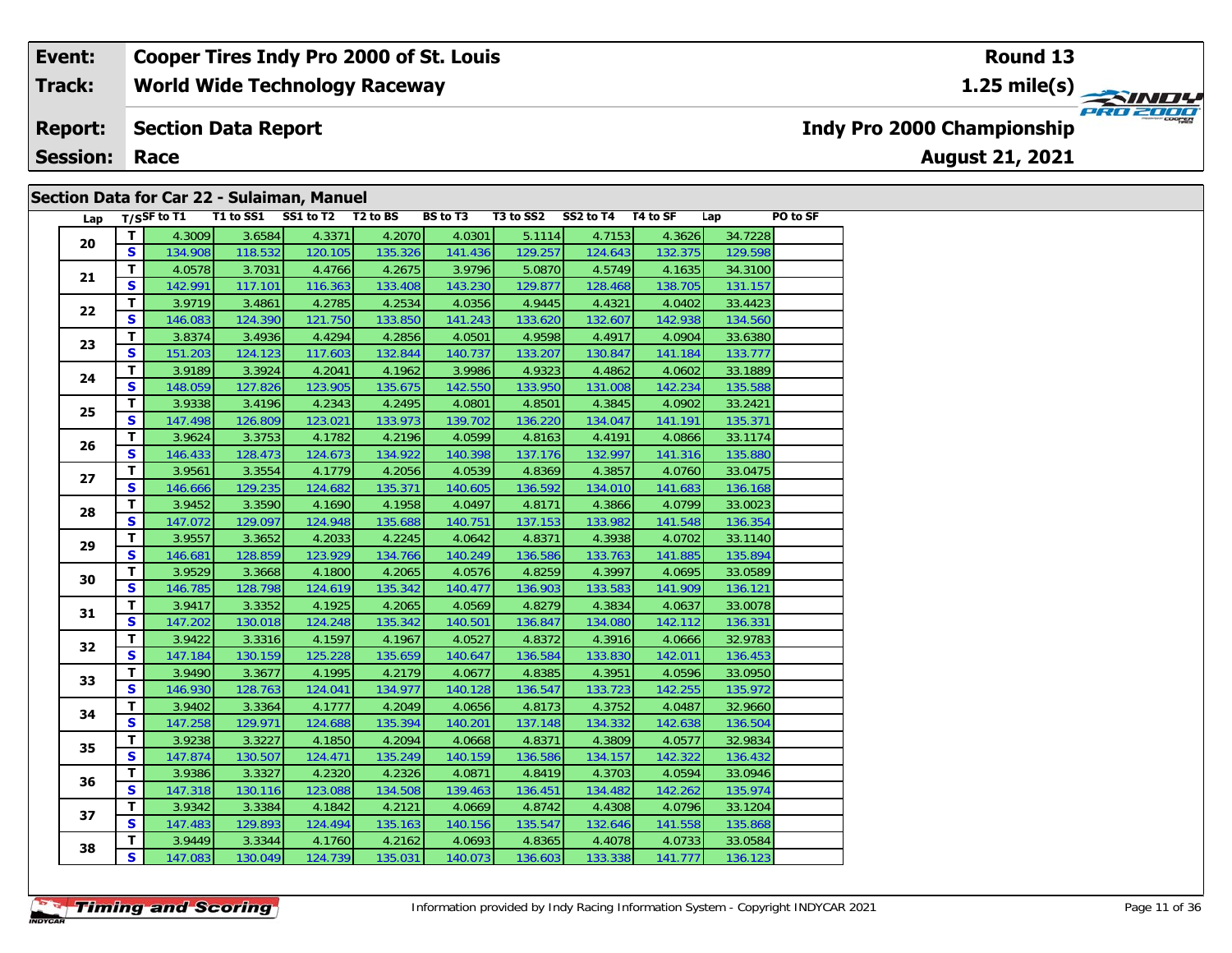| Event: | Cooper Tires Indy Pro 2000 of St. Louis | Round 13 |
|---|---|---|
| Track: | World Wide Technology Raceway | 1.25 mile(s) |
| Report: | Section Data Report | Indy Pro 2000 Championship |
| Session: | Race | August 21, 2021 |

## Section Data for Car 22 - Sulaiman, Manuel

| Lap | T/S | SF to T1 | T1 to SS1 | SS1 to T2 | T2 to BS | BS to T3 | T3 to SS2 | SS2 to T4 | T4 to SF | Lap | PO to SF |
|---|---|---|---|---|---|---|---|---|---|---|---|
| 20 | T | 4.3009 | 3.6584 | 4.3371 | 4.2070 | 4.0301 | 5.1114 | 4.7153 | 4.3626 | 34.7228 | |
| | S | 134.908 | 118.532 | 120.105 | 135.326 | 141.436 | 129.257 | 124.643 | 132.375 | 129.598 | |
| 21 | T | 4.0578 | 3.7031 | 4.4766 | 4.2675 | 3.9796 | 5.0870 | 4.5749 | 4.1635 | 34.3100 | |
| | S | 142.991 | 117.101 | 116.363 | 133.408 | 143.230 | 129.877 | 128.468 | 138.705 | 131.157 | |
| 22 | T | 3.9719 | 3.4861 | 4.2785 | 4.2534 | 4.0356 | 4.9445 | 4.4321 | 4.0402 | 33.4423 | |
| | S | 146.083 | 124.390 | 121.750 | 133.850 | 141.243 | 133.620 | 132.607 | 142.938 | 134.560 | |
| 23 | T | 3.8374 | 3.4936 | 4.4294 | 4.2856 | 4.0501 | 4.9598 | 4.4917 | 4.0904 | 33.6380 | |
| | S | 151.203 | 124.123 | 117.603 | 132.844 | 140.737 | 133.207 | 130.847 | 141.184 | 133.777 | |
| 24 | T | 3.9189 | 3.3924 | 4.2041 | 4.1962 | 3.9986 | 4.9323 | 4.4862 | 4.0602 | 33.1889 | |
| | S | 148.059 | 127.826 | 123.905 | 135.675 | 142.550 | 133.950 | 131.008 | 142.234 | 135.588 | |
| 25 | T | 3.9338 | 3.4196 | 4.2343 | 4.2495 | 4.0801 | 4.8501 | 4.3845 | 4.0902 | 33.2421 | |
| | S | 147.498 | 126.809 | 123.021 | 133.973 | 139.702 | 136.220 | 134.047 | 141.191 | 135.371 | |
| 26 | T | 3.9624 | 3.3753 | 4.1782 | 4.2196 | 4.0599 | 4.8163 | 4.4191 | 4.0866 | 33.1174 | |
| | S | 146.433 | 128.473 | 124.673 | 134.922 | 140.398 | 137.176 | 132.997 | 141.316 | 135.880 | |
| 27 | T | 3.9561 | 3.3554 | 4.1779 | 4.2056 | 4.0539 | 4.8369 | 4.3857 | 4.0760 | 33.0475 | |
| | S | 146.666 | 129.235 | 124.682 | 135.371 | 140.605 | 136.592 | 134.010 | 141.683 | 136.168 | |
| 28 | T | 3.9452 | 3.3590 | 4.1690 | 4.1958 | 4.0497 | 4.8171 | 4.3866 | 4.0799 | 33.0023 | |
| | S | 147.072 | 129.097 | 124.948 | 135.688 | 140.751 | 137.153 | 133.982 | 141.548 | 136.354 | |
| 29 | T | 3.9557 | 3.3652 | 4.2033 | 4.2245 | 4.0642 | 4.8371 | 4.3938 | 4.0702 | 33.1140 | |
| | S | 146.681 | 128.859 | 123.929 | 134.766 | 140.249 | 136.586 | 133.763 | 141.885 | 135.894 | |
| 30 | T | 3.9529 | 3.3668 | 4.1800 | 4.2065 | 4.0576 | 4.8259 | 4.3997 | 4.0695 | 33.0589 | |
| | S | 146.785 | 128.798 | 124.619 | 135.342 | 140.477 | 136.903 | 133.583 | 141.909 | 136.121 | |
| 31 | T | 3.9417 | 3.3352 | 4.1925 | 4.2065 | 4.0569 | 4.8279 | 4.3834 | 4.0637 | 33.0078 | |
| | S | 147.202 | 130.018 | 124.248 | 135.342 | 140.501 | 136.847 | 134.080 | 142.112 | 136.331 | |
| 32 | T | 3.9422 | 3.3316 | 4.1597 | 4.1967 | 4.0527 | 4.8372 | 4.3916 | 4.0666 | 32.9783 | |
| | S | 147.184 | 130.159 | 125.228 | 135.659 | 140.647 | 136.584 | 133.830 | 142.011 | 136.453 | |
| 33 | T | 3.9490 | 3.3677 | 4.1995 | 4.2179 | 4.0677 | 4.8385 | 4.3951 | 4.0596 | 33.0950 | |
| | S | 146.930 | 128.763 | 124.041 | 134.977 | 140.128 | 136.547 | 133.723 | 142.255 | 135.972 | |
| 34 | T | 3.9402 | 3.3364 | 4.1777 | 4.2049 | 4.0656 | 4.8173 | 4.3752 | 4.0487 | 32.9660 | |
| | S | 147.258 | 129.971 | 124.688 | 135.394 | 140.201 | 137.148 | 134.332 | 142.638 | 136.504 | |
| 35 | T | 3.9238 | 3.3227 | 4.1850 | 4.2094 | 4.0668 | 4.8371 | 4.3809 | 4.0577 | 32.9834 | |
| | S | 147.874 | 130.507 | 124.471 | 135.249 | 140.159 | 136.586 | 134.157 | 142.322 | 136.432 | |
| 36 | T | 3.9386 | 3.3327 | 4.2320 | 4.2326 | 4.0871 | 4.8419 | 4.3703 | 4.0594 | 33.0946 | |
| | S | 147.318 | 130.116 | 123.088 | 134.508 | 139.463 | 136.451 | 134.482 | 142.262 | 135.974 | |
| 37 | T | 3.9342 | 3.3384 | 4.1842 | 4.2121 | 4.0669 | 4.8742 | 4.4308 | 4.0796 | 33.1204 | |
| | S | 147.483 | 129.893 | 124.494 | 135.163 | 140.156 | 135.547 | 132.646 | 141.558 | 135.868 | |
| 38 | T | 3.9449 | 3.3344 | 4.1760 | 4.2162 | 4.0693 | 4.8365 | 4.4078 | 4.0733 | 33.0584 | |
| | S | 147.083 | 130.049 | 124.739 | 135.031 | 140.073 | 136.603 | 133.338 | 141.777 | 136.123 | |

Information provided by Indy Racing Information System - Copyright INDYCAR 2021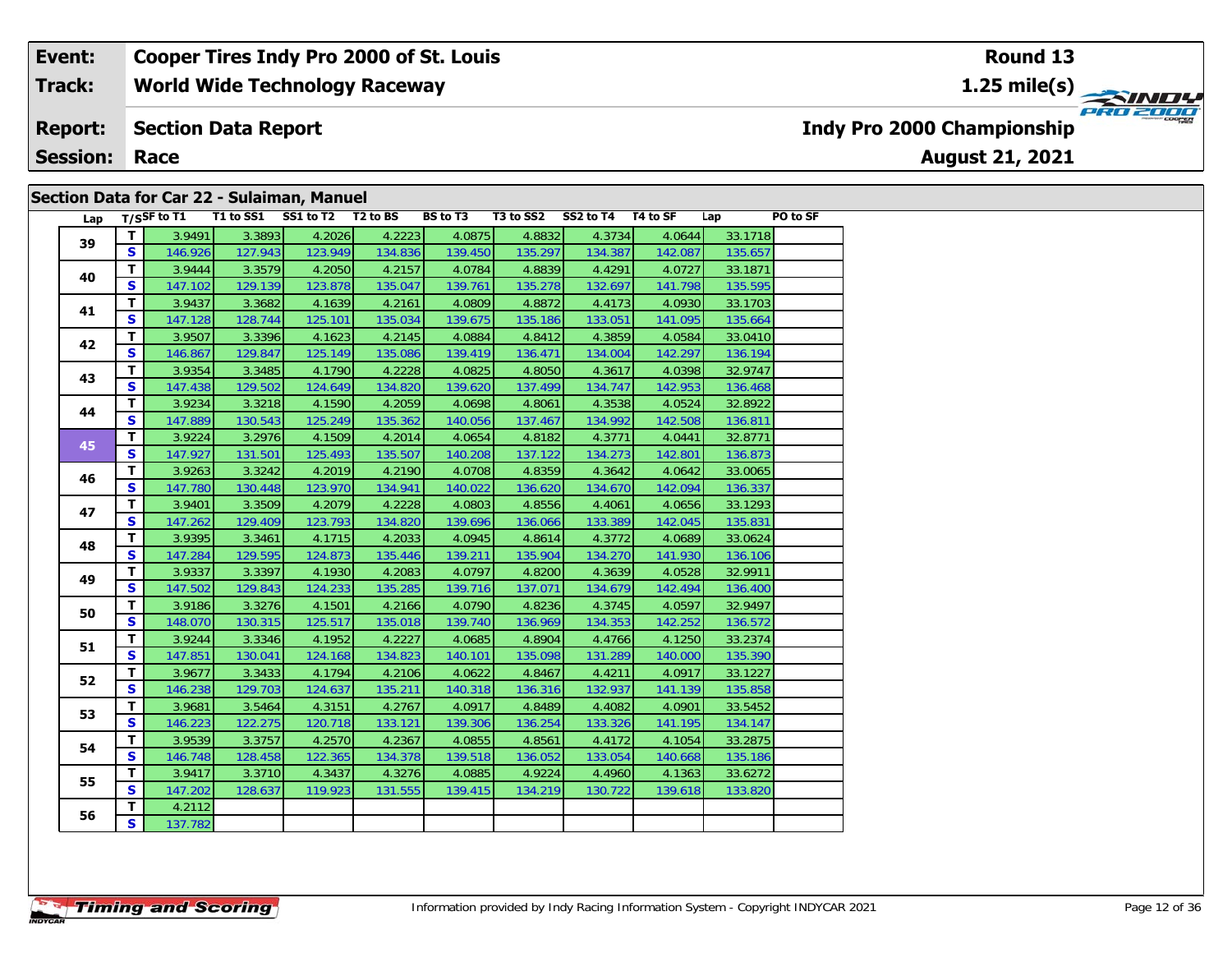| Event: | Cooper Tires Indy Pro 2000 of St. Louis | Round 13 |
|---|---|---|
| Track: | World Wide Technology Raceway | 1.25 mile(s) |
| Report: | Section Data Report | Indy Pro 2000 Championship |
| Session: | Race | August 21, 2021 |

## Section Data for Car 22 - Sulaiman, Manuel

| Lap | T/S | SF to T1 | T1 to SS1 | SS1 to T2 | T2 to BS | BS to T3 | T3 to SS2 | SS2 to T4 | T4 to SF | Lap | PO to SF |
|---|---|---|---|---|---|---|---|---|---|---|---|
| 39 | T | 3.9491 | 3.3893 | 4.2026 | 4.2223 | 4.0875 | 4.8832 | 4.3734 | 4.0644 | 33.1718 | |
| | S | 146.926 | 127.943 | 123.949 | 134.836 | 139.450 | 135.297 | 134.387 | 142.087 | 135.657 | |
| 40 | T | 3.9444 | 3.3579 | 4.2050 | 4.2157 | 4.0784 | 4.8839 | 4.4291 | 4.0727 | 33.1871 | |
| | S | 147.102 | 129.139 | 123.878 | 135.047 | 139.761 | 135.278 | 132.697 | 141.798 | 135.595 | |
| 41 | T | 3.9437 | 3.3682 | 4.1639 | 4.2161 | 4.0809 | 4.8872 | 4.4173 | 4.0930 | 33.1703 | |
| | S | 147.128 | 128.744 | 125.101 | 135.034 | 139.675 | 135.186 | 133.051 | 141.095 | 135.664 | |
| 42 | T | 3.9507 | 3.3396 | 4.1623 | 4.2145 | 4.0884 | 4.8412 | 4.3859 | 4.0584 | 33.0410 | |
| | S | 146.867 | 129.847 | 125.149 | 135.086 | 139.419 | 136.471 | 134.004 | 142.297 | 136.194 | |
| 43 | T | 3.9354 | 3.3485 | 4.1790 | 4.2228 | 4.0825 | 4.8050 | 4.3617 | 4.0398 | 32.9747 | |
| | S | 147.438 | 129.502 | 124.649 | 134.820 | 139.620 | 137.499 | 134.747 | 142.953 | 136.468 | |
| 44 | T | 3.9234 | 3.3218 | 4.1590 | 4.2059 | 4.0698 | 4.8061 | 4.3538 | 4.0524 | 32.8922 | |
| | S | 147.889 | 130.543 | 125.249 | 135.362 | 140.056 | 137.467 | 134.992 | 142.508 | 136.811 | |
| 45 | T | 3.9224 | 3.2976 | 4.1509 | 4.2014 | 4.0654 | 4.8182 | 4.3771 | 4.0441 | 32.8771 | |
| | S | 147.927 | 131.501 | 125.493 | 135.507 | 140.208 | 137.122 | 134.273 | 142.801 | 136.873 | |
| 46 | T | 3.9263 | 3.3242 | 4.2019 | 4.2190 | 4.0708 | 4.8359 | 4.3642 | 4.0642 | 33.0065 | |
| | S | 147.780 | 130.448 | 123.970 | 134.941 | 140.022 | 136.620 | 134.670 | 142.094 | 136.337 | |
| 47 | T | 3.9401 | 3.3509 | 4.2079 | 4.2228 | 4.0803 | 4.8556 | 4.4061 | 4.0656 | 33.1293 | |
| | S | 147.262 | 129.409 | 123.793 | 134.820 | 139.696 | 136.066 | 133.389 | 142.045 | 135.831 | |
| 48 | T | 3.9395 | 3.3461 | 4.1715 | 4.2033 | 4.0945 | 4.8614 | 4.3772 | 4.0689 | 33.0624 | |
| | S | 147.284 | 129.595 | 124.873 | 135.446 | 139.211 | 135.904 | 134.270 | 141.930 | 136.106 | |
| 49 | T | 3.9337 | 3.3397 | 4.1930 | 4.2083 | 4.0797 | 4.8200 | 4.3639 | 4.0528 | 32.9911 | |
| | S | 147.502 | 129.843 | 124.233 | 135.285 | 139.716 | 137.071 | 134.679 | 142.494 | 136.400 | |
| 50 | T | 3.9186 | 3.3276 | 4.1501 | 4.2166 | 4.0790 | 4.8236 | 4.3745 | 4.0597 | 32.9497 | |
| | S | 148.070 | 130.315 | 125.517 | 135.018 | 139.740 | 136.969 | 134.353 | 142.252 | 136.572 | |
| 51 | T | 3.9244 | 3.3346 | 4.1952 | 4.2227 | 4.0685 | 4.8904 | 4.4766 | 4.1250 | 33.2374 | |
| | S | 147.851 | 130.041 | 124.168 | 134.823 | 140.101 | 135.098 | 131.289 | 140.000 | 135.390 | |
| 52 | T | 3.9677 | 3.3433 | 4.1794 | 4.2106 | 4.0622 | 4.8467 | 4.4211 | 4.0917 | 33.1227 | |
| | S | 146.238 | 129.703 | 124.637 | 135.211 | 140.318 | 136.316 | 132.937 | 141.139 | 135.858 | |
| 53 | T | 3.9681 | 3.5464 | 4.3151 | 4.2767 | 4.0917 | 4.8489 | 4.4082 | 4.0901 | 33.5452 | |
| | S | 146.223 | 122.275 | 120.718 | 133.121 | 139.306 | 136.254 | 133.326 | 141.195 | 134.147 | |
| 54 | T | 3.9539 | 3.3757 | 4.2570 | 4.2367 | 4.0855 | 4.8561 | 4.4172 | 4.1054 | 33.2875 | |
| | S | 146.748 | 128.458 | 122.365 | 134.378 | 139.518 | 136.052 | 133.054 | 140.668 | 135.186 | |
| 55 | T | 3.9417 | 3.3710 | 4.3437 | 4.3276 | 4.0885 | 4.9224 | 4.4960 | 4.1363 | 33.6272 | |
| | S | 147.202 | 128.637 | 119.923 | 131.555 | 139.415 | 134.219 | 130.722 | 139.618 | 133.820 | |
| 56 | T | 4.2112 | | | | | | | | | |
| | S | 137.782 | | | | | | | | | |

Information provided by Indy Racing Information System - Copyright INDYCAR 2021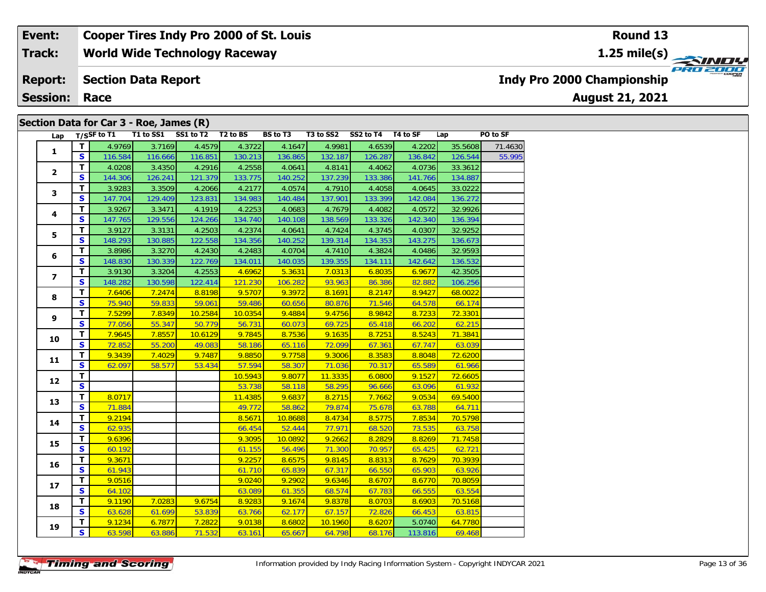| Event: | Cooper Tires Indy Pro 2000 of St. Louis | Round 13 |
|---|---|---|
| Track: | World Wide Technology Raceway | 1.25 mile(s) |
| Report: | Section Data Report | Indy Pro 2000 Championship |
| Session: | Race | August 21, 2021 |

## Section Data for Car 3 - Roe, James (R)

| Lap | T/S | SF to T1 | T1 to SS1 | SS1 to T2 | T2 to BS | BS to T3 | T3 to SS2 | SS2 to T4 | T4 to SF | Lap | PO to SF |
|---|---|---|---|---|---|---|---|---|---|---|---|
| 1 | T | 4.9769 | 3.7169 | 4.4579 | 4.3722 | 4.1647 | 4.9981 | 4.6539 | 4.2202 | 35.5608 | 71.4630 |
| | S | 116.584 | 116.666 | 116.851 | 130.213 | 136.865 | 132.187 | 126.287 | 136.842 | 126.544 | 55.995 |
| 2 | T | 4.0208 | 3.4350 | 4.2916 | 4.2558 | 4.0641 | 4.8141 | 4.4062 | 4.0736 | 33.3612 | |
| | S | 144.306 | 126.241 | 121.379 | 133.775 | 140.252 | 137.239 | 133.386 | 141.766 | 134.887 | |
| 3 | T | 3.9283 | 3.3509 | 4.2066 | 4.2177 | 4.0574 | 4.7910 | 4.4058 | 4.0645 | 33.0222 | |
| | S | 147.704 | 129.409 | 123.831 | 134.983 | 140.484 | 137.901 | 133.399 | 142.084 | 136.272 | |
| 4 | T | 3.9267 | 3.3471 | 4.1919 | 4.2253 | 4.0683 | 4.7679 | 4.4082 | 4.0572 | 32.9926 | |
| | S | 147.765 | 129.556 | 124.266 | 134.740 | 140.108 | 138.569 | 133.326 | 142.340 | 136.394 | |
| 5 | T | 3.9127 | 3.3131 | 4.2503 | 4.2374 | 4.0641 | 4.7424 | 4.3745 | 4.0307 | 32.9252 | |
| | S | 148.293 | 130.885 | 122.558 | 134.356 | 140.252 | 139.314 | 134.353 | 143.275 | 136.673 | |
| 6 | T | 3.8986 | 3.3270 | 4.2430 | 4.2483 | 4.0704 | 4.7410 | 4.3824 | 4.0486 | 32.9593 | |
| | S | 148.830 | 130.339 | 122.769 | 134.011 | 140.035 | 139.355 | 134.111 | 142.642 | 136.532 | |
| 7 | T | 3.9130 | 3.3204 | 4.2553 | 4.6962 | 5.3631 | 7.0313 | 6.8035 | 6.9677 | 42.3505 | |
| | S | 148.282 | 130.598 | 122.414 | 121.230 | 106.282 | 93.963 | 86.386 | 82.882 | 106.256 | |
| 8 | T | 7.6406 | 7.2474 | 8.8198 | 9.5707 | 9.3972 | 8.1691 | 8.2147 | 8.9427 | 68.0022 | |
| | S | 75.940 | 59.833 | 59.061 | 59.486 | 60.656 | 80.876 | 71.546 | 64.578 | 66.174 | |
| 9 | T | 7.5299 | 7.8349 | 10.2584 | 10.0354 | 9.4884 | 9.4756 | 8.9842 | 8.7233 | 72.3301 | |
| | S | 77.056 | 55.347 | 50.779 | 56.731 | 60.073 | 69.725 | 65.418 | 66.202 | 62.215 | |
| 10 | T | 7.9645 | 7.8557 | 10.6129 | 9.7845 | 8.7536 | 9.1635 | 8.7251 | 8.5243 | 71.3841 | |
| | S | 72.852 | 55.200 | 49.083 | 58.186 | 65.116 | 72.099 | 67.361 | 67.747 | 63.039 | |
| 11 | T | 9.3439 | 7.4029 | 9.7487 | 9.8850 | 9.7758 | 9.3006 | 8.3583 | 8.8048 | 72.6200 | |
| | S | 62.097 | 58.577 | 53.434 | 57.594 | 58.307 | 71.036 | 70.317 | 65.589 | 61.966 | |
| 12 | T | | | | 10.5943 | 9.8077 | 11.3335 | 6.0800 | 9.1527 | 72.6605 | |
| | S | | | | 53.738 | 58.118 | 58.295 | 96.666 | 63.096 | 61.932 | |
| 13 | T | 8.0717 | | | 11.4385 | 9.6837 | 8.2715 | 7.7662 | 9.0534 | 69.5400 | |
| | S | 71.884 | | | 49.772 | 58.862 | 79.874 | 75.678 | 63.788 | 64.711 | |
| 14 | T | 9.2194 | | | 8.5671 | 10.8688 | 8.4734 | 8.5775 | 7.8534 | 70.5798 | |
| | S | 62.935 | | | 66.454 | 52.444 | 77.971 | 68.520 | 73.535 | 63.758 | |
| 15 | T | 9.6396 | | | 9.3095 | 10.0892 | 9.2662 | 8.2829 | 8.8269 | 71.7458 | |
| | S | 60.192 | | | 61.155 | 56.496 | 71.300 | 70.957 | 65.425 | 62.721 | |
| 16 | T | 9.3671 | | | 9.2257 | 8.6575 | 9.8145 | 8.8313 | 8.7629 | 70.3939 | |
| | S | 61.943 | | | 61.710 | 65.839 | 67.317 | 66.550 | 65.903 | 63.926 | |
| 17 | T | 9.0516 | | | 9.0240 | 9.2902 | 9.6346 | 8.6707 | 8.6770 | 70.8059 | |
| | S | 64.102 | | | 63.089 | 61.355 | 68.574 | 67.783 | 66.555 | 63.554 | |
| 18 | T | 9.1190 | 7.0283 | 9.6754 | 8.9283 | 9.1674 | 9.8378 | 8.0703 | 8.6903 | 70.5168 | |
| | S | 63.628 | 61.699 | 53.839 | 63.766 | 62.177 | 67.157 | 72.826 | 66.453 | 63.815 | |
| 19 | T | 9.1234 | 6.7877 | 7.2822 | 9.0138 | 8.6802 | 10.1960 | 8.6207 | 5.0740 | 64.7780 | |
| | S | 63.598 | 63.886 | 71.532 | 63.161 | 65.667 | 64.798 | 68.176 | 113.816 | 69.468 | |

Information provided by Indy Racing Information System - Copyright INDYCAR 2021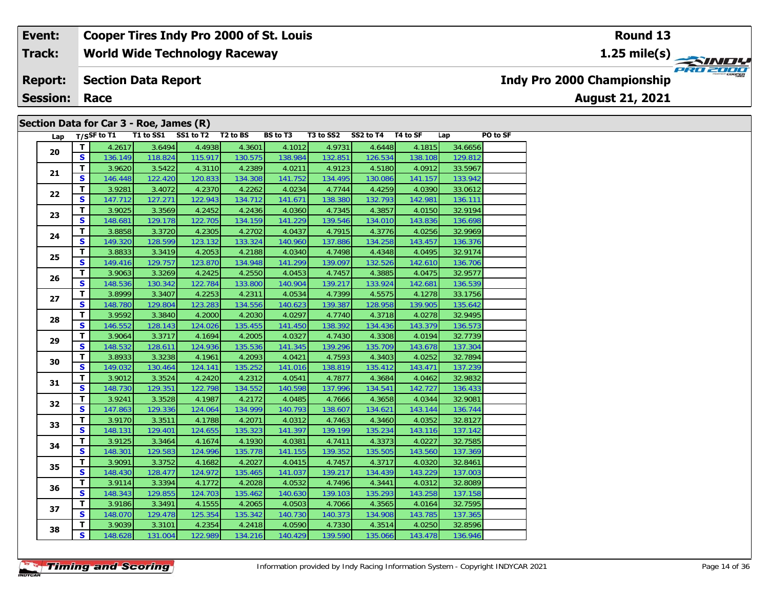| Event: | Cooper Tires Indy Pro 2000 of St. Louis | Round 13 |
|---|---|---|
| Track: | World Wide Technology Raceway | 1.25 mile(s) |
| Report: | Section Data Report | Indy Pro 2000 Championship |
| Session: | Race | August 21, 2021 |

## Section Data for Car 3 - Roe, James (R)

| Lap | T/S | SF to T1 | T1 to SS1 | SS1 to T2 | T2 to BS | BS to T3 | T3 to SS2 | SS2 to T4 | T4 to SF | Lap | PO to SF |
|---|---|---|---|---|---|---|---|---|---|---|---|
| 20 | T | 4.2617 | 3.6494 | 4.4938 | 4.3601 | 4.1012 | 4.9731 | 4.6448 | 4.1815 | 34.6656 | |
| | S | 136.149 | 118.824 | 115.917 | 130.575 | 138.984 | 132.851 | 126.534 | 138.108 | 129.812 | |
| 21 | T | 3.9620 | 3.5422 | 4.3110 | 4.2389 | 4.0211 | 4.9123 | 4.5180 | 4.0912 | 33.5967 | |
| | S | 146.448 | 122.420 | 120.833 | 134.308 | 141.752 | 134.495 | 130.086 | 141.157 | 133.942 | |
| 22 | T | 3.9281 | 3.4072 | 4.2370 | 4.2262 | 4.0234 | 4.7744 | 4.4259 | 4.0390 | 33.0612 | |
| | S | 147.712 | 127.271 | 122.943 | 134.712 | 141.671 | 138.380 | 132.793 | 142.981 | 136.111 | |
| 23 | T | 3.9025 | 3.3569 | 4.2452 | 4.2436 | 4.0360 | 4.7345 | 4.3857 | 4.0150 | 32.9194 | |
| | S | 148.681 | 129.178 | 122.705 | 134.159 | 141.229 | 139.546 | 134.010 | 143.836 | 136.698 | |
| 24 | T | 3.8858 | 3.3720 | 4.2305 | 4.2702 | 4.0437 | 4.7915 | 4.3776 | 4.0256 | 32.9969 | |
| | S | 149.320 | 128.599 | 123.132 | 133.324 | 140.960 | 137.886 | 134.258 | 143.457 | 136.376 | |
| 25 | T | 3.8833 | 3.3419 | 4.2053 | 4.2188 | 4.0340 | 4.7498 | 4.4348 | 4.0495 | 32.9174 | |
| | S | 149.416 | 129.757 | 123.870 | 134.948 | 141.299 | 139.097 | 132.526 | 142.610 | 136.706 | |
| 26 | T | 3.9063 | 3.3269 | 4.2425 | 4.2550 | 4.0453 | 4.7457 | 4.3885 | 4.0475 | 32.9577 | |
| | S | 148.536 | 130.342 | 122.784 | 133.800 | 140.904 | 139.217 | 133.924 | 142.681 | 136.539 | |
| 27 | T | 3.8999 | 3.3407 | 4.2253 | 4.2311 | 4.0534 | 4.7399 | 4.5575 | 4.1278 | 33.1756 | |
| | S | 148.780 | 129.804 | 123.283 | 134.556 | 140.623 | 139.387 | 128.958 | 139.905 | 135.642 | |
| 28 | T | 3.9592 | 3.3840 | 4.2000 | 4.2030 | 4.0297 | 4.7740 | 4.3718 | 4.0278 | 32.9495 | |
| | S | 146.552 | 128.143 | 124.026 | 135.455 | 141.450 | 138.392 | 134.436 | 143.379 | 136.573 | |
| 29 | T | 3.9064 | 3.3717 | 4.1694 | 4.2005 | 4.0327 | 4.7430 | 4.3308 | 4.0194 | 32.7739 | |
| | S | 148.532 | 128.611 | 124.936 | 135.536 | 141.345 | 139.296 | 135.709 | 143.678 | 137.304 | |
| 30 | T | 3.8933 | 3.3238 | 4.1961 | 4.2093 | 4.0421 | 4.7593 | 4.3403 | 4.0252 | 32.7894 | |
| | S | 149.032 | 130.464 | 124.141 | 135.252 | 141.016 | 138.819 | 135.412 | 143.471 | 137.239 | |
| 31 | T | 3.9012 | 3.3524 | 4.2420 | 4.2312 | 4.0541 | 4.7877 | 4.3684 | 4.0462 | 32.9832 | |
| | S | 148.730 | 129.351 | 122.798 | 134.552 | 140.598 | 137.996 | 134.541 | 142.727 | 136.433 | |
| 32 | T | 3.9241 | 3.3528 | 4.1987 | 4.2172 | 4.0485 | 4.7666 | 4.3658 | 4.0344 | 32.9081 | |
| | S | 147.863 | 129.336 | 124.064 | 134.999 | 140.793 | 138.607 | 134.621 | 143.144 | 136.744 | |
| 33 | T | 3.9170 | 3.3511 | 4.1788 | 4.2071 | 4.0312 | 4.7463 | 4.3460 | 4.0352 | 32.8127 | |
| | S | 148.131 | 129.401 | 124.655 | 135.323 | 141.397 | 139.199 | 135.234 | 143.116 | 137.142 | |
| 34 | T | 3.9125 | 3.3464 | 4.1674 | 4.1930 | 4.0381 | 4.7411 | 4.3373 | 4.0227 | 32.7585 | |
| | S | 148.301 | 129.583 | 124.996 | 135.778 | 141.155 | 139.352 | 135.505 | 143.560 | 137.369 | |
| 35 | T | 3.9091 | 3.3752 | 4.1682 | 4.2027 | 4.0415 | 4.7457 | 4.3717 | 4.0320 | 32.8461 | |
| | S | 148.430 | 128.477 | 124.972 | 135.465 | 141.037 | 139.217 | 134.439 | 143.229 | 137.003 | |
| 36 | T | 3.9114 | 3.3394 | 4.1772 | 4.2028 | 4.0532 | 4.7496 | 4.3441 | 4.0312 | 32.8089 | |
| | S | 148.343 | 129.855 | 124.703 | 135.462 | 140.630 | 139.103 | 135.293 | 143.258 | 137.158 | |
| 37 | T | 3.9186 | 3.3491 | 4.1555 | 4.2065 | 4.0503 | 4.7066 | 4.3565 | 4.0164 | 32.7595 | |
| | S | 148.070 | 129.478 | 125.354 | 135.342 | 140.730 | 140.373 | 134.908 | 143.785 | 137.365 | |
| 38 | T | 3.9039 | 3.3101 | 4.2354 | 4.2418 | 4.0590 | 4.7330 | 4.3514 | 4.0250 | 32.8596 | |
| | S | 148.628 | 131.004 | 122.989 | 134.216 | 140.429 | 139.590 | 135.066 | 143.478 | 136.946 | |

Information provided by Indy Racing Information System - Copyright INDYCAR 2021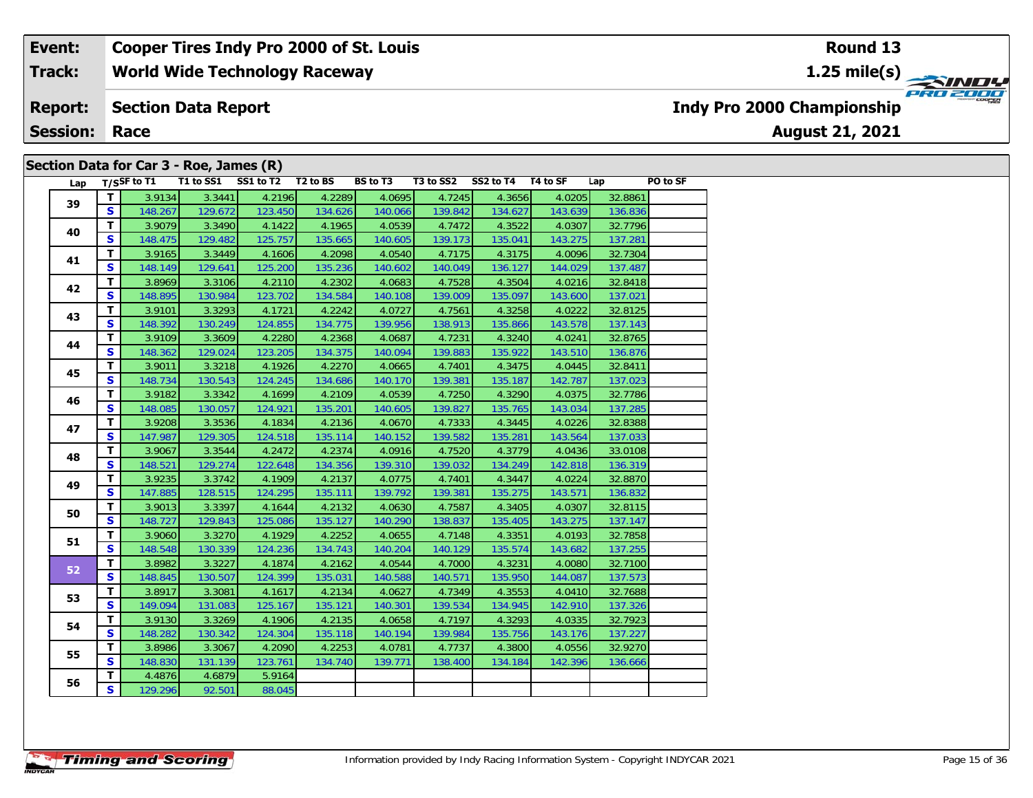| Event: | Cooper Tires Indy Pro 2000 of St. Louis | Round 13 |
|---|---|---|
| Track: | World Wide Technology Raceway | 1.25 mile(s) |
| Report: | Section Data Report | Indy Pro 2000 Championship |
| Session: | Race | August 21, 2021 |

## Section Data for Car 3 - Roe, James (R)

| Lap | T/S | SF to T1 | T1 to SS1 | SS1 to T2 | T2 to BS | BS to T3 | T3 to SS2 | SS2 to T4 | T4 to SF | Lap | PO to SF |
|---|---|---|---|---|---|---|---|---|---|---|---|
| 39 | T | 3.9134 | 3.3441 | 4.2196 | 4.2289 | 4.0695 | 4.7245 | 4.3656 | 4.0205 | 32.8861 | |
| | S | 148.267 | 129.672 | 123.450 | 134.626 | 140.066 | 139.842 | 134.627 | 143.639 | 136.836 | |
| 40 | T | 3.9079 | 3.3490 | 4.1422 | 4.1965 | 4.0539 | 4.7472 | 4.3522 | 4.0307 | 32.7796 | |
| | S | 148.475 | 129.482 | 125.757 | 135.665 | 140.605 | 139.173 | 135.041 | 143.275 | 137.281 | |
| 41 | T | 3.9165 | 3.3449 | 4.1606 | 4.2098 | 4.0540 | 4.7175 | 4.3175 | 4.0096 | 32.7304 | |
| | S | 148.149 | 129.641 | 125.200 | 135.236 | 140.602 | 140.049 | 136.127 | 144.029 | 137.487 | |
| 42 | T | 3.8969 | 3.3106 | 4.2110 | 4.2302 | 4.0683 | 4.7528 | 4.3504 | 4.0216 | 32.8418 | |
| | S | 148.895 | 130.984 | 123.702 | 134.584 | 140.108 | 139.009 | 135.097 | 143.600 | 137.021 | |
| 43 | T | 3.9101 | 3.3293 | 4.1721 | 4.2242 | 4.0727 | 4.7561 | 4.3258 | 4.0222 | 32.8125 | |
| | S | 148.392 | 130.249 | 124.855 | 134.775 | 139.956 | 138.913 | 135.866 | 143.578 | 137.143 | |
| 44 | T | 3.9109 | 3.3609 | 4.2280 | 4.2368 | 4.0687 | 4.7231 | 4.3240 | 4.0241 | 32.8765 | |
| | S | 148.362 | 129.024 | 123.205 | 134.375 | 140.094 | 139.883 | 135.922 | 143.510 | 136.876 | |
| 45 | T | 3.9011 | 3.3218 | 4.1926 | 4.2270 | 4.0665 | 4.7401 | 4.3475 | 4.0445 | 32.8411 | |
| | S | 148.734 | 130.543 | 124.245 | 134.686 | 140.170 | 139.381 | 135.187 | 142.787 | 137.023 | |
| 46 | T | 3.9182 | 3.3342 | 4.1699 | 4.2109 | 4.0539 | 4.7250 | 4.3290 | 4.0375 | 32.7786 | |
| | S | 148.085 | 130.057 | 124.921 | 135.201 | 140.605 | 139.827 | 135.765 | 143.034 | 137.285 | |
| 47 | T | 3.9208 | 3.3536 | 4.1834 | 4.2136 | 4.0670 | 4.7333 | 4.3445 | 4.0226 | 32.8388 | |
| | S | 147.987 | 129.305 | 124.518 | 135.114 | 140.152 | 139.582 | 135.281 | 143.564 | 137.033 | |
| 48 | T | 3.9067 | 3.3544 | 4.2472 | 4.2374 | 4.0916 | 4.7520 | 4.3779 | 4.0436 | 33.0108 | |
| | S | 148.521 | 129.274 | 122.648 | 134.356 | 139.310 | 139.032 | 134.249 | 142.818 | 136.319 | |
| 49 | T | 3.9235 | 3.3742 | 4.1909 | 4.2137 | 4.0775 | 4.7401 | 4.3447 | 4.0224 | 32.8870 | |
| | S | 147.885 | 128.515 | 124.295 | 135.111 | 139.792 | 139.381 | 135.275 | 143.571 | 136.832 | |
| 50 | T | 3.9013 | 3.3397 | 4.1644 | 4.2132 | 4.0630 | 4.7587 | 4.3405 | 4.0307 | 32.8115 | |
| | S | 148.727 | 129.843 | 125.086 | 135.127 | 140.290 | 138.837 | 135.405 | 143.275 | 137.147 | |
| 51 | T | 3.9060 | 3.3270 | 4.1929 | 4.2252 | 4.0655 | 4.7148 | 4.3351 | 4.0193 | 32.7858 | |
| | S | 148.548 | 130.339 | 124.236 | 134.743 | 140.204 | 140.129 | 135.574 | 143.682 | 137.255 | |
| 52 | T | 3.8982 | 3.3227 | 4.1874 | 4.2162 | 4.0544 | 4.7000 | 4.3231 | 4.0080 | 32.7100 | |
| | S | 148.845 | 130.507 | 124.399 | 135.031 | 140.588 | 140.571 | 135.950 | 144.087 | 137.573 | |
| 53 | T | 3.8917 | 3.3081 | 4.1617 | 4.2134 | 4.0627 | 4.7349 | 4.3553 | 4.0410 | 32.7688 | |
| | S | 149.094 | 131.083 | 125.167 | 135.121 | 140.301 | 139.534 | 134.945 | 142.910 | 137.326 | |
| 54 | T | 3.9130 | 3.3269 | 4.1906 | 4.2135 | 4.0658 | 4.7197 | 4.3293 | 4.0335 | 32.7923 | |
| | S | 148.282 | 130.342 | 124.304 | 135.118 | 140.194 | 139.984 | 135.756 | 143.176 | 137.227 | |
| 55 | T | 3.8986 | 3.3067 | 4.2090 | 4.2253 | 4.0781 | 4.7737 | 4.3800 | 4.0556 | 32.9270 | |
| | S | 148.830 | 131.139 | 123.761 | 134.740 | 139.771 | 138.400 | 134.184 | 142.396 | 136.666 | |
| 56 | T | 4.4876 | 4.6879 | 5.9164 | | | | | | | |
| | S | 129.296 | 92.501 | 88.045 | | | | | | | |

Information provided by Indy Racing Information System - Copyright INDYCAR 2021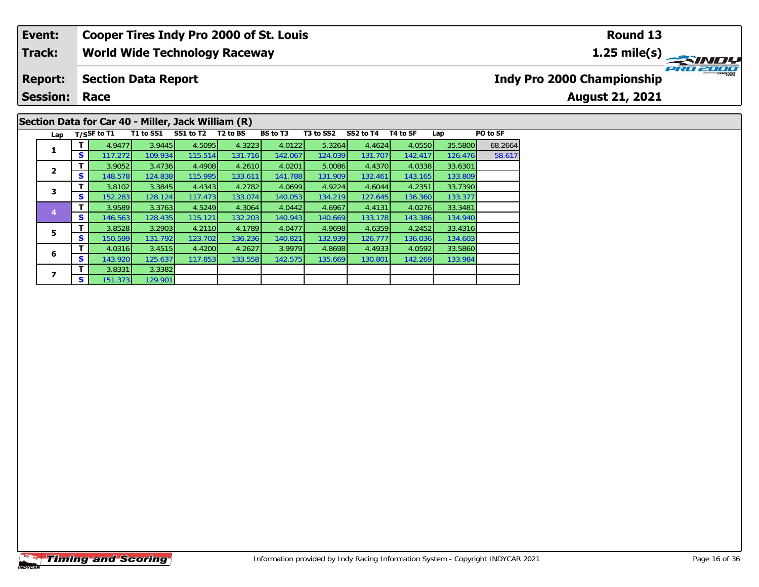| Event: | Cooper Tires Indy Pro 2000 of St. Louis | Round 13 |
|---|---|---|
| Track: | World Wide Technology Raceway | 1.25 mile(s) |
| Report: | Section Data Report | Indy Pro 2000 Championship |
| Session: | Race | August 21, 2021 |

## Section Data for Car 40 - Miller, Jack William (R)

| Lap | T/S | SF to T1 | T1 to SS1 | SS1 to T2 | T2 to BS | BS to T3 | T3 to SS2 | SS2 to T4 | T4 to SF | Lap | PO to SF |
|---|---|---|---|---|---|---|---|---|---|---|---|
| 1 | T | 4.9477 | 3.9445 | 4.5095 | 4.3223 | 4.0122 | 5.3264 | 4.4624 | 4.0550 | 35.5800 | 68.2664 |
| | S | 117.272 | 109.934 | 115.514 | 131.716 | 142.067 | 124.039 | 131.707 | 142.417 | 126.476 | 58.617 |
| 2 | T | 3.9052 | 3.4736 | 4.4908 | 4.2610 | 4.0201 | 5.0086 | 4.4370 | 4.0338 | 33.6301 | |
| | S | 148.578 | 124.838 | 115.995 | 133.611 | 141.788 | 131.909 | 132.461 | 143.165 | 133.809 | |
| 3 | T | 3.8102 | 3.3845 | 4.4343 | 4.2782 | 4.0699 | 4.9224 | 4.6044 | 4.2351 | 33.7390 | |
| | S | 152.283 | 128.124 | 117.473 | 133.074 | 140.053 | 134.219 | 127.645 | 136.360 | 133.377 | |
| 4 | T | 3.9589 | 3.3763 | 4.5249 | 4.3064 | 4.0442 | 4.6967 | 4.4131 | 4.0276 | 33.3481 | |
| | S | 146.563 | 128.435 | 115.121 | 132.203 | 140.943 | 140.669 | 133.178 | 143.386 | 134.940 | |
| 5 | T | 3.8528 | 3.2903 | 4.2110 | 4.1789 | 4.0477 | 4.9698 | 4.6359 | 4.2452 | 33.4316 | |
| | S | 150.599 | 131.792 | 123.702 | 136.236 | 140.821 | 132.939 | 126.777 | 136.036 | 134.603 | |
| 6 | T | 4.0316 | 3.4515 | 4.4200 | 4.2627 | 3.9979 | 4.8698 | 4.4933 | 4.0592 | 33.5860 | |
| | S | 143.920 | 125.637 | 117.853 | 133.558 | 142.575 | 135.669 | 130.801 | 142.269 | 133.984 | |
| 7 | T | 3.8331 | 3.3382 | | | | | | | | |
| | S | 151.373 | 129.901 | | | | | | | | |

Information provided by Indy Racing Information System - Copyright INDYCAR 2021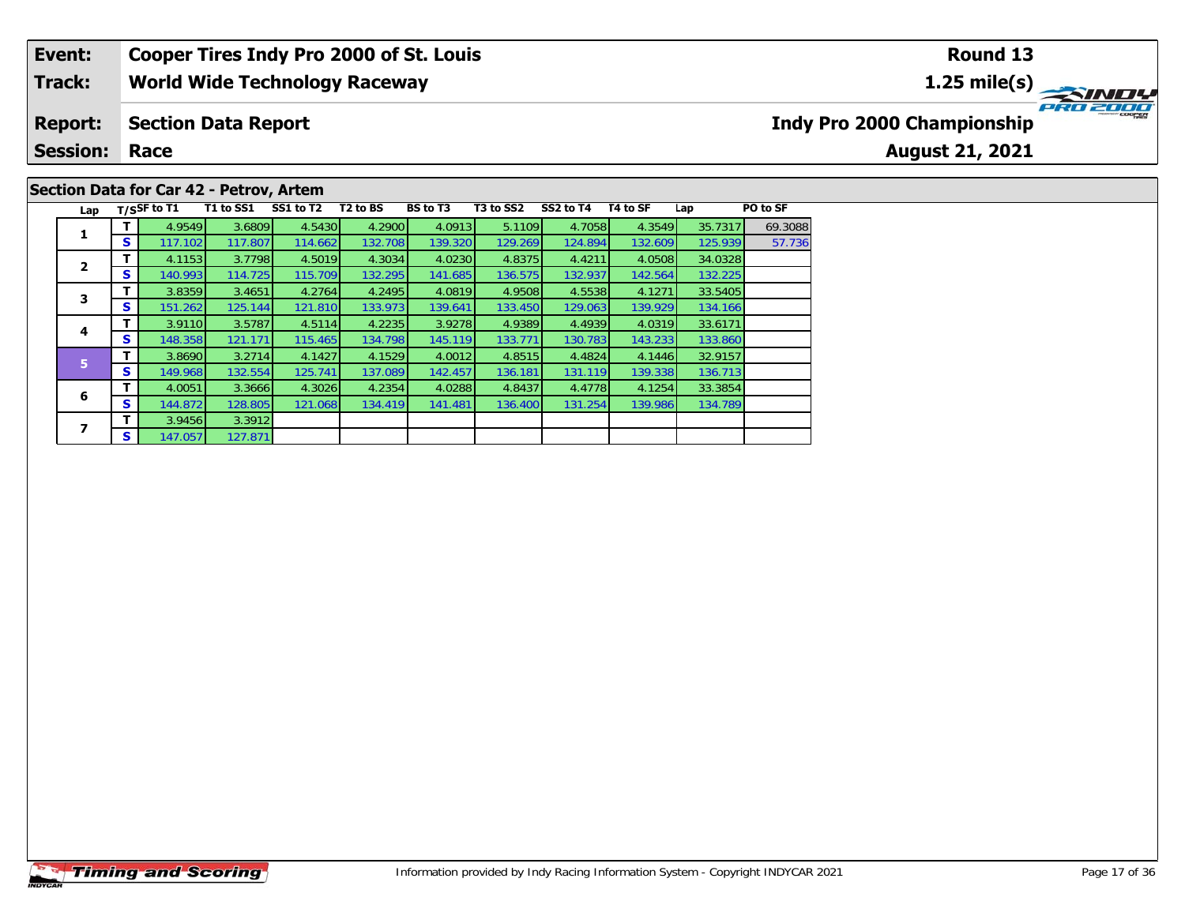| Event: | Cooper Tires Indy Pro 2000 of St. Louis | Round 13 |
|---|---|---|
| Track: | World Wide Technology Raceway | 1.25 mile(s) |
| Report: | Section Data Report | Indy Pro 2000 Championship |
| Session: | Race | August 21, 2021 |

## Section Data for Car 42 - Petrov, Artem

| Lap | T/S | SF to T1 | T1 to SS1 | SS1 to T2 | T2 to BS | BS to T3 | T3 to SS2 | SS2 to T4 | T4 to SF | Lap | PO to SF |
|---|---|---|---|---|---|---|---|---|---|---|---|
| 1 | T | 4.9549 | 3.6809 | 4.5430 | 4.2900 | 4.0913 | 5.1109 | 4.7058 | 4.3549 | 35.7317 | 69.3088 |
| | S | 117.102 | 117.807 | 114.662 | 132.708 | 139.320 | 129.269 | 124.894 | 132.609 | 125.939 | 57.736 |
| 2 | T | 4.1153 | 3.7798 | 4.5019 | 4.3034 | 4.0230 | 4.8375 | 4.4211 | 4.0508 | 34.0328 | |
| | S | 140.993 | 114.725 | 115.709 | 132.295 | 141.685 | 136.575 | 132.937 | 142.564 | 132.225 | |
| 3 | T | 3.8359 | 3.4651 | 4.2764 | 4.2495 | 4.0819 | 4.9508 | 4.5538 | 4.1271 | 33.5405 | |
| | S | 151.262 | 125.144 | 121.810 | 133.973 | 139.641 | 133.450 | 129.063 | 139.929 | 134.166 | |
| 4 | T | 3.9110 | 3.5787 | 4.5114 | 4.2235 | 3.9278 | 4.9389 | 4.4939 | 4.0319 | 33.6171 | |
| | S | 148.358 | 121.171 | 115.465 | 134.798 | 145.119 | 133.771 | 130.783 | 143.233 | 133.860 | |
| 5 | T | 3.8690 | 3.2714 | 4.1427 | 4.1529 | 4.0012 | 4.8515 | 4.4824 | 4.1446 | 32.9157 | |
| | S | 149.968 | 132.554 | 125.741 | 137.089 | 142.457 | 136.181 | 131.119 | 139.338 | 136.713 | |
| 6 | T | 4.0051 | 3.3666 | 4.3026 | 4.2354 | 4.0288 | 4.8437 | 4.4778 | 4.1254 | 33.3854 | |
| | S | 144.872 | 128.805 | 121.068 | 134.419 | 141.481 | 136.400 | 131.254 | 139.986 | 134.789 | |
| 7 | T | 3.9456 | 3.3912 | | | | | | | | |
| | S | 147.057 | 127.871 | | | | | | | | |

Information provided by Indy Racing Information System - Copyright INDYCAR 2021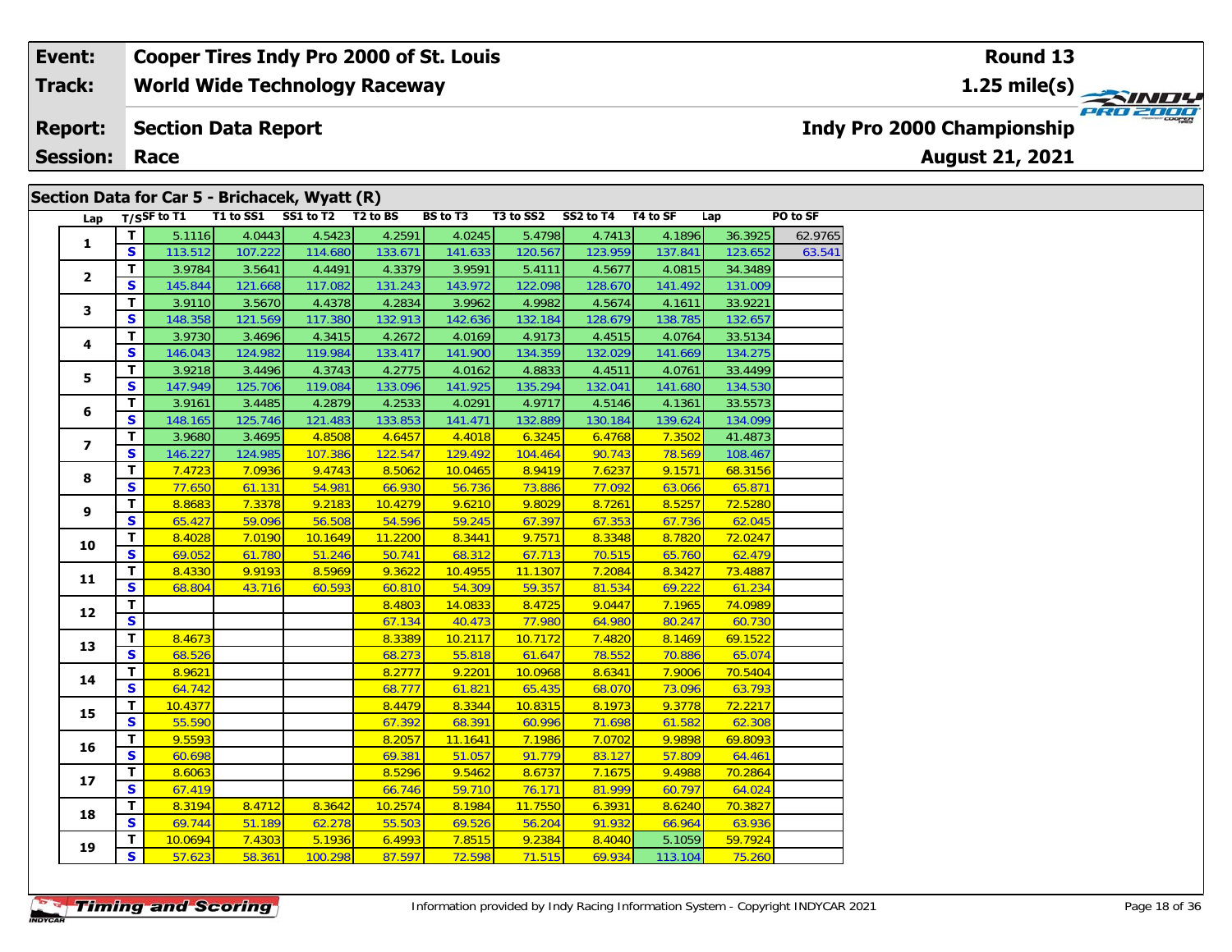| Event: | Cooper Tires Indy Pro 2000 of St. Louis | Round 13 |
|---|---|---|
| Track: | World Wide Technology Raceway | 1.25 mile(s) |
| Report: | Section Data Report | Indy Pro 2000 Championship |
| Session: | Race | August 21, 2021 |

## Section Data for Car 5 - Brichacek, Wyatt (R)

| Lap | T/S | SF to T1 | T1 to SS1 | SS1 to T2 | T2 to BS | BS to T3 | T3 to SS2 | SS2 to T4 | T4 to SF | Lap | PO to SF |
|---|---|---|---|---|---|---|---|---|---|---|---|
| 1 | T | 5.1116 | 4.0443 | 4.5423 | 4.2591 | 4.0245 | 5.4798 | 4.7413 | 4.1896 | 36.3925 | 62.9765 |
| | S | 113.512 | 107.222 | 114.680 | 133.671 | 141.633 | 120.567 | 123.959 | 137.841 | 123.652 | 63.541 |
| 2 | T | 3.9784 | 3.5641 | 4.4491 | 4.3379 | 3.9591 | 5.4111 | 4.5677 | 4.0815 | 34.3489 | |
| | S | 145.844 | 121.668 | 117.082 | 131.243 | 143.972 | 122.098 | 128.670 | 141.492 | 131.009 | |
| 3 | T | 3.9110 | 3.5670 | 4.4378 | 4.2834 | 3.9962 | 4.9982 | 4.5674 | 4.1611 | 33.9221 | |
| | S | 148.358 | 121.569 | 117.380 | 132.913 | 142.636 | 132.184 | 128.679 | 138.785 | 132.657 | |
| 4 | T | 3.9730 | 3.4696 | 4.3415 | 4.2672 | 4.0169 | 4.9173 | 4.4515 | 4.0764 | 33.5134 | |
| | S | 146.043 | 124.982 | 119.984 | 133.417 | 141.900 | 134.359 | 132.029 | 141.669 | 134.275 | |
| 5 | T | 3.9218 | 3.4496 | 4.3743 | 4.2775 | 4.0162 | 4.8833 | 4.4511 | 4.0761 | 33.4499 | |
| | S | 147.949 | 125.706 | 119.084 | 133.096 | 141.925 | 135.294 | 132.041 | 141.680 | 134.530 | |
| 6 | T | 3.9161 | 3.4485 | 4.2879 | 4.2533 | 4.0291 | 4.9717 | 4.5146 | 4.1361 | 33.5573 | |
| | S | 148.165 | 125.746 | 121.483 | 133.853 | 141.471 | 132.889 | 130.184 | 139.624 | 134.099 | |
| 7 | T | 3.9680 | 3.4695 | 4.8508 | 4.6457 | 4.4018 | 6.3245 | 6.4768 | 7.3502 | 41.4873 | |
| | S | 146.227 | 124.985 | 107.386 | 122.547 | 129.492 | 104.464 | 90.743 | 78.569 | 108.467 | |
| 8 | T | 7.4723 | 7.0936 | 9.4743 | 8.5062 | 10.0465 | 8.9419 | 7.6237 | 9.1571 | 68.3156 | |
| | S | 77.650 | 61.131 | 54.981 | 66.930 | 56.736 | 73.886 | 77.092 | 63.066 | 65.871 | |
| 9 | T | 8.8683 | 7.3378 | 9.2183 | 10.4279 | 9.6210 | 9.8029 | 8.7261 | 8.5257 | 72.5280 | |
| | S | 65.427 | 59.096 | 56.508 | 54.596 | 59.245 | 67.397 | 67.353 | 67.736 | 62.045 | |
| 10 | T | 8.4028 | 7.0190 | 10.1649 | 11.2200 | 8.3441 | 9.7571 | 8.3348 | 8.7820 | 72.0247 | |
| | S | 69.052 | 61.780 | 51.246 | 50.741 | 68.312 | 67.713 | 70.515 | 65.760 | 62.479 | |
| 11 | T | 8.4330 | 9.9193 | 8.5969 | 9.3622 | 10.4955 | 11.1307 | 7.2084 | 8.3427 | 73.4887 | |
| | S | 68.804 | 43.716 | 60.593 | 60.810 | 54.309 | 59.357 | 81.534 | 69.222 | 61.234 | |
| 12 | T | | | | 8.4803 | 14.0833 | 8.4725 | 9.0447 | 7.1965 | 74.0989 | |
| | S | | | | 67.134 | 40.473 | 77.980 | 64.980 | 80.247 | 60.730 | |
| 13 | T | 8.4673 | | | 8.3389 | 10.2117 | 10.7172 | 7.4820 | 8.1469 | 69.1522 | |
| | S | 68.526 | | | 68.273 | 55.818 | 61.647 | 78.552 | 70.886 | 65.074 | |
| 14 | T | 8.9621 | | | 8.2777 | 9.2201 | 10.0968 | 8.6341 | 7.9006 | 70.5404 | |
| | S | 64.742 | | | 68.777 | 61.821 | 65.435 | 68.070 | 73.096 | 63.793 | |
| 15 | T | 10.4377 | | | 8.4479 | 8.3344 | 10.8315 | 8.1973 | 9.3778 | 72.2217 | |
| | S | 55.590 | | | 67.392 | 68.391 | 60.996 | 71.698 | 61.582 | 62.308 | |
| 16 | T | 9.5593 | | | 8.2057 | 11.1641 | 7.1986 | 7.0702 | 9.9898 | 69.8093 | |
| | S | 60.698 | | | 69.381 | 51.057 | 91.779 | 83.127 | 57.809 | 64.461 | |
| 17 | T | 8.6063 | | | 8.5296 | 9.5462 | 8.6737 | 7.1675 | 9.4988 | 70.2864 | |
| | S | 67.419 | | | 66.746 | 59.710 | 76.171 | 81.999 | 60.797 | 64.024 | |
| 18 | T | 8.3194 | 8.4712 | 8.3642 | 10.2574 | 8.1984 | 11.7550 | 6.3931 | 8.6240 | 70.3827 | |
| | S | 69.744 | 51.189 | 62.278 | 55.503 | 69.526 | 56.204 | 91.932 | 66.964 | 63.936 | |
| 19 | T | 10.0694 | 7.4303 | 5.1936 | 6.4993 | 7.8515 | 9.2384 | 8.4040 | 5.1059 | 59.7924 | |
| | S | 57.623 | 58.361 | 100.298 | 87.597 | 72.598 | 71.515 | 69.934 | 113.104 | 75.260 | |

Information provided by Indy Racing Information System - Copyright INDYCAR 2021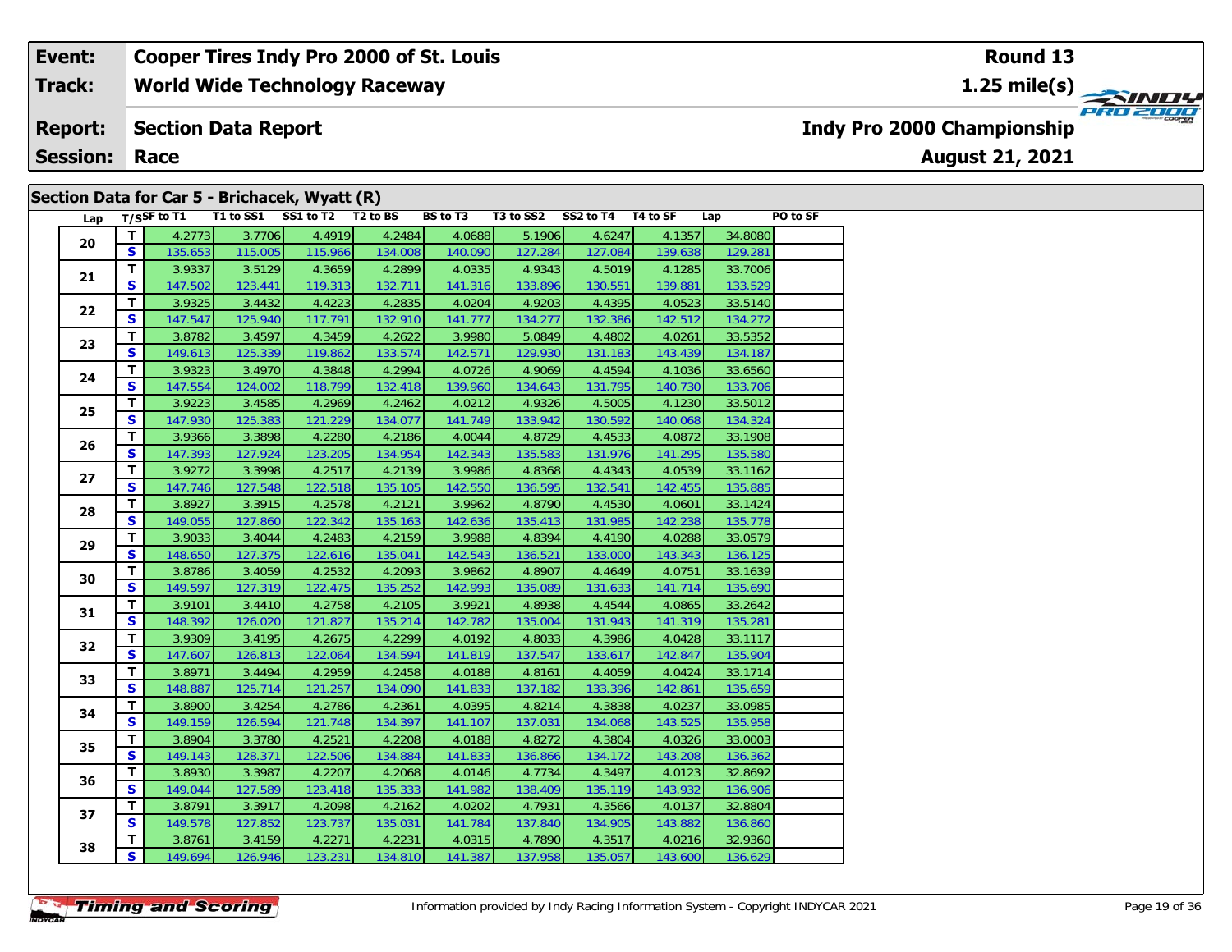| Event: | Cooper Tires Indy Pro 2000 of St. Louis | Round 13 |
|---|---|---|
| Track: | World Wide Technology Raceway | 1.25 mile(s) |
| Report: | Section Data Report | Indy Pro 2000 Championship |
| Session: | Race | August 21, 2021 |

## Section Data for Car 5 - Brichacek, Wyatt (R)

| Lap | T/S | SF to T1 | T1 to SS1 | SS1 to T2 | T2 to BS | BS to T3 | T3 to SS2 | SS2 to T4 | T4 to SF | Lap | PO to SF |
|---|---|---|---|---|---|---|---|---|---|---|---|
| 20 | T | 4.2773 | 3.7706 | 4.4919 | 4.2484 | 4.0688 | 5.1906 | 4.6247 | 4.1357 | 34.8080 | |
| | S | 135.653 | 115.005 | 115.966 | 134.008 | 140.090 | 127.284 | 127.084 | 139.638 | 129.281 | |
| 21 | T | 3.9337 | 3.5129 | 4.3659 | 4.2899 | 4.0335 | 4.9343 | 4.5019 | 4.1285 | 33.7006 | |
| | S | 147.502 | 123.441 | 119.313 | 132.711 | 141.316 | 133.896 | 130.551 | 139.881 | 133.529 | |
| 22 | T | 3.9325 | 3.4432 | 4.4223 | 4.2835 | 4.0204 | 4.9203 | 4.4395 | 4.0523 | 33.5140 | |
| | S | 147.547 | 125.940 | 117.791 | 132.910 | 141.777 | 134.277 | 132.386 | 142.512 | 134.272 | |
| 23 | T | 3.8782 | 3.4597 | 4.3459 | 4.2622 | 3.9980 | 5.0849 | 4.4802 | 4.0261 | 33.5352 | |
| | S | 149.613 | 125.339 | 119.862 | 133.574 | 142.571 | 129.930 | 131.183 | 143.439 | 134.187 | |
| 24 | T | 3.9323 | 3.4970 | 4.3848 | 4.2994 | 4.0726 | 4.9069 | 4.4594 | 4.1036 | 33.6560 | |
| | S | 147.554 | 124.002 | 118.799 | 132.418 | 139.960 | 134.643 | 131.795 | 140.730 | 133.706 | |
| 25 | T | 3.9223 | 3.4585 | 4.2969 | 4.2462 | 4.0212 | 4.9326 | 4.5005 | 4.1230 | 33.5012 | |
| | S | 147.930 | 125.383 | 121.229 | 134.077 | 141.749 | 133.942 | 130.592 | 140.068 | 134.324 | |
| 26 | T | 3.9366 | 3.3898 | 4.2280 | 4.2186 | 4.0044 | 4.8729 | 4.4533 | 4.0872 | 33.1908 | |
| | S | 147.393 | 127.924 | 123.205 | 134.954 | 142.343 | 135.583 | 131.976 | 141.295 | 135.580 | |
| 27 | T | 3.9272 | 3.3998 | 4.2517 | 4.2139 | 3.9986 | 4.8368 | 4.4343 | 4.0539 | 33.1162 | |
| | S | 147.746 | 127.548 | 122.518 | 135.105 | 142.550 | 136.595 | 132.541 | 142.455 | 135.885 | |
| 28 | T | 3.8927 | 3.3915 | 4.2578 | 4.2121 | 3.9962 | 4.8790 | 4.4530 | 4.0601 | 33.1424 | |
| | S | 149.055 | 127.860 | 122.342 | 135.163 | 142.636 | 135.413 | 131.985 | 142.238 | 135.778 | |
| 29 | T | 3.9033 | 3.4044 | 4.2483 | 4.2159 | 3.9988 | 4.8394 | 4.4190 | 4.0288 | 33.0579 | |
| | S | 148.650 | 127.375 | 122.616 | 135.041 | 142.543 | 136.521 | 133.000 | 143.343 | 136.125 | |
| 30 | T | 3.8786 | 3.4059 | 4.2532 | 4.2093 | 3.9862 | 4.8907 | 4.4649 | 4.0751 | 33.1639 | |
| | S | 149.597 | 127.319 | 122.475 | 135.252 | 142.993 | 135.089 | 131.633 | 141.714 | 135.690 | |
| 31 | T | 3.9101 | 3.4410 | 4.2758 | 4.2105 | 3.9921 | 4.8938 | 4.4544 | 4.0865 | 33.2642 | |
| | S | 148.392 | 126.020 | 121.827 | 135.214 | 142.782 | 135.004 | 131.943 | 141.319 | 135.281 | |
| 32 | T | 3.9309 | 3.4195 | 4.2675 | 4.2299 | 4.0192 | 4.8033 | 4.3986 | 4.0428 | 33.1117 | |
| | S | 147.607 | 126.813 | 122.064 | 134.594 | 141.819 | 137.547 | 133.617 | 142.847 | 135.904 | |
| 33 | T | 3.8971 | 3.4494 | 4.2959 | 4.2458 | 4.0188 | 4.8161 | 4.4059 | 4.0424 | 33.1714 | |
| | S | 148.887 | 125.714 | 121.257 | 134.090 | 141.833 | 137.182 | 133.396 | 142.861 | 135.659 | |
| 34 | T | 3.8900 | 3.4254 | 4.2786 | 4.2361 | 4.0395 | 4.8214 | 4.3838 | 4.0237 | 33.0985 | |
| | S | 149.159 | 126.594 | 121.748 | 134.397 | 141.107 | 137.031 | 134.068 | 143.525 | 135.958 | |
| 35 | T | 3.8904 | 3.3780 | 4.2521 | 4.2208 | 4.0188 | 4.8272 | 4.3804 | 4.0326 | 33.0003 | |
| | S | 149.143 | 128.371 | 122.506 | 134.884 | 141.833 | 136.866 | 134.172 | 143.208 | 136.362 | |
| 36 | T | 3.8930 | 3.3987 | 4.2207 | 4.2068 | 4.0146 | 4.7734 | 4.3497 | 4.0123 | 32.8692 | |
| | S | 149.044 | 127.589 | 123.418 | 135.333 | 141.982 | 138.409 | 135.119 | 143.932 | 136.906 | |
| 37 | T | 3.8791 | 3.3917 | 4.2098 | 4.2162 | 4.0202 | 4.7931 | 4.3566 | 4.0137 | 32.8804 | |
| | S | 149.578 | 127.852 | 123.737 | 135.031 | 141.784 | 137.840 | 134.905 | 143.882 | 136.860 | |
| 38 | T | 3.8761 | 3.4159 | 4.2271 | 4.2231 | 4.0315 | 4.7890 | 4.3517 | 4.0216 | 32.9360 | |
| | S | 149.694 | 126.946 | 123.231 | 134.810 | 141.387 | 137.958 | 135.057 | 143.600 | 136.629 | |

Information provided by Indy Racing Information System - Copyright INDYCAR 2021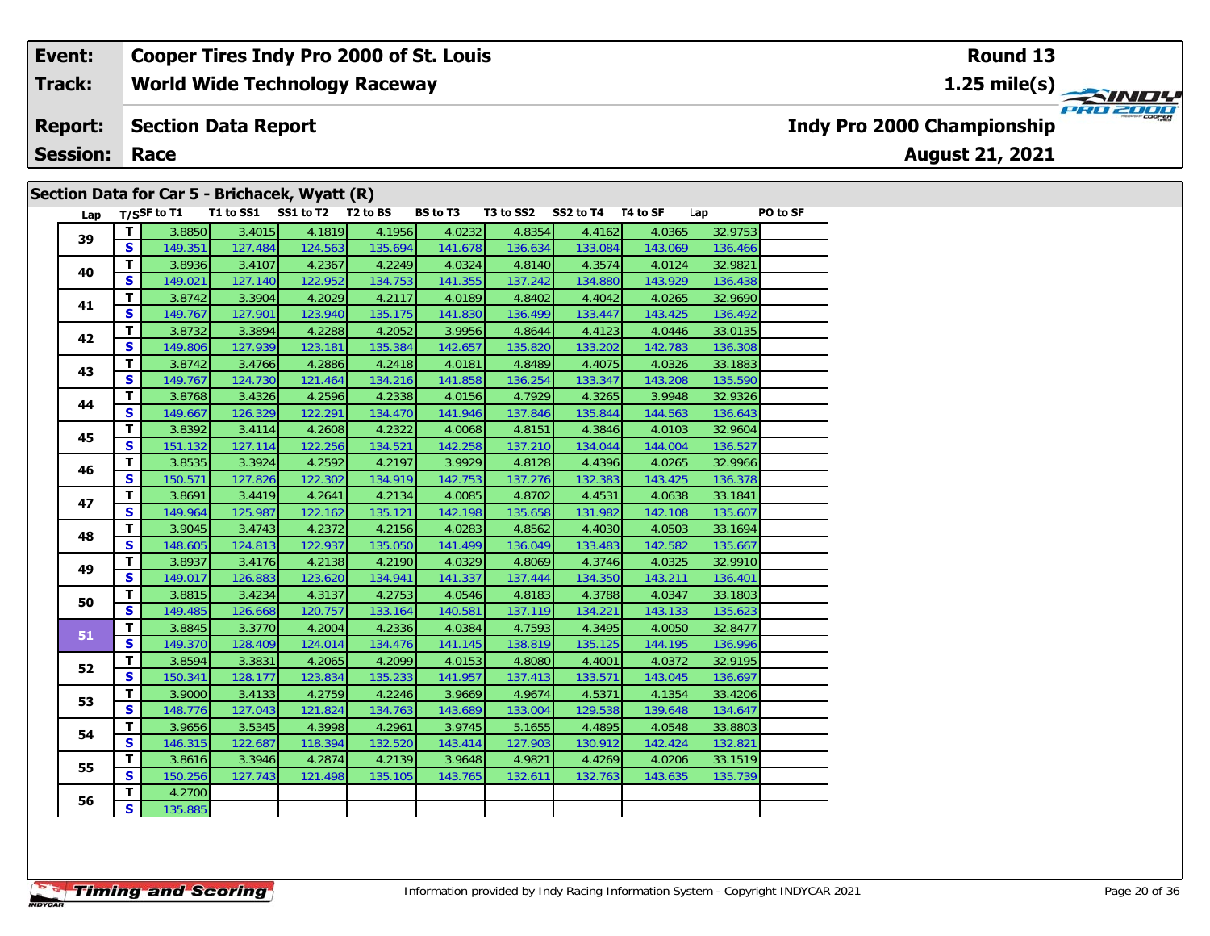| **Event:** | **Cooper Tires Indy Pro 2000 of St. Louis** | **Round 13** |
|---|---|---|
| **Track:** | **World Wide Technology Raceway** | **1.25 mile(s)** |
| **Report:** | **Section Data Report** | **Indy Pro 2000 Championship** |
| **Session:** | **Race** | **August 21, 2021** |

## Section Data for Car 5 - Brichacek, Wyatt (R)

| Lap | T/S | SF to T1 | T1 to SS1 | SS1 to T2 | T2 to BS | BS to T3 | T3 to SS2 | SS2 to T4 | T4 to SF | Lap | PO to SF |
|---|---|---|---|---|---|---|---|---|---|---|---|
| 39 | T | 3.8850 | 3.4015 | 4.1819 | 4.1956 | 4.0232 | 4.8354 | 4.4162 | 4.0365 | 32.9753 | |
| | S | 149.351 | 127.484 | 124.563 | 135.694 | 141.678 | 136.634 | 133.084 | 143.069 | 136.466 | |
| 40 | T | 3.8936 | 3.4107 | 4.2367 | 4.2249 | 4.0324 | 4.8140 | 4.3574 | 4.0124 | 32.9821 | |
| | S | 149.021 | 127.140 | 122.952 | 134.753 | 141.355 | 137.242 | 134.880 | 143.929 | 136.438 | |
| 41 | T | 3.8742 | 3.3904 | 4.2029 | 4.2117 | 4.0189 | 4.8402 | 4.4042 | 4.0265 | 32.9690 | |
| | S | 149.767 | 127.901 | 123.940 | 135.175 | 141.830 | 136.499 | 133.447 | 143.425 | 136.492 | |
| 42 | T | 3.8732 | 3.3894 | 4.2288 | 4.2052 | 3.9956 | 4.8644 | 4.4123 | 4.0446 | 33.0135 | |
| | S | 149.806 | 127.939 | 123.181 | 135.384 | 142.657 | 135.820 | 133.202 | 142.783 | 136.308 | |
| 43 | T | 3.8742 | 3.4766 | 4.2886 | 4.2418 | 4.0181 | 4.8489 | 4.4075 | 4.0326 | 33.1883 | |
| | S | 149.767 | 124.730 | 121.464 | 134.216 | 141.858 | 136.254 | 133.347 | 143.208 | 135.590 | |
| 44 | T | 3.8768 | 3.4326 | 4.2596 | 4.2338 | 4.0156 | 4.7929 | 4.3265 | 3.9948 | 32.9326 | |
| | S | 149.667 | 126.329 | 122.291 | 134.470 | 141.946 | 137.846 | 135.844 | 144.563 | 136.643 | |
| 45 | T | 3.8392 | 3.4114 | 4.2608 | 4.2322 | 4.0068 | 4.8151 | 4.3846 | 4.0103 | 32.9604 | |
| | S | 151.132 | 127.114 | 122.256 | 134.521 | 142.258 | 137.210 | 134.044 | 144.004 | 136.527 | |
| 46 | T | 3.8535 | 3.3924 | 4.2592 | 4.2197 | 3.9929 | 4.8128 | 4.4396 | 4.0265 | 32.9966 | |
| | S | 150.571 | 127.826 | 122.302 | 134.919 | 142.753 | 137.276 | 132.383 | 143.425 | 136.378 | |
| 47 | T | 3.8691 | 3.4419 | 4.2641 | 4.2134 | 4.0085 | 4.8702 | 4.4531 | 4.0638 | 33.1841 | |
| | S | 149.964 | 125.987 | 122.162 | 135.121 | 142.198 | 135.658 | 131.982 | 142.108 | 135.607 | |
| 48 | T | 3.9045 | 3.4743 | 4.2372 | 4.2156 | 4.0283 | 4.8562 | 4.4030 | 4.0503 | 33.1694 | |
| | S | 148.605 | 124.813 | 122.937 | 135.050 | 141.499 | 136.049 | 133.483 | 142.582 | 135.667 | |
| 49 | T | 3.8937 | 3.4176 | 4.2138 | 4.2190 | 4.0329 | 4.8069 | 4.3746 | 4.0325 | 32.9910 | |
| | S | 149.017 | 126.883 | 123.620 | 134.941 | 141.337 | 137.444 | 134.350 | 143.211 | 136.401 | |
| 50 | T | 3.8815 | 3.4234 | 4.3137 | 4.2753 | 4.0546 | 4.8183 | 4.3788 | 4.0347 | 33.1803 | |
| | S | 149.485 | 126.668 | 120.757 | 133.164 | 140.581 | 137.119 | 134.221 | 143.133 | 135.623 | |
| 51 | T | 3.8845 | 3.3770 | 4.2004 | 4.2336 | 4.0384 | 4.7593 | 4.3495 | 4.0050 | 32.8477 | |
| | S | 149.370 | 128.409 | 124.014 | 134.476 | 141.145 | 138.819 | 135.125 | 144.195 | 136.996 | |
| 52 | T | 3.8594 | 3.3831 | 4.2065 | 4.2099 | 4.0153 | 4.8080 | 4.4001 | 4.0372 | 32.9195 | |
| | S | 150.341 | 128.177 | 123.834 | 135.233 | 141.957 | 137.413 | 133.571 | 143.045 | 136.697 | |
| 53 | T | 3.9000 | 3.4133 | 4.2759 | 4.2246 | 3.9669 | 4.9674 | 4.5371 | 4.1354 | 33.4206 | |
| | S | 148.776 | 127.043 | 121.824 | 134.763 | 143.689 | 133.004 | 129.538 | 139.648 | 134.647 | |
| 54 | T | 3.9656 | 3.5345 | 4.3998 | 4.2961 | 3.9745 | 5.1655 | 4.4895 | 4.0548 | 33.8803 | |
| | S | 146.315 | 122.687 | 118.394 | 132.520 | 143.414 | 127.903 | 130.912 | 142.424 | 132.821 | |
| 55 | T | 3.8616 | 3.3946 | 4.2874 | 4.2139 | 3.9648 | 4.9821 | 4.4269 | 4.0206 | 33.1519 | |
| | S | 150.256 | 127.743 | 121.498 | 135.105 | 143.765 | 132.611 | 132.763 | 143.635 | 135.739 | |
| 56 | T | 4.2700 | | | | | | | | | |
| | S | 135.885 | | | | | | | | | |

Information provided by Indy Racing Information System - Copyright INDYCAR 2021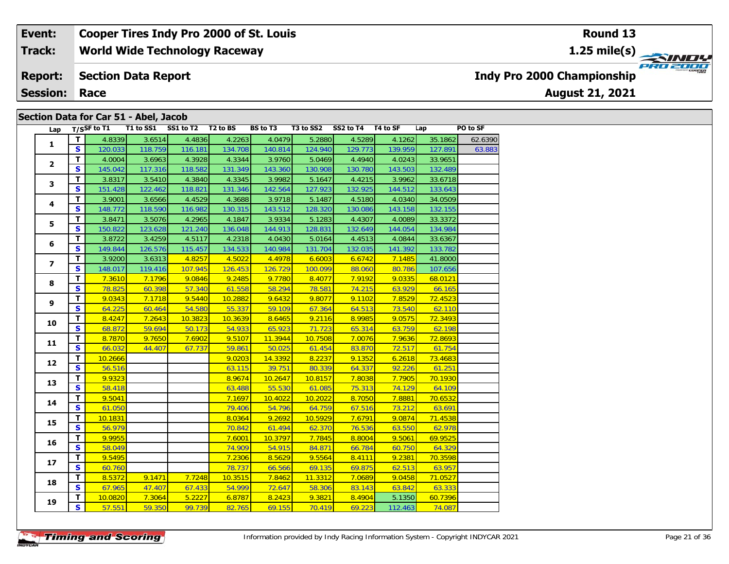| Event: | Cooper Tires Indy Pro 2000 of St. Louis | Round 13 |
|---|---|---|
| Track: | World Wide Technology Raceway | 1.25 mile(s) |
| Report: | Section Data Report | Indy Pro 2000 Championship |
| Session: | Race | August 21, 2021 |

## Section Data for Car 51 - Abel, Jacob

| Lap | T/S | SF to T1 | T1 to SS1 | SS1 to T2 | T2 to BS | BS to T3 | T3 to SS2 | SS2 to T4 | T4 to SF | Lap | PO to SF |
|---|---|---|---|---|---|---|---|---|---|---|---|
| 1 | T | 4.8339 | 3.6514 | 4.4836 | 4.2263 | 4.0479 | 5.2880 | 4.5289 | 4.1262 | 35.1862 | 62.6390 |
| | S | 120.033 | 118.759 | 116.181 | 134.708 | 140.814 | 124.940 | 129.773 | 139.959 | 127.891 | 63.883 |
| 2 | T | 4.0004 | 3.6963 | 4.3928 | 4.3344 | 3.9760 | 5.0469 | 4.4940 | 4.0243 | 33.9651 | |
| | S | 145.042 | 117.316 | 118.582 | 131.349 | 143.360 | 130.908 | 130.780 | 143.503 | 132.489 | |
| 3 | T | 3.8317 | 3.5410 | 4.3840 | 4.3345 | 3.9982 | 5.1647 | 4.4215 | 3.9962 | 33.6718 | |
| | S | 151.428 | 122.462 | 118.821 | 131.346 | 142.564 | 127.923 | 132.925 | 144.512 | 133.643 | |
| 4 | T | 3.9001 | 3.6566 | 4.4529 | 4.3688 | 3.9718 | 5.1487 | 4.5180 | 4.0340 | 34.0509 | |
| | S | 148.772 | 118.590 | 116.982 | 130.315 | 143.512 | 128.320 | 130.086 | 143.158 | 132.155 | |
| 5 | T | 3.8471 | 3.5076 | 4.2965 | 4.1847 | 3.9334 | 5.1283 | 4.4307 | 4.0089 | 33.3372 | |
| | S | 150.822 | 123.628 | 121.240 | 136.048 | 144.913 | 128.831 | 132.649 | 144.054 | 134.984 | |
| 6 | T | 3.8722 | 3.4259 | 4.5117 | 4.2318 | 4.0430 | 5.0164 | 4.4513 | 4.0844 | 33.6367 | |
| | S | 149.844 | 126.576 | 115.457 | 134.533 | 140.984 | 131.704 | 132.035 | 141.392 | 133.782 | |
| 7 | T | 3.9200 | 3.6313 | 4.8257 | 4.5022 | 4.4978 | 6.6003 | 6.6742 | 7.1485 | 41.8000 | |
| | S | 148.017 | 119.416 | 107.945 | 126.453 | 126.729 | 100.099 | 88.060 | 80.786 | 107.656 | |
| 8 | T | 7.3610 | 7.1796 | 9.0846 | 9.2485 | 9.7780 | 8.4077 | 7.9192 | 9.0335 | 68.0121 | |
| | S | 78.825 | 60.398 | 57.340 | 61.558 | 58.294 | 78.581 | 74.215 | 63.929 | 66.165 | |
| 9 | T | 9.0343 | 7.1718 | 9.5440 | 10.2882 | 9.6432 | 9.8077 | 9.1102 | 7.8529 | 72.4523 | |
| | S | 64.225 | 60.464 | 54.580 | 55.337 | 59.109 | 67.364 | 64.513 | 73.540 | 62.110 | |
| 10 | T | 8.4247 | 7.2643 | 10.3823 | 10.3639 | 8.6465 | 9.2116 | 8.9985 | 9.0575 | 72.3493 | |
| | S | 68.872 | 59.694 | 50.173 | 54.933 | 65.923 | 71.723 | 65.314 | 63.759 | 62.198 | |
| 11 | T | 8.7870 | 9.7650 | 7.6902 | 9.5107 | 11.3944 | 10.7508 | 7.0076 | 7.9636 | 72.8693 | |
| | S | 66.032 | 44.407 | 67.737 | 59.861 | 50.025 | 61.454 | 83.870 | 72.517 | 61.754 | |
| 12 | T | 10.2666 | | | 9.0203 | 14.3392 | 8.2237 | 9.1352 | 6.2618 | 73.4683 | |
| | S | 56.516 | | | 63.115 | 39.751 | 80.339 | 64.337 | 92.226 | 61.251 | |
| 13 | T | 9.9323 | | | 8.9674 | 10.2647 | 10.8157 | 7.8038 | 7.7905 | 70.1930 | |
| | S | 58.418 | | | 63.488 | 55.530 | 61.085 | 75.313 | 74.129 | 64.109 | |
| 14 | T | 9.5041 | | | 7.1697 | 10.4022 | 10.2022 | 8.7050 | 7.8881 | 70.6532 | |
| | S | 61.050 | | | 79.406 | 54.796 | 64.759 | 67.516 | 73.212 | 63.691 | |
| 15 | T | 10.1831 | | | 8.0364 | 9.2692 | 10.5929 | 7.6791 | 9.0874 | 71.4538 | |
| | S | 56.979 | | | 70.842 | 61.494 | 62.370 | 76.536 | 63.550 | 62.978 | |
| 16 | T | 9.9955 | | | 7.6001 | 10.3797 | 7.7845 | 8.8004 | 9.5061 | 69.9525 | |
| | S | 58.049 | | | 74.909 | 54.915 | 84.871 | 66.784 | 60.750 | 64.329 | |
| 17 | T | 9.5495 | | | 7.2306 | 8.5629 | 9.5564 | 8.4111 | 9.2381 | 70.3598 | |
| | S | 60.760 | | | 78.737 | 66.566 | 69.135 | 69.875 | 62.513 | 63.957 | |
| 18 | T | 8.5372 | 9.1471 | 7.7248 | 10.3515 | 7.8462 | 11.3312 | 7.0689 | 9.0458 | 71.0527 | |
| | S | 67.965 | 47.407 | 67.433 | 54.999 | 72.647 | 58.306 | 83.143 | 63.842 | 63.333 | |
| 19 | T | 10.0820 | 7.3064 | 5.2227 | 6.8787 | 8.2423 | 9.3821 | 8.4904 | 5.1350 | 60.7396 | |
| | S | 57.551 | 59.350 | 99.739 | 82.765 | 69.155 | 70.419 | 69.223 | 112.463 | 74.087 | |

Information provided by Indy Racing Information System - Copyright INDYCAR 2021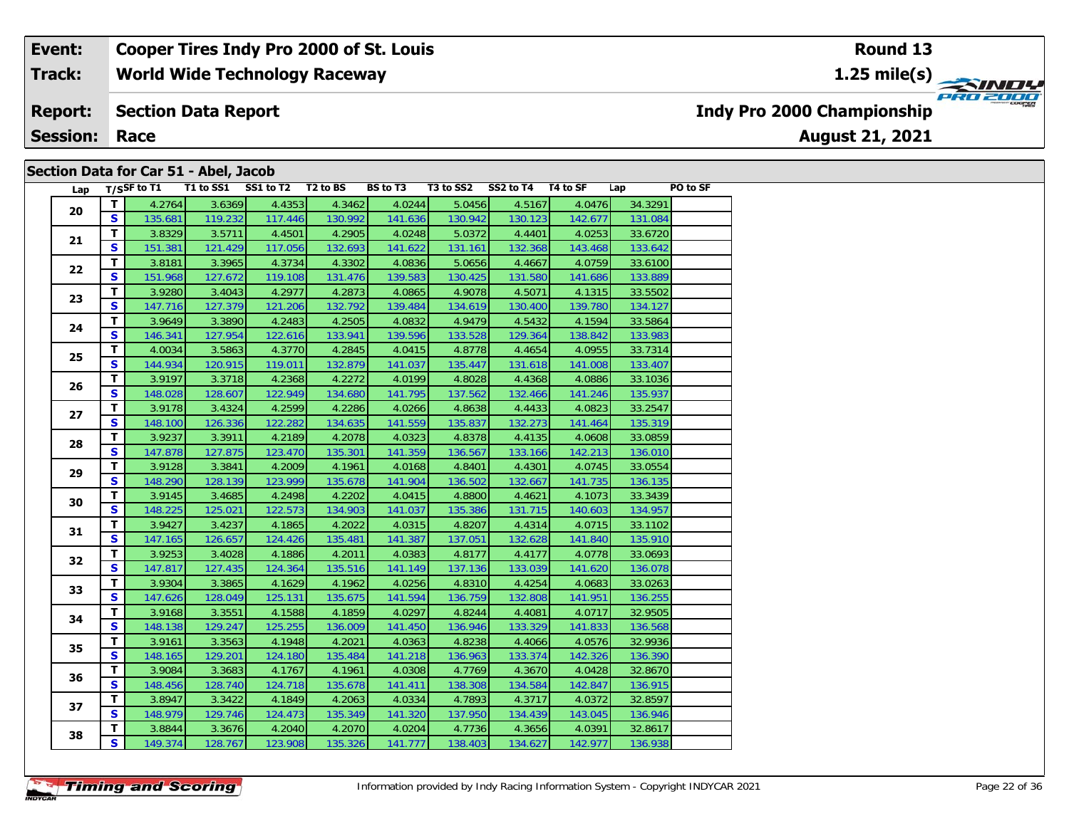| **Event:** | **Cooper Tires Indy Pro 2000 of St. Louis** | **Round 13** |
|---|---|---|
| **Track:** | **World Wide Technology Raceway** | **1.25 mile(s)** |
| **Report:** | **Section Data Report** | **Indy Pro 2000 Championship** |
| **Session:** | **Race** | **August 21, 2021** |

## Section Data for Car 51 - Abel, Jacob

| Lap | T/S | SF to T1 | T1 to SS1 | SS1 to T2 | T2 to BS | BS to T3 | T3 to SS2 | SS2 to T4 | T4 to SF | Lap | PO to SF |
|---|---|---|---|---|---|---|---|---|---|---|---|
| 20 | T | 4.2764 | 3.6369 | 4.4353 | 4.3462 | 4.0244 | 5.0456 | 4.5167 | 4.0476 | 34.3291 | |
| | S | 135.681 | 119.232 | 117.446 | 130.992 | 141.636 | 130.942 | 130.123 | 142.677 | 131.084 | |
| 21 | T | 3.8329 | 3.5711 | 4.4501 | 4.2905 | 4.0248 | 5.0372 | 4.4401 | 4.0253 | 33.6720 | |
| | S | 151.381 | 121.429 | 117.056 | 132.693 | 141.622 | 131.161 | 132.368 | 143.468 | 133.642 | |
| 22 | T | 3.8181 | 3.3965 | 4.3734 | 4.3302 | 4.0836 | 5.0656 | 4.4667 | 4.0759 | 33.6100 | |
| | S | 151.968 | 127.672 | 119.108 | 131.476 | 139.583 | 130.425 | 131.580 | 141.686 | 133.889 | |
| 23 | T | 3.9280 | 3.4043 | 4.2977 | 4.2873 | 4.0865 | 4.9078 | 4.5071 | 4.1315 | 33.5502 | |
| | S | 147.716 | 127.379 | 121.206 | 132.792 | 139.484 | 134.619 | 130.400 | 139.780 | 134.127 | |
| 24 | T | 3.9649 | 3.3890 | 4.2483 | 4.2505 | 4.0832 | 4.9479 | 4.5432 | 4.1594 | 33.5864 | |
| | S | 146.341 | 127.954 | 122.616 | 133.941 | 139.596 | 133.528 | 129.364 | 138.842 | 133.983 | |
| 25 | T | 4.0034 | 3.5863 | 4.3770 | 4.2845 | 4.0415 | 4.8778 | 4.4654 | 4.0955 | 33.7314 | |
| | S | 144.934 | 120.915 | 119.011 | 132.879 | 141.037 | 135.447 | 131.618 | 141.008 | 133.407 | |
| 26 | T | 3.9197 | 3.3718 | 4.2368 | 4.2272 | 4.0199 | 4.8028 | 4.4368 | 4.0886 | 33.1036 | |
| | S | 148.028 | 128.607 | 122.949 | 134.680 | 141.795 | 137.562 | 132.466 | 141.246 | 135.937 | |
| 27 | T | 3.9178 | 3.4324 | 4.2599 | 4.2286 | 4.0266 | 4.8638 | 4.4433 | 4.0823 | 33.2547 | |
| | S | 148.100 | 126.336 | 122.282 | 134.635 | 141.559 | 135.837 | 132.273 | 141.464 | 135.319 | |
| 28 | T | 3.9237 | 3.3911 | 4.2189 | 4.2078 | 4.0323 | 4.8378 | 4.4135 | 4.0608 | 33.0859 | |
| | S | 147.878 | 127.875 | 123.470 | 135.301 | 141.359 | 136.567 | 133.166 | 142.213 | 136.010 | |
| 29 | T | 3.9128 | 3.3841 | 4.2009 | 4.1961 | 4.0168 | 4.8401 | 4.4301 | 4.0745 | 33.0554 | |
| | S | 148.290 | 128.139 | 123.999 | 135.678 | 141.904 | 136.502 | 132.667 | 141.735 | 136.135 | |
| 30 | T | 3.9145 | 3.4685 | 4.2498 | 4.2202 | 4.0415 | 4.8800 | 4.4621 | 4.1073 | 33.3439 | |
| | S | 148.225 | 125.021 | 122.573 | 134.903 | 141.037 | 135.386 | 131.715 | 140.603 | 134.957 | |
| 31 | T | 3.9427 | 3.4237 | 4.1865 | 4.2022 | 4.0315 | 4.8207 | 4.4314 | 4.0715 | 33.1102 | |
| | S | 147.165 | 126.657 | 124.426 | 135.481 | 141.387 | 137.051 | 132.628 | 141.840 | 135.910 | |
| 32 | T | 3.9253 | 3.4028 | 4.1886 | 4.2011 | 4.0383 | 4.8177 | 4.4177 | 4.0778 | 33.0693 | |
| | S | 147.817 | 127.435 | 124.364 | 135.516 | 141.149 | 137.136 | 133.039 | 141.620 | 136.078 | |
| 33 | T | 3.9304 | 3.3865 | 4.1629 | 4.1962 | 4.0256 | 4.8310 | 4.4254 | 4.0683 | 33.0263 | |
| | S | 147.626 | 128.049 | 125.131 | 135.675 | 141.594 | 136.759 | 132.808 | 141.951 | 136.255 | |
| 34 | T | 3.9168 | 3.3551 | 4.1588 | 4.1859 | 4.0297 | 4.8244 | 4.4081 | 4.0717 | 32.9505 | |
| | S | 148.138 | 129.247 | 125.255 | 136.009 | 141.450 | 136.946 | 133.329 | 141.833 | 136.568 | |
| 35 | T | 3.9161 | 3.3563 | 4.1948 | 4.2021 | 4.0363 | 4.8238 | 4.4066 | 4.0576 | 32.9936 | |
| | S | 148.165 | 129.201 | 124.180 | 135.484 | 141.218 | 136.963 | 133.374 | 142.326 | 136.390 | |
| 36 | T | 3.9084 | 3.3683 | 4.1767 | 4.1961 | 4.0308 | 4.7769 | 4.3670 | 4.0428 | 32.8670 | |
| | S | 148.456 | 128.740 | 124.718 | 135.678 | 141.411 | 138.308 | 134.584 | 142.847 | 136.915 | |
| 37 | T | 3.8947 | 3.3422 | 4.1849 | 4.2063 | 4.0334 | 4.7893 | 4.3717 | 4.0372 | 32.8597 | |
| | S | 148.979 | 129.746 | 124.473 | 135.349 | 141.320 | 137.950 | 134.439 | 143.045 | 136.946 | |
| 38 | T | 3.8844 | 3.3676 | 4.2040 | 4.2070 | 4.0204 | 4.7736 | 4.3656 | 4.0391 | 32.8617 | |
| | S | 149.374 | 128.767 | 123.908 | 135.326 | 141.777 | 138.403 | 134.627 | 142.977 | 136.938 | |

Information provided by Indy Racing Information System - Copyright INDYCAR 2021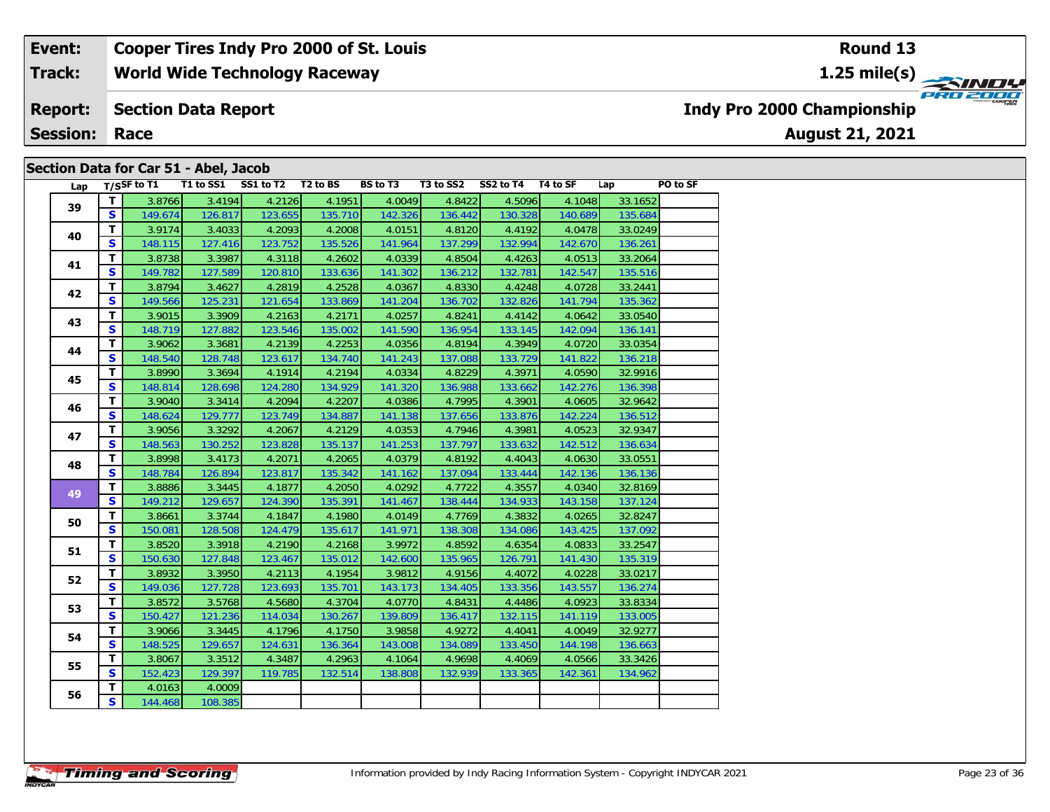| Event: | Cooper Tires Indy Pro 2000 of St. Louis | Round 13 |
|---|---|---|
| Track: | World Wide Technology Raceway | 1.25 mile(s) |
| Report: | Section Data Report | Indy Pro 2000 Championship |
| Session: | Race | August 21, 2021 |

## Section Data for Car 51 - Abel, Jacob

| Lap | T/S | SF to T1 | T1 to SS1 | SS1 to T2 | T2 to BS | BS to T3 | T3 to SS2 | SS2 to T4 | T4 to SF | Lap | PO to SF |
|---|---|---|---|---|---|---|---|---|---|---|---|
| 39 | T | 3.8766 | 3.4194 | 4.2126 | 4.1951 | 4.0049 | 4.8422 | 4.5096 | 4.1048 | 33.1652 | |
| | S | 149.674 | 126.817 | 123.655 | 135.710 | 142.326 | 136.442 | 130.328 | 140.689 | 135.684 | |
| 40 | T | 3.9174 | 3.4033 | 4.2093 | 4.2008 | 4.0151 | 4.8120 | 4.4192 | 4.0478 | 33.0249 | |
| | S | 148.115 | 127.416 | 123.752 | 135.526 | 141.964 | 137.299 | 132.994 | 142.670 | 136.261 | |
| 41 | T | 3.8738 | 3.3987 | 4.3118 | 4.2602 | 4.0339 | 4.8504 | 4.4263 | 4.0513 | 33.2064 | |
| | S | 149.782 | 127.589 | 120.810 | 133.636 | 141.302 | 136.212 | 132.781 | 142.547 | 135.516 | |
| 42 | T | 3.8794 | 3.4627 | 4.2819 | 4.2528 | 4.0367 | 4.8330 | 4.4248 | 4.0728 | 33.2441 | |
| | S | 149.566 | 125.231 | 121.654 | 133.869 | 141.204 | 136.702 | 132.826 | 141.794 | 135.362 | |
| 43 | T | 3.9015 | 3.3909 | 4.2163 | 4.2171 | 4.0257 | 4.8241 | 4.4142 | 4.0642 | 33.0540 | |
| | S | 148.719 | 127.882 | 123.546 | 135.002 | 141.590 | 136.954 | 133.145 | 142.094 | 136.141 | |
| 44 | T | 3.9062 | 3.3681 | 4.2139 | 4.2253 | 4.0356 | 4.8194 | 4.3949 | 4.0720 | 33.0354 | |
| | S | 148.540 | 128.748 | 123.617 | 134.740 | 141.243 | 137.088 | 133.729 | 141.822 | 136.218 | |
| 45 | T | 3.8990 | 3.3694 | 4.1914 | 4.2194 | 4.0334 | 4.8229 | 4.3971 | 4.0590 | 32.9916 | |
| | S | 148.814 | 128.698 | 124.280 | 134.929 | 141.320 | 136.988 | 133.662 | 142.276 | 136.398 | |
| 46 | T | 3.9040 | 3.3414 | 4.2094 | 4.2207 | 4.0386 | 4.7995 | 4.3901 | 4.0605 | 32.9642 | |
| | S | 148.624 | 129.777 | 123.749 | 134.887 | 141.138 | 137.656 | 133.876 | 142.224 | 136.512 | |
| 47 | T | 3.9056 | 3.3292 | 4.2067 | 4.2129 | 4.0353 | 4.7946 | 4.3981 | 4.0523 | 32.9347 | |
| | S | 148.563 | 130.252 | 123.828 | 135.137 | 141.253 | 137.797 | 133.632 | 142.512 | 136.634 | |
| 48 | T | 3.8998 | 3.4173 | 4.2071 | 4.2065 | 4.0379 | 4.8192 | 4.4043 | 4.0630 | 33.0551 | |
| | S | 148.784 | 126.894 | 123.817 | 135.342 | 141.162 | 137.094 | 133.444 | 142.136 | 136.136 | |
| 49 | T | 3.8886 | 3.3445 | 4.1877 | 4.2050 | 4.0292 | 4.7722 | 4.3557 | 4.0340 | 32.8169 | |
| | S | 149.212 | 129.657 | 124.390 | 135.391 | 141.467 | 138.444 | 134.933 | 143.158 | 137.124 | |
| 50 | T | 3.8661 | 3.3744 | 4.1847 | 4.1980 | 4.0149 | 4.7769 | 4.3832 | 4.0265 | 32.8247 | |
| | S | 150.081 | 128.508 | 124.479 | 135.617 | 141.971 | 138.308 | 134.086 | 143.425 | 137.092 | |
| 51 | T | 3.8520 | 3.3918 | 4.2190 | 4.2168 | 3.9972 | 4.8592 | 4.6354 | 4.0833 | 33.2547 | |
| | S | 150.630 | 127.848 | 123.467 | 135.012 | 142.600 | 135.965 | 126.791 | 141.430 | 135.319 | |
| 52 | T | 3.8932 | 3.3950 | 4.2113 | 4.1954 | 3.9812 | 4.9156 | 4.4072 | 4.0228 | 33.0217 | |
| | S | 149.036 | 127.728 | 123.693 | 135.701 | 143.173 | 134.405 | 133.356 | 143.557 | 136.274 | |
| 53 | T | 3.8572 | 3.5768 | 4.5680 | 4.3704 | 4.0770 | 4.8431 | 4.4486 | 4.0923 | 33.8334 | |
| | S | 150.427 | 121.236 | 114.034 | 130.267 | 139.809 | 136.417 | 132.115 | 141.119 | 133.005 | |
| 54 | T | 3.9066 | 3.3445 | 4.1796 | 4.1750 | 3.9858 | 4.9272 | 4.4041 | 4.0049 | 32.9277 | |
| | S | 148.525 | 129.657 | 124.631 | 136.364 | 143.008 | 134.089 | 133.450 | 144.198 | 136.663 | |
| 55 | T | 3.8067 | 3.3512 | 4.3487 | 4.2963 | 4.1064 | 4.9698 | 4.4069 | 4.0566 | 33.3426 | |
| | S | 152.423 | 129.397 | 119.785 | 132.514 | 138.808 | 132.939 | 133.365 | 142.361 | 134.962 | |
| 56 | T | 4.0163 | 4.0009 | | | | | | | | |
| | S | 144.468 | 108.385 | | | | | | | | |

Information provided by Indy Racing Information System - Copyright INDYCAR 2021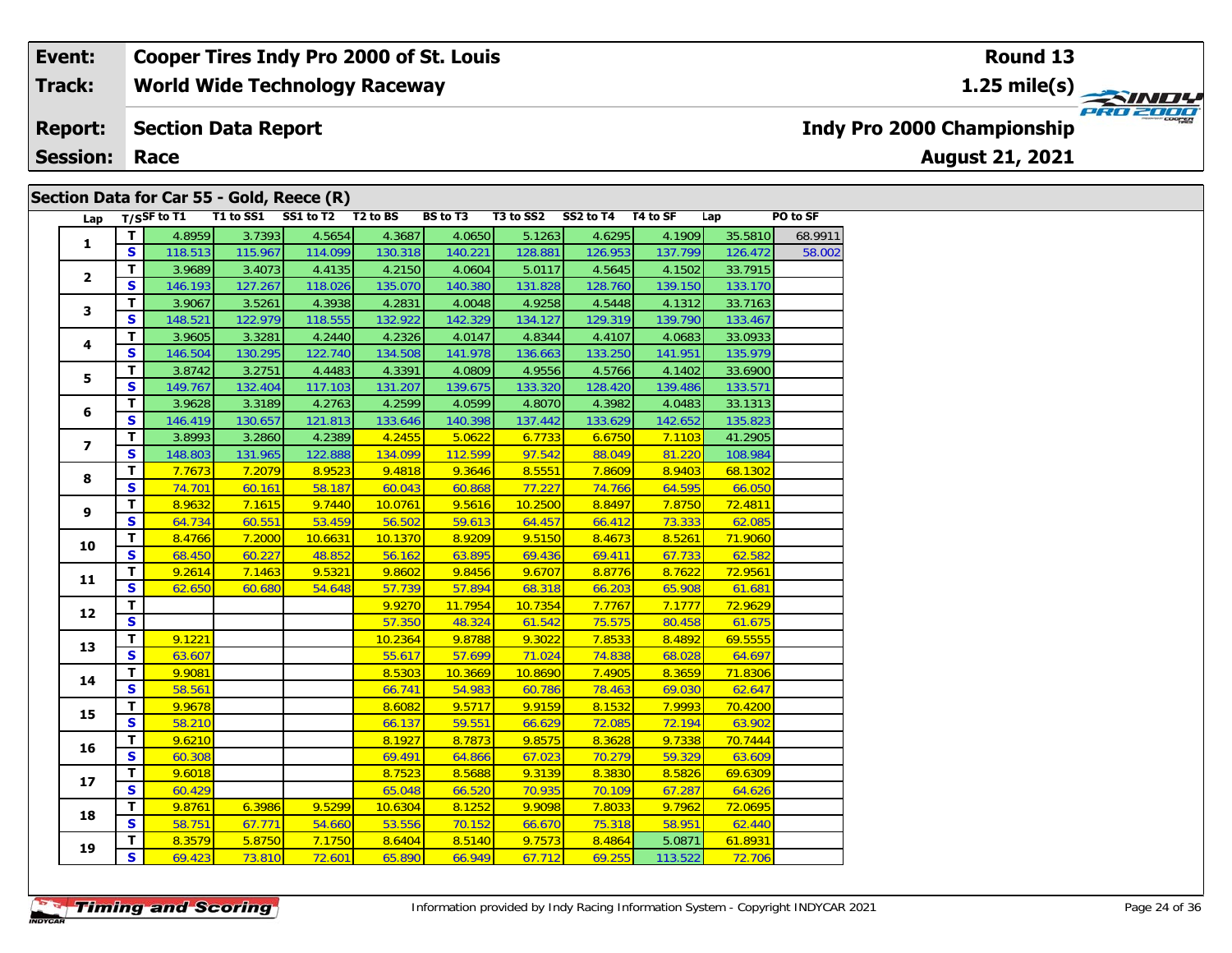| Event: | Cooper Tires Indy Pro 2000 of St. Louis | Round 13 |
|---|---|---|
| Track: | World Wide Technology Raceway | 1.25 mile(s) |
| Report: | Section Data Report | Indy Pro 2000 Championship |
| Session: | Race | August 21, 2021 |

## Section Data for Car 55 - Gold, Reece (R)

| Lap | T/S | SF to T1 | T1 to SS1 | SS1 to T2 | T2 to BS | BS to T3 | T3 to SS2 | SS2 to T4 | T4 to SF | Lap | PO to SF |
|---|---|---|---|---|---|---|---|---|---|---|---|
| 1 | T | 4.8959 | 3.7393 | 4.5654 | 4.3687 | 4.0650 | 5.1263 | 4.6295 | 4.1909 | 35.5810 | 68.9911 |
| | S | 118.513 | 115.967 | 114.099 | 130.318 | 140.221 | 128.881 | 126.953 | 137.799 | 126.472 | 58.002 |
| 2 | T | 3.9689 | 3.4073 | 4.4135 | 4.2150 | 4.0604 | 5.0117 | 4.5645 | 4.1502 | 33.7915 | |
| | S | 146.193 | 127.267 | 118.026 | 135.070 | 140.380 | 131.828 | 128.760 | 139.150 | 133.170 | |
| 3 | T | 3.9067 | 3.5261 | 4.3938 | 4.2831 | 4.0048 | 4.9258 | 4.5448 | 4.1312 | 33.7163 | |
| | S | 148.521 | 122.979 | 118.555 | 132.922 | 142.329 | 134.127 | 129.319 | 139.790 | 133.467 | |
| 4 | T | 3.9605 | 3.3281 | 4.2440 | 4.2326 | 4.0147 | 4.8344 | 4.4107 | 4.0683 | 33.0933 | |
| | S | 146.504 | 130.295 | 122.740 | 134.508 | 141.978 | 136.663 | 133.250 | 141.951 | 135.979 | |
| 5 | T | 3.8742 | 3.2751 | 4.4483 | 4.3391 | 4.0809 | 4.9556 | 4.5766 | 4.1402 | 33.6900 | |
| | S | 149.767 | 132.404 | 117.103 | 131.207 | 139.675 | 133.320 | 128.420 | 139.486 | 133.571 | |
| 6 | T | 3.9628 | 3.3189 | 4.2763 | 4.2599 | 4.0599 | 4.8070 | 4.3982 | 4.0483 | 33.1313 | |
| | S | 146.419 | 130.657 | 121.813 | 133.646 | 140.398 | 137.442 | 133.629 | 142.652 | 135.823 | |
| 7 | T | 3.8993 | 3.2860 | 4.2389 | 4.2455 | 5.0622 | 6.7733 | 6.6750 | 7.1103 | 41.2905 | |
| | S | 148.803 | 131.965 | 122.888 | 134.099 | 112.599 | 97.542 | 88.049 | 81.220 | 108.984 | |
| 8 | T | 7.7673 | 7.2079 | 8.9523 | 9.4818 | 9.3646 | 8.5551 | 7.8609 | 8.9403 | 68.1302 | |
| | S | 74.701 | 60.161 | 58.187 | 60.043 | 60.868 | 77.227 | 74.766 | 64.595 | 66.050 | |
| 9 | T | 8.9632 | 7.1615 | 9.7440 | 10.0761 | 9.5616 | 10.2500 | 8.8497 | 7.8750 | 72.4811 | |
| | S | 64.734 | 60.551 | 53.459 | 56.502 | 59.613 | 64.457 | 66.412 | 73.333 | 62.085 | |
| 10 | T | 8.4766 | 7.2000 | 10.6631 | 10.1370 | 8.9209 | 9.5150 | 8.4673 | 8.5261 | 71.9060 | |
| | S | 68.450 | 60.227 | 48.852 | 56.162 | 63.895 | 69.436 | 69.411 | 67.733 | 62.582 | |
| 11 | T | 9.2614 | 7.1463 | 9.5321 | 9.8602 | 9.8456 | 9.6707 | 8.8776 | 8.7622 | 72.9561 | |
| | S | 62.650 | 60.680 | 54.648 | 57.739 | 57.894 | 68.318 | 66.203 | 65.908 | 61.681 | |
| 12 | T | | | | 9.9270 | 11.7954 | 10.7354 | 7.7767 | 7.1777 | 72.9629 | |
| | S | | | | 57.350 | 48.324 | 61.542 | 75.575 | 80.458 | 61.675 | |
| 13 | T | 9.1221 | | | 10.2364 | 9.8788 | 9.3022 | 7.8533 | 8.4892 | 69.5555 | |
| | S | 63.607 | | | 55.617 | 57.699 | 71.024 | 74.838 | 68.028 | 64.697 | |
| 14 | T | 9.9081 | | | 8.5303 | 10.3669 | 10.8690 | 7.4905 | 8.3659 | 71.8306 | |
| | S | 58.561 | | | 66.741 | 54.983 | 60.786 | 78.463 | 69.030 | 62.647 | |
| 15 | T | 9.9678 | | | 8.6082 | 9.5717 | 9.9159 | 8.1532 | 7.9993 | 70.4200 | |
| | S | 58.210 | | | 66.137 | 59.551 | 66.629 | 72.085 | 72.194 | 63.902 | |
| 16 | T | 9.6210 | | | 8.1927 | 8.7873 | 9.8575 | 8.3628 | 9.7338 | 70.7444 | |
| | S | 60.308 | | | 69.491 | 64.866 | 67.023 | 70.279 | 59.329 | 63.609 | |
| 17 | T | 9.6018 | | | 8.7523 | 8.5688 | 9.3139 | 8.3830 | 8.5826 | 69.6309 | |
| | S | 60.429 | | | 65.048 | 66.520 | 70.935 | 70.109 | 67.287 | 64.626 | |
| 18 | T | 9.8761 | 6.3986 | 9.5299 | 10.6304 | 8.1252 | 9.9098 | 7.8033 | 9.7962 | 72.0695 | |
| | S | 58.751 | 67.771 | 54.660 | 53.556 | 70.152 | 66.670 | 75.318 | 58.951 | 62.440 | |
| 19 | T | 8.3579 | 5.8750 | 7.1750 | 8.6404 | 8.5140 | 9.7573 | 8.4864 | 5.0871 | 61.8931 | |
| | S | 69.423 | 73.810 | 72.601 | 65.890 | 66.949 | 67.712 | 69.255 | 113.522 | 72.706 | |

Information provided by Indy Racing Information System - Copyright INDYCAR 2021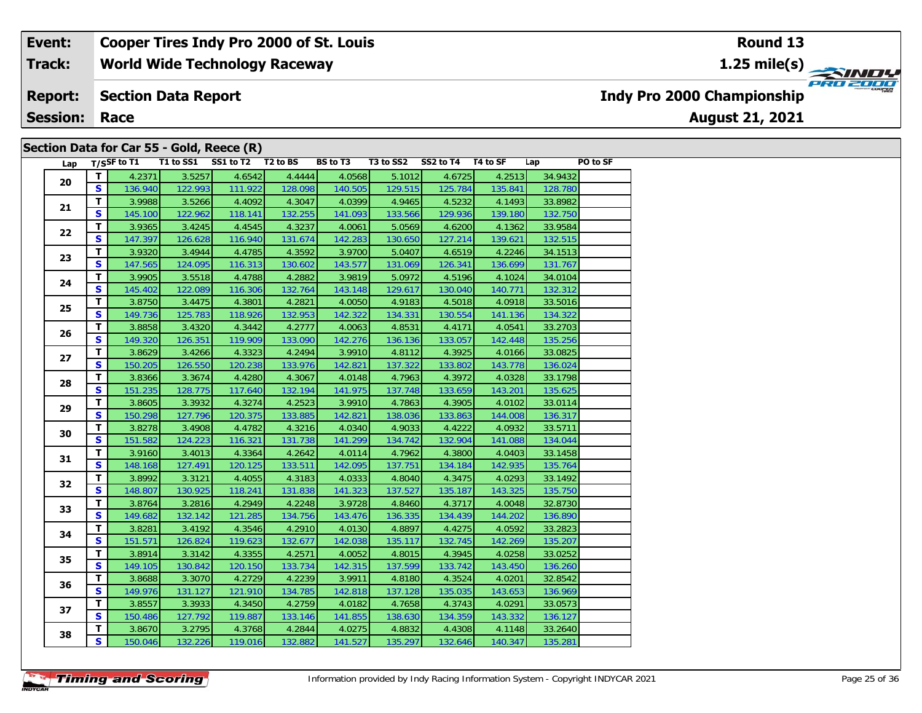| Event: | Cooper Tires Indy Pro 2000 of St. Louis | Round 13 |
|---|---|---|
| Track: | World Wide Technology Raceway | 1.25 mile(s) |
| Report: | Section Data Report | Indy Pro 2000 Championship |
| Session: | Race | August 21, 2021 |

## Section Data for Car 55 - Gold, Reece (R)

| Lap | T/S | SF to T1 | T1 to SS1 | SS1 to T2 | T2 to BS | BS to T3 | T3 to SS2 | SS2 to T4 | T4 to SF | Lap | PO to SF |
|---|---|---|---|---|---|---|---|---|---|---|---|
| 20 | T | 4.2371 | 3.5257 | 4.6542 | 4.4444 | 4.0568 | 5.1012 | 4.6725 | 4.2513 | 34.9432 | |
| | S | 136.940 | 122.993 | 111.922 | 128.098 | 140.505 | 129.515 | 125.784 | 135.841 | 128.780 | |
| 21 | T | 3.9988 | 3.5266 | 4.4092 | 4.3047 | 4.0399 | 4.9465 | 4.5232 | 4.1493 | 33.8982 | |
| | S | 145.100 | 122.962 | 118.141 | 132.255 | 141.093 | 133.566 | 129.936 | 139.180 | 132.750 | |
| 22 | T | 3.9365 | 3.4245 | 4.4545 | 4.3237 | 4.0061 | 5.0569 | 4.6200 | 4.1362 | 33.9584 | |
| | S | 147.397 | 126.628 | 116.940 | 131.674 | 142.283 | 130.650 | 127.214 | 139.621 | 132.515 | |
| 23 | T | 3.9320 | 3.4944 | 4.4785 | 4.3592 | 3.9700 | 5.0407 | 4.6519 | 4.2246 | 34.1513 | |
| | S | 147.565 | 124.095 | 116.313 | 130.602 | 143.577 | 131.069 | 126.341 | 136.699 | 131.767 | |
| 24 | T | 3.9905 | 3.5518 | 4.4788 | 4.2882 | 3.9819 | 5.0972 | 4.5196 | 4.1024 | 34.0104 | |
| | S | 145.402 | 122.089 | 116.306 | 132.764 | 143.148 | 129.617 | 130.040 | 140.771 | 132.312 | |
| 25 | T | 3.8750 | 3.4475 | 4.3801 | 4.2821 | 4.0050 | 4.9183 | 4.5018 | 4.0918 | 33.5016 | |
| | S | 149.736 | 125.783 | 118.926 | 132.953 | 142.322 | 134.331 | 130.554 | 141.136 | 134.322 | |
| 26 | T | 3.8858 | 3.4320 | 4.3442 | 4.2777 | 4.0063 | 4.8531 | 4.4171 | 4.0541 | 33.2703 | |
| | S | 149.320 | 126.351 | 119.909 | 133.090 | 142.276 | 136.136 | 133.057 | 142.448 | 135.256 | |
| 27 | T | 3.8629 | 3.4266 | 4.3323 | 4.2494 | 3.9910 | 4.8112 | 4.3925 | 4.0166 | 33.0825 | |
| | S | 150.205 | 126.550 | 120.238 | 133.976 | 142.821 | 137.322 | 133.802 | 143.778 | 136.024 | |
| 28 | T | 3.8366 | 3.3674 | 4.4280 | 4.3067 | 4.0148 | 4.7963 | 4.3972 | 4.0328 | 33.1798 | |
| | S | 151.235 | 128.775 | 117.640 | 132.194 | 141.975 | 137.748 | 133.659 | 143.201 | 135.625 | |
| 29 | T | 3.8605 | 3.3932 | 4.3274 | 4.2523 | 3.9910 | 4.7863 | 4.3905 | 4.0102 | 33.0114 | |
| | S | 150.298 | 127.796 | 120.375 | 133.885 | 142.821 | 138.036 | 133.863 | 144.008 | 136.317 | |
| 30 | T | 3.8278 | 3.4908 | 4.4782 | 4.3216 | 4.0340 | 4.9033 | 4.4222 | 4.0932 | 33.5711 | |
| | S | 151.582 | 124.223 | 116.321 | 131.738 | 141.299 | 134.742 | 132.904 | 141.088 | 134.044 | |
| 31 | T | 3.9160 | 3.4013 | 4.3364 | 4.2642 | 4.0114 | 4.7962 | 4.3800 | 4.0403 | 33.1458 | |
| | S | 148.168 | 127.491 | 120.125 | 133.511 | 142.095 | 137.751 | 134.184 | 142.935 | 135.764 | |
| 32 | T | 3.8992 | 3.3121 | 4.4055 | 4.3183 | 4.0333 | 4.8040 | 4.3475 | 4.0293 | 33.1492 | |
| | S | 148.807 | 130.925 | 118.241 | 131.838 | 141.323 | 137.527 | 135.187 | 143.325 | 135.750 | |
| 33 | T | 3.8764 | 3.2816 | 4.2949 | 4.2248 | 3.9728 | 4.8460 | 4.3717 | 4.0048 | 32.8730 | |
| | S | 149.682 | 132.142 | 121.285 | 134.756 | 143.476 | 136.335 | 134.439 | 144.202 | 136.890 | |
| 34 | T | 3.8281 | 3.4192 | 4.3546 | 4.2910 | 4.0130 | 4.8897 | 4.4275 | 4.0592 | 33.2823 | |
| | S | 151.571 | 126.824 | 119.623 | 132.677 | 142.038 | 135.117 | 132.745 | 142.269 | 135.207 | |
| 35 | T | 3.8914 | 3.3142 | 4.3355 | 4.2571 | 4.0052 | 4.8015 | 4.3945 | 4.0258 | 33.0252 | |
| | S | 149.105 | 130.842 | 120.150 | 133.734 | 142.315 | 137.599 | 133.742 | 143.450 | 136.260 | |
| 36 | T | 3.8688 | 3.3070 | 4.2729 | 4.2239 | 3.9911 | 4.8180 | 4.3524 | 4.0201 | 32.8542 | |
| | S | 149.976 | 131.127 | 121.910 | 134.785 | 142.818 | 137.128 | 135.035 | 143.653 | 136.969 | |
| 37 | T | 3.8557 | 3.3933 | 4.3450 | 4.2759 | 4.0182 | 4.7658 | 4.3743 | 4.0291 | 33.0573 | |
| | S | 150.486 | 127.792 | 119.887 | 133.146 | 141.855 | 138.630 | 134.359 | 143.332 | 136.127 | |
| 38 | T | 3.8670 | 3.2795 | 4.3768 | 4.2844 | 4.0275 | 4.8832 | 4.4308 | 4.1148 | 33.2640 | |
| | S | 150.046 | 132.226 | 119.016 | 132.882 | 141.527 | 135.297 | 132.646 | 140.347 | 135.281 | |

Information provided by Indy Racing Information System - Copyright INDYCAR 2021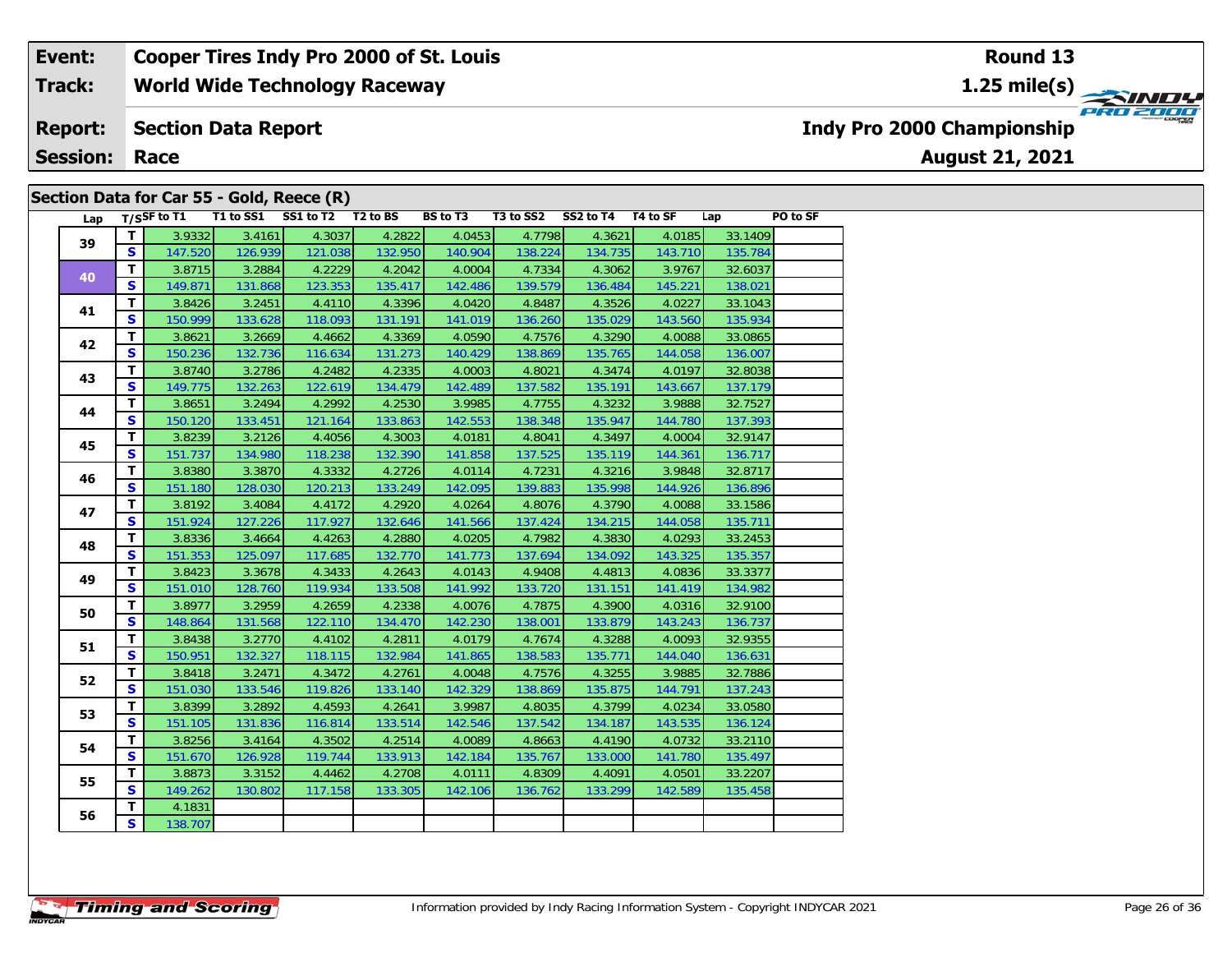| Event: | Cooper Tires Indy Pro 2000 of St. Louis | Round 13 |
|---|---|---|
| Track: | World Wide Technology Raceway | 1.25 mile(s) |
| Report: | Section Data Report | Indy Pro 2000 Championship |
| Session: | Race | August 21, 2021 |

## Section Data for Car 55 - Gold, Reece (R)

| Lap | T/S | SF to T1 | T1 to SS1 | SS1 to T2 | T2 to BS | BS to T3 | T3 to SS2 | SS2 to T4 | T4 to SF | Lap | PO to SF |
|---|---|---|---|---|---|---|---|---|---|---|---|
| 39 | T | 3.9332 | 3.4161 | 4.3037 | 4.2822 | 4.0453 | 4.7798 | 4.3621 | 4.0185 | 33.1409 | |
| | S | 147.520 | 126.939 | 121.038 | 132.950 | 140.904 | 138.224 | 134.735 | 143.710 | 135.784 | |
| 40 | T | 3.8715 | 3.2884 | 4.2229 | 4.2042 | 4.0004 | 4.7334 | 4.3062 | 3.9767 | 32.6037 | |
| | S | 149.871 | 131.868 | 123.353 | 135.417 | 142.486 | 139.579 | 136.484 | 145.221 | 138.021 | |
| 41 | T | 3.8426 | 3.2451 | 4.4110 | 4.3396 | 4.0420 | 4.8487 | 4.3526 | 4.0227 | 33.1043 | |
| | S | 150.999 | 133.628 | 118.093 | 131.191 | 141.019 | 136.260 | 135.029 | 143.560 | 135.934 | |
| 42 | T | 3.8621 | 3.2669 | 4.4662 | 4.3369 | 4.0590 | 4.7576 | 4.3290 | 4.0088 | 33.0865 | |
| | S | 150.236 | 132.736 | 116.634 | 131.273 | 140.429 | 138.869 | 135.765 | 144.058 | 136.007 | |
| 43 | T | 3.8740 | 3.2786 | 4.2482 | 4.2335 | 4.0003 | 4.8021 | 4.3474 | 4.0197 | 32.8038 | |
| | S | 149.775 | 132.263 | 122.619 | 134.479 | 142.489 | 137.582 | 135.191 | 143.667 | 137.179 | |
| 44 | T | 3.8651 | 3.2494 | 4.2992 | 4.2530 | 3.9985 | 4.7755 | 4.3232 | 3.9888 | 32.7527 | |
| | S | 150.120 | 133.451 | 121.164 | 133.863 | 142.553 | 138.348 | 135.947 | 144.780 | 137.393 | |
| 45 | T | 3.8239 | 3.2126 | 4.4056 | 4.3003 | 4.0181 | 4.8041 | 4.3497 | 4.0004 | 32.9147 | |
| | S | 151.737 | 134.980 | 118.238 | 132.390 | 141.858 | 137.525 | 135.119 | 144.361 | 136.717 | |
| 46 | T | 3.8380 | 3.3870 | 4.3332 | 4.2726 | 4.0114 | 4.7231 | 4.3216 | 3.9848 | 32.8717 | |
| | S | 151.180 | 128.030 | 120.213 | 133.249 | 142.095 | 139.883 | 135.998 | 144.926 | 136.896 | |
| 47 | T | 3.8192 | 3.4084 | 4.4172 | 4.2920 | 4.0264 | 4.8076 | 4.3790 | 4.0088 | 33.1586 | |
| | S | 151.924 | 127.226 | 117.927 | 132.646 | 141.566 | 137.424 | 134.215 | 144.058 | 135.711 | |
| 48 | T | 3.8336 | 3.4664 | 4.4263 | 4.2880 | 4.0205 | 4.7982 | 4.3830 | 4.0293 | 33.2453 | |
| | S | 151.353 | 125.097 | 117.685 | 132.770 | 141.773 | 137.694 | 134.092 | 143.325 | 135.357 | |
| 49 | T | 3.8423 | 3.3678 | 4.3433 | 4.2643 | 4.0143 | 4.9408 | 4.4813 | 4.0836 | 33.3377 | |
| | S | 151.010 | 128.760 | 119.934 | 133.508 | 141.992 | 133.720 | 131.151 | 141.419 | 134.982 | |
| 50 | T | 3.8977 | 3.2959 | 4.2659 | 4.2338 | 4.0076 | 4.7875 | 4.3900 | 4.0316 | 32.9100 | |
| | S | 148.864 | 131.568 | 122.110 | 134.470 | 142.230 | 138.001 | 133.879 | 143.243 | 136.737 | |
| 51 | T | 3.8438 | 3.2770 | 4.4102 | 4.2811 | 4.0179 | 4.7674 | 4.3288 | 4.0093 | 32.9355 | |
| | S | 150.951 | 132.327 | 118.115 | 132.984 | 141.865 | 138.583 | 135.771 | 144.040 | 136.631 | |
| 52 | T | 3.8418 | 3.2471 | 4.3472 | 4.2761 | 4.0048 | 4.7576 | 4.3255 | 3.9885 | 32.7886 | |
| | S | 151.030 | 133.546 | 119.826 | 133.140 | 142.329 | 138.869 | 135.875 | 144.791 | 137.243 | |
| 53 | T | 3.8399 | 3.2892 | 4.4593 | 4.2641 | 3.9987 | 4.8035 | 4.3799 | 4.0234 | 33.0580 | |
| | S | 151.105 | 131.836 | 116.814 | 133.514 | 142.546 | 137.542 | 134.187 | 143.535 | 136.124 | |
| 54 | T | 3.8256 | 3.4164 | 4.3502 | 4.2514 | 4.0089 | 4.8663 | 4.4190 | 4.0732 | 33.2110 | |
| | S | 151.670 | 126.928 | 119.744 | 133.913 | 142.184 | 135.767 | 133.000 | 141.780 | 135.497 | |
| 55 | T | 3.8873 | 3.3152 | 4.4462 | 4.2708 | 4.0111 | 4.8309 | 4.4091 | 4.0501 | 33.2207 | |
| | S | 149.262 | 130.802 | 117.158 | 133.305 | 142.106 | 136.762 | 133.299 | 142.589 | 135.458 | |
| 56 | T | 4.1831 | | | | | | | | | |
| | S | 138.707 | | | | | | | | | |

Information provided by Indy Racing Information System - Copyright INDYCAR 2021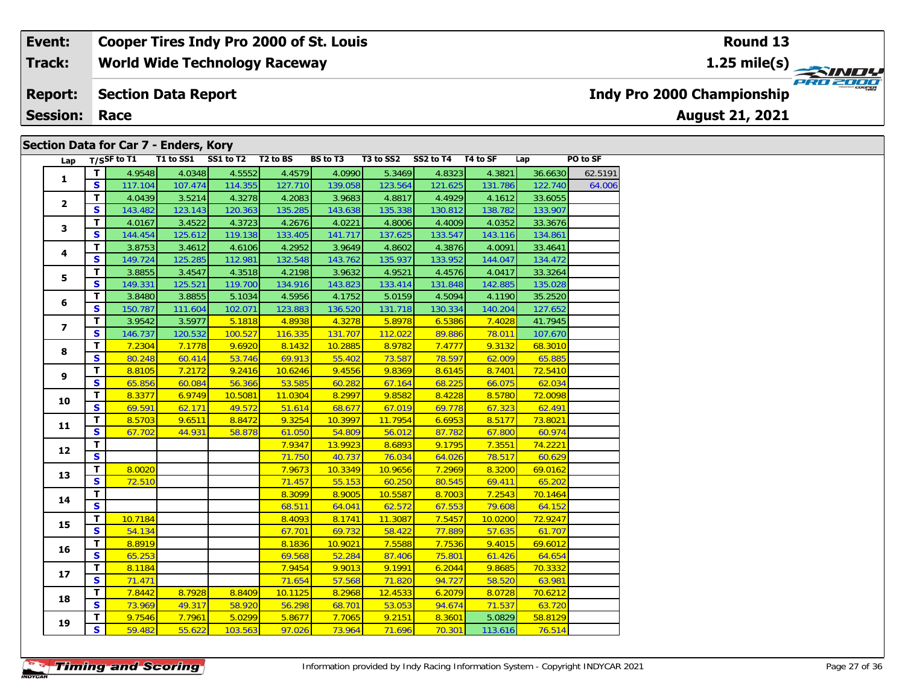| Event: | Cooper Tires Indy Pro 2000 of St. Louis | Round 13 |
|---|---|---|
| Track: | World Wide Technology Raceway | 1.25 mile(s) |
| Report: | Section Data Report | Indy Pro 2000 Championship |
| Session: | Race | August 21, 2021 |

## Section Data for Car 7 - Enders, Kory

| Lap | T/S | SF to T1 | T1 to SS1 | SS1 to T2 | T2 to BS | BS to T3 | T3 to SS2 | SS2 to T4 | T4 to SF | Lap | PO to SF |
|---|---|---|---|---|---|---|---|---|---|---|---|
| 1 | T | 4.9548 | 4.0348 | 4.5552 | 4.4579 | 4.0990 | 5.3469 | 4.8323 | 4.3821 | 36.6630 | 62.5191 |
| | S | 117.104 | 107.474 | 114.355 | 127.710 | 139.058 | 123.564 | 121.625 | 131.786 | 122.740 | 64.006 |
| 2 | T | 4.0439 | 3.5214 | 4.3278 | 4.2083 | 3.9683 | 4.8817 | 4.4929 | 4.1612 | 33.6055 | |
| | S | 143.482 | 123.143 | 120.363 | 135.285 | 143.638 | 135.338 | 130.812 | 138.782 | 133.907 | |
| 3 | T | 4.0167 | 3.4522 | 4.3723 | 4.2676 | 4.0221 | 4.8006 | 4.4009 | 4.0352 | 33.3676 | |
| | S | 144.454 | 125.612 | 119.138 | 133.405 | 141.717 | 137.625 | 133.547 | 143.116 | 134.861 | |
| 4 | T | 3.8753 | 3.4612 | 4.6106 | 4.2952 | 3.9649 | 4.8602 | 4.3876 | 4.0091 | 33.4641 | |
| | S | 149.724 | 125.285 | 112.981 | 132.548 | 143.762 | 135.937 | 133.952 | 144.047 | 134.472 | |
| 5 | T | 3.8855 | 3.4547 | 4.3518 | 4.2198 | 3.9632 | 4.9521 | 4.4576 | 4.0417 | 33.3264 | |
| | S | 149.331 | 125.521 | 119.700 | 134.916 | 143.823 | 133.414 | 131.848 | 142.885 | 135.028 | |
| 6 | T | 3.8480 | 3.8855 | 5.1034 | 4.5956 | 4.1752 | 5.0159 | 4.5094 | 4.1190 | 35.2520 | |
| | S | 150.787 | 111.604 | 102.071 | 123.883 | 136.520 | 131.718 | 130.334 | 140.204 | 127.652 | |
| 7 | T | 3.9542 | 3.5977 | 5.1818 | 4.8938 | 4.3278 | 5.8978 | 6.5386 | 7.4028 | 41.7945 | |
| | S | 146.737 | 120.532 | 100.527 | 116.335 | 131.707 | 112.022 | 89.886 | 78.011 | 107.670 | |
| 8 | T | 7.2304 | 7.1778 | 9.6920 | 8.1432 | 10.2885 | 8.9782 | 7.4777 | 9.3132 | 68.3010 | |
| | S | 80.248 | 60.414 | 53.746 | 69.913 | 55.402 | 73.587 | 78.597 | 62.009 | 65.885 | |
| 9 | T | 8.8105 | 7.2172 | 9.2416 | 10.6246 | 9.4556 | 9.8369 | 8.6145 | 8.7401 | 72.5410 | |
| | S | 65.856 | 60.084 | 56.366 | 53.585 | 60.282 | 67.164 | 68.225 | 66.075 | 62.034 | |
| 10 | T | 8.3377 | 6.9749 | 10.5081 | 11.0304 | 8.2997 | 9.8582 | 8.4228 | 8.5780 | 72.0098 | |
| | S | 69.591 | 62.171 | 49.572 | 51.614 | 68.677 | 67.019 | 69.778 | 67.323 | 62.491 | |
| 11 | T | 8.5703 | 9.6511 | 8.8472 | 9.3254 | 10.3997 | 11.7954 | 6.6953 | 8.5177 | 73.8021 | |
| | S | 67.702 | 44.931 | 58.878 | 61.050 | 54.809 | 56.012 | 87.782 | 67.800 | 60.974 | |
| 12 | T | | | | 7.9347 | 13.9923 | 8.6893 | 9.1795 | 7.3551 | 74.2221 | |
| | S | | | | 71.750 | 40.737 | 76.034 | 64.026 | 78.517 | 60.629 | |
| 13 | T | 8.0020 | | | 7.9673 | 10.3349 | 10.9656 | 7.2969 | 8.3200 | 69.0162 | |
| | S | 72.510 | | | 71.457 | 55.153 | 60.250 | 80.545 | 69.411 | 65.202 | |
| 14 | T | | | | 8.3099 | 8.9005 | 10.5587 | 8.7003 | 7.2543 | 70.1464 | |
| | S | | | | 68.511 | 64.041 | 62.572 | 67.553 | 79.608 | 64.152 | |
| 15 | T | 10.7184 | | | 8.4093 | 8.1741 | 11.3087 | 7.5457 | 10.0200 | 72.9247 | |
| | S | 54.134 | | | 67.701 | 69.732 | 58.422 | 77.889 | 57.635 | 61.707 | |
| 16 | T | 8.8919 | | | 8.1836 | 10.9021 | 7.5588 | 7.7536 | 9.4015 | 69.6012 | |
| | S | 65.253 | | | 69.568 | 52.284 | 87.406 | 75.801 | 61.426 | 64.654 | |
| 17 | T | 8.1184 | | | 7.9454 | 9.9013 | 9.1991 | 6.2044 | 9.8685 | 70.3332 | |
| | S | 71.471 | | | 71.654 | 57.568 | 71.820 | 94.727 | 58.520 | 63.981 | |
| 18 | T | 7.8442 | 8.7928 | 8.8409 | 10.1125 | 8.2968 | 12.4533 | 6.2079 | 8.0728 | 70.6212 | |
| | S | 73.969 | 49.317 | 58.920 | 56.298 | 68.701 | 53.053 | 94.674 | 71.537 | 63.720 | |
| 19 | T | 9.7546 | 7.7961 | 5.0299 | 5.8677 | 7.7065 | 9.2151 | 8.3601 | 5.0829 | 58.8129 | |
| | S | 59.482 | 55.622 | 103.563 | 97.026 | 73.964 | 71.696 | 70.301 | 113.616 | 76.514 | |

Information provided by Indy Racing Information System - Copyright INDYCAR 2021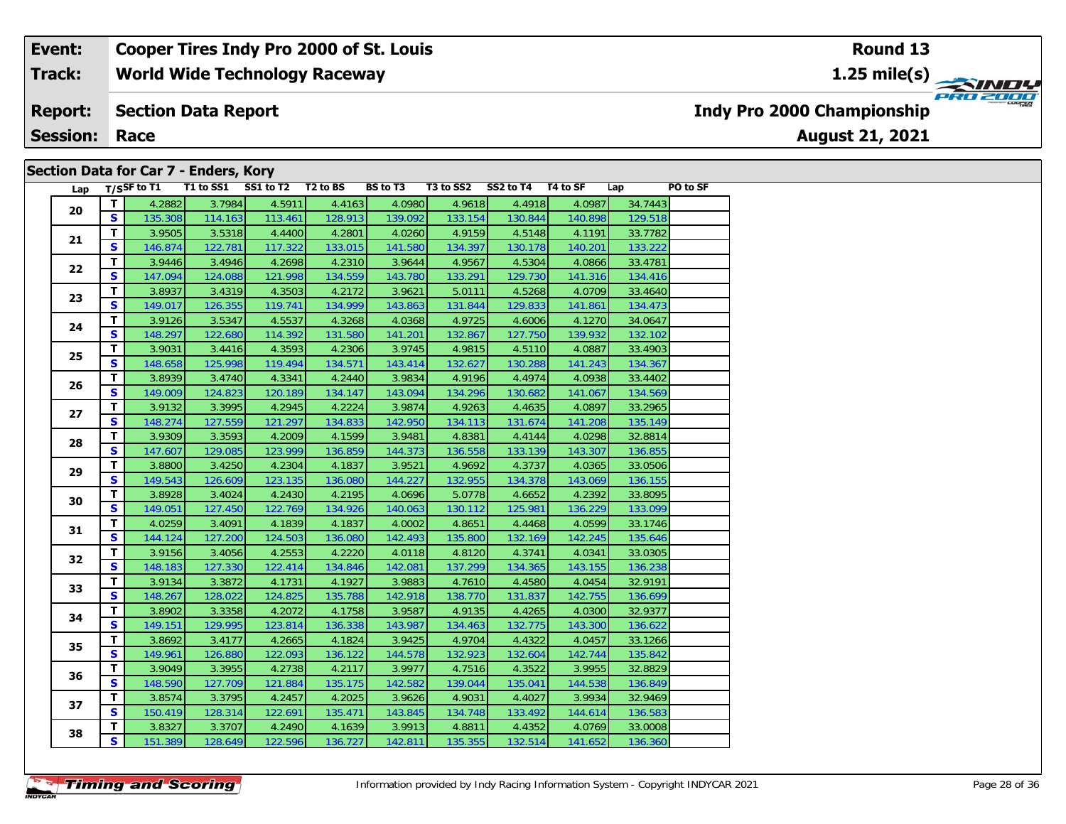| Event: | Cooper Tires Indy Pro 2000 of St. Louis | Round 13 |
|---|---|---|
| Track: | World Wide Technology Raceway | 1.25 mile(s) |
| Report: | Section Data Report | Indy Pro 2000 Championship |
| Session: | Race | August 21, 2021 |

## Section Data for Car 7 - Enders, Kory

| Lap | T/S | SF to T1 | T1 to SS1 | SS1 to T2 | T2 to BS | BS to T3 | T3 to SS2 | SS2 to T4 | T4 to SF | Lap | PO to SF |
|---|---|---|---|---|---|---|---|---|---|---|---|
| 20 | T | 4.2882 | 3.7984 | 4.5911 | 4.4163 | 4.0980 | 4.9618 | 4.4918 | 4.0987 | 34.7443 | |
| | S | 135.308 | 114.163 | 113.461 | 128.913 | 139.092 | 133.154 | 130.844 | 140.898 | 129.518 | |
| 21 | T | 3.9505 | 3.5318 | 4.4400 | 4.2801 | 4.0260 | 4.9159 | 4.5148 | 4.1191 | 33.7782 | |
| | S | 146.874 | 122.781 | 117.322 | 133.015 | 141.580 | 134.397 | 130.178 | 140.201 | 133.222 | |
| 22 | T | 3.9446 | 3.4946 | 4.2698 | 4.2310 | 3.9644 | 4.9567 | 4.5304 | 4.0866 | 33.4781 | |
| | S | 147.094 | 124.088 | 121.998 | 134.559 | 143.780 | 133.291 | 129.730 | 141.316 | 134.416 | |
| 23 | T | 3.8937 | 3.4319 | 4.3503 | 4.2172 | 3.9621 | 5.0111 | 4.5268 | 4.0709 | 33.4640 | |
| | S | 149.017 | 126.355 | 119.741 | 134.999 | 143.863 | 131.844 | 129.833 | 141.861 | 134.473 | |
| 24 | T | 3.9126 | 3.5347 | 4.5537 | 4.3268 | 4.0368 | 4.9725 | 4.6006 | 4.1270 | 34.0647 | |
| | S | 148.297 | 122.680 | 114.392 | 131.580 | 141.201 | 132.867 | 127.750 | 139.932 | 132.102 | |
| 25 | T | 3.9031 | 3.4416 | 4.3593 | 4.2306 | 3.9745 | 4.9815 | 4.5110 | 4.0887 | 33.4903 | |
| | S | 148.658 | 125.998 | 119.494 | 134.571 | 143.414 | 132.627 | 130.288 | 141.243 | 134.367 | |
| 26 | T | 3.8939 | 3.4740 | 4.3341 | 4.2440 | 3.9834 | 4.9196 | 4.4974 | 4.0938 | 33.4402 | |
| | S | 149.009 | 124.823 | 120.189 | 134.147 | 143.094 | 134.296 | 130.682 | 141.067 | 134.569 | |
| 27 | T | 3.9132 | 3.3995 | 4.2945 | 4.2224 | 3.9874 | 4.9263 | 4.4635 | 4.0897 | 33.2965 | |
| | S | 148.274 | 127.559 | 121.297 | 134.833 | 142.950 | 134.113 | 131.674 | 141.208 | 135.149 | |
| 28 | T | 3.9309 | 3.3593 | 4.2009 | 4.1599 | 3.9481 | 4.8381 | 4.4144 | 4.0298 | 32.8814 | |
| | S | 147.607 | 129.085 | 123.999 | 136.859 | 144.373 | 136.558 | 133.139 | 143.307 | 136.855 | |
| 29 | T | 3.8800 | 3.4250 | 4.2304 | 4.1837 | 3.9521 | 4.9692 | 4.3737 | 4.0365 | 33.0506 | |
| | S | 149.543 | 126.609 | 123.135 | 136.080 | 144.227 | 132.955 | 134.378 | 143.069 | 136.155 | |
| 30 | T | 3.8928 | 3.4024 | 4.2430 | 4.2195 | 4.0696 | 5.0778 | 4.6652 | 4.2392 | 33.8095 | |
| | S | 149.051 | 127.450 | 122.769 | 134.926 | 140.063 | 130.112 | 125.981 | 136.229 | 133.099 | |
| 31 | T | 4.0259 | 3.4091 | 4.1839 | 4.1837 | 4.0002 | 4.8651 | 4.4468 | 4.0599 | 33.1746 | |
| | S | 144.124 | 127.200 | 124.503 | 136.080 | 142.493 | 135.800 | 132.169 | 142.245 | 135.646 | |
| 32 | T | 3.9156 | 3.4056 | 4.2553 | 4.2220 | 4.0118 | 4.8120 | 4.3741 | 4.0341 | 33.0305 | |
| | S | 148.183 | 127.330 | 122.414 | 134.846 | 142.081 | 137.299 | 134.365 | 143.155 | 136.238 | |
| 33 | T | 3.9134 | 3.3872 | 4.1731 | 4.1927 | 3.9883 | 4.7610 | 4.4580 | 4.0454 | 32.9191 | |
| | S | 148.267 | 128.022 | 124.825 | 135.788 | 142.918 | 138.770 | 131.837 | 142.755 | 136.699 | |
| 34 | T | 3.8902 | 3.3358 | 4.2072 | 4.1758 | 3.9587 | 4.9135 | 4.4265 | 4.0300 | 32.9377 | |
| | S | 149.151 | 129.995 | 123.814 | 136.338 | 143.987 | 134.463 | 132.775 | 143.300 | 136.622 | |
| 35 | T | 3.8692 | 3.4177 | 4.2665 | 4.1824 | 3.9425 | 4.9704 | 4.4322 | 4.0457 | 33.1266 | |
| | S | 149.961 | 126.880 | 122.093 | 136.122 | 144.578 | 132.923 | 132.604 | 142.744 | 135.842 | |
| 36 | T | 3.9049 | 3.3955 | 4.2738 | 4.2117 | 3.9977 | 4.7516 | 4.3522 | 3.9955 | 32.8829 | |
| | S | 148.590 | 127.709 | 121.884 | 135.175 | 142.582 | 139.044 | 135.041 | 144.538 | 136.849 | |
| 37 | T | 3.8574 | 3.3795 | 4.2457 | 4.2025 | 3.9626 | 4.9031 | 4.4027 | 3.9934 | 32.9469 | |
| | S | 150.419 | 128.314 | 122.691 | 135.471 | 143.845 | 134.748 | 133.492 | 144.614 | 136.583 | |
| 38 | T | 3.8327 | 3.3707 | 4.2490 | 4.1639 | 3.9913 | 4.8811 | 4.4352 | 4.0769 | 33.0008 | |
| | S | 151.389 | 128.649 | 122.596 | 136.727 | 142.811 | 135.355 | 132.514 | 141.652 | 136.360 | |

Information provided by Indy Racing Information System - Copyright INDYCAR 2021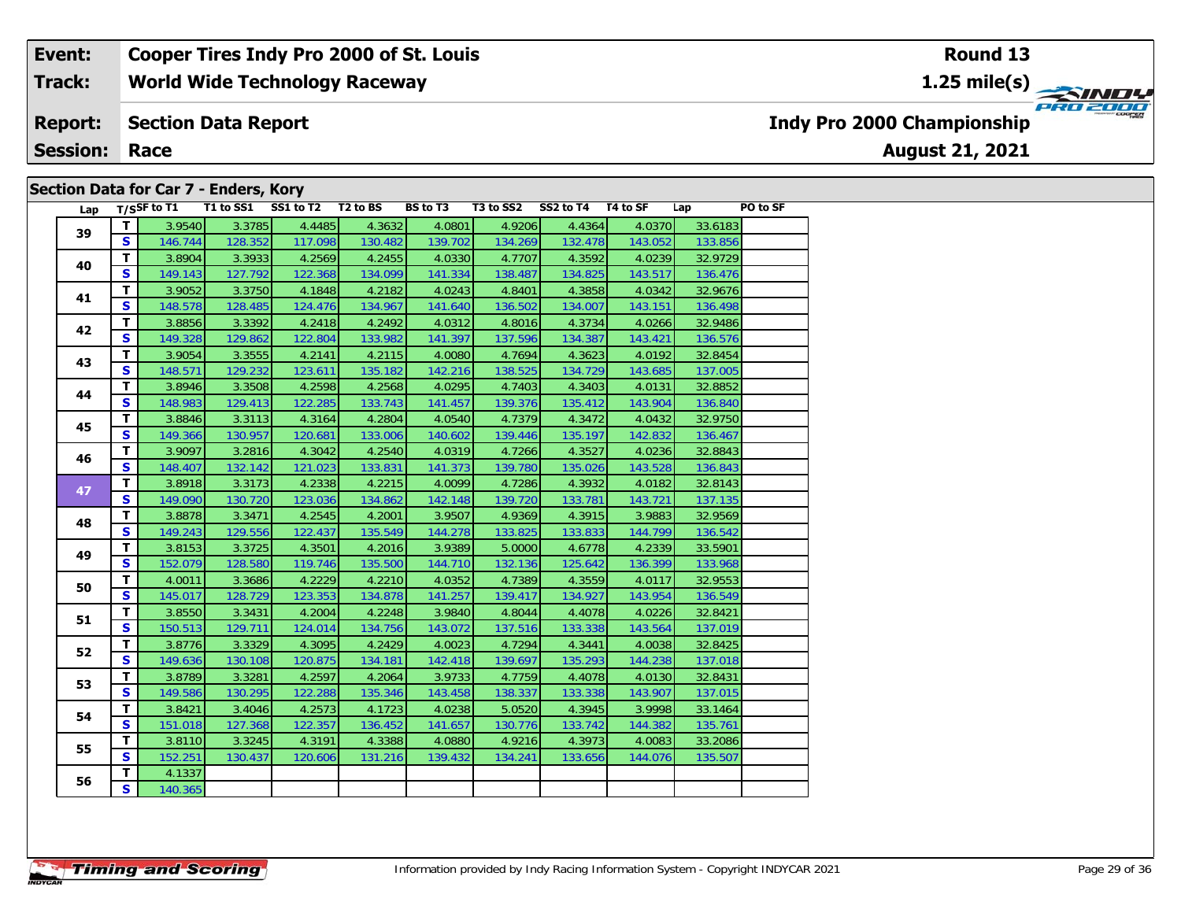| Event: | Cooper Tires Indy Pro 2000 of St. Louis | Round 13 |
|---|---|---|
| Track: | World Wide Technology Raceway | 1.25 mile(s) |
| Report: | Section Data Report | Indy Pro 2000 Championship |
| Session: | Race | August 21, 2021 |

## Section Data for Car 7 - Enders, Kory

| Lap | T/S | SF to T1 | T1 to SS1 | SS1 to T2 | T2 to BS | BS to T3 | T3 to SS2 | SS2 to T4 | T4 to SF | Lap | PO to SF |
|---|---|---|---|---|---|---|---|---|---|---|---|
| 39 | T | 3.9540 | 3.3785 | 4.4485 | 4.3632 | 4.0801 | 4.9206 | 4.4364 | 4.0370 | 33.6183 | |
| | S | 146.744 | 128.352 | 117.098 | 130.482 | 139.702 | 134.269 | 132.478 | 143.052 | 133.856 | |
| 40 | T | 3.8904 | 3.3933 | 4.2569 | 4.2455 | 4.0330 | 4.7707 | 4.3592 | 4.0239 | 32.9729 | |
| | S | 149.143 | 127.792 | 122.368 | 134.099 | 141.334 | 138.487 | 134.825 | 143.517 | 136.476 | |
| 41 | T | 3.9052 | 3.3750 | 4.1848 | 4.2182 | 4.0243 | 4.8401 | 4.3858 | 4.0342 | 32.9676 | |
| | S | 148.578 | 128.485 | 124.476 | 134.967 | 141.640 | 136.502 | 134.007 | 143.151 | 136.498 | |
| 42 | T | 3.8856 | 3.3392 | 4.2418 | 4.2492 | 4.0312 | 4.8016 | 4.3734 | 4.0266 | 32.9486 | |
| | S | 149.328 | 129.862 | 122.804 | 133.982 | 141.397 | 137.596 | 134.387 | 143.421 | 136.576 | |
| 43 | T | 3.9054 | 3.3555 | 4.2141 | 4.2115 | 4.0080 | 4.7694 | 4.3623 | 4.0192 | 32.8454 | |
| | S | 148.571 | 129.232 | 123.611 | 135.182 | 142.216 | 138.525 | 134.729 | 143.685 | 137.005 | |
| 44 | T | 3.8946 | 3.3508 | 4.2598 | 4.2568 | 4.0295 | 4.7403 | 4.3403 | 4.0131 | 32.8852 | |
| | S | 148.983 | 129.413 | 122.285 | 133.743 | 141.457 | 139.376 | 135.412 | 143.904 | 136.840 | |
| 45 | T | 3.8846 | 3.3113 | 4.3164 | 4.2804 | 4.0540 | 4.7379 | 4.3472 | 4.0432 | 32.9750 | |
| | S | 149.366 | 130.957 | 120.681 | 133.006 | 140.602 | 139.446 | 135.197 | 142.832 | 136.467 | |
| 46 | T | 3.9097 | 3.2816 | 4.3042 | 4.2540 | 4.0319 | 4.7266 | 4.3527 | 4.0236 | 32.8843 | |
| | S | 148.407 | 132.142 | 121.023 | 133.831 | 141.373 | 139.780 | 135.026 | 143.528 | 136.843 | |
| 47 | T | 3.8918 | 3.3173 | 4.2338 | 4.2215 | 4.0099 | 4.7286 | 4.3932 | 4.0182 | 32.8143 | |
| | S | 149.090 | 130.720 | 123.036 | 134.862 | 142.148 | 139.720 | 133.781 | 143.721 | 137.135 | |
| 48 | T | 3.8878 | 3.3471 | 4.2545 | 4.2001 | 3.9507 | 4.9369 | 4.3915 | 3.9883 | 32.9569 | |
| | S | 149.243 | 129.556 | 122.437 | 135.549 | 144.278 | 133.825 | 133.833 | 144.799 | 136.542 | |
| 49 | T | 3.8153 | 3.3725 | 4.3501 | 4.2016 | 3.9389 | 5.0000 | 4.6778 | 4.2339 | 33.5901 | |
| | S | 152.079 | 128.580 | 119.746 | 135.500 | 144.710 | 132.136 | 125.642 | 136.399 | 133.968 | |
| 50 | T | 4.0011 | 3.3686 | 4.2229 | 4.2210 | 4.0352 | 4.7389 | 4.3559 | 4.0117 | 32.9553 | |
| | S | 145.017 | 128.729 | 123.353 | 134.878 | 141.257 | 139.417 | 134.927 | 143.954 | 136.549 | |
| 51 | T | 3.8550 | 3.3431 | 4.2004 | 4.2248 | 3.9840 | 4.8044 | 4.4078 | 4.0226 | 32.8421 | |
| | S | 150.513 | 129.711 | 124.014 | 134.756 | 143.072 | 137.516 | 133.338 | 143.564 | 137.019 | |
| 52 | T | 3.8776 | 3.3329 | 4.3095 | 4.2429 | 4.0023 | 4.7294 | 4.3441 | 4.0038 | 32.8425 | |
| | S | 149.636 | 130.108 | 120.875 | 134.181 | 142.418 | 139.697 | 135.293 | 144.238 | 137.018 | |
| 53 | T | 3.8789 | 3.3281 | 4.2597 | 4.2064 | 3.9733 | 4.7759 | 4.4078 | 4.0130 | 32.8431 | |
| | S | 149.586 | 130.295 | 122.288 | 135.346 | 143.458 | 138.337 | 133.338 | 143.907 | 137.015 | |
| 54 | T | 3.8421 | 3.4046 | 4.2573 | 4.1723 | 4.0238 | 5.0520 | 4.3945 | 3.9998 | 33.1464 | |
| | S | 151.018 | 127.368 | 122.357 | 136.452 | 141.657 | 130.776 | 133.742 | 144.382 | 135.761 | |
| 55 | T | 3.8110 | 3.3245 | 4.3191 | 4.3388 | 4.0880 | 4.9216 | 4.3973 | 4.0083 | 33.2086 | |
| | S | 152.251 | 130.437 | 120.606 | 131.216 | 139.432 | 134.241 | 133.656 | 144.076 | 135.507 | |
| 56 | T | 4.1337 | | | | | | | | | |
| | S | 140.365 | | | | | | | | | |

Information provided by Indy Racing Information System - Copyright INDYCAR 2021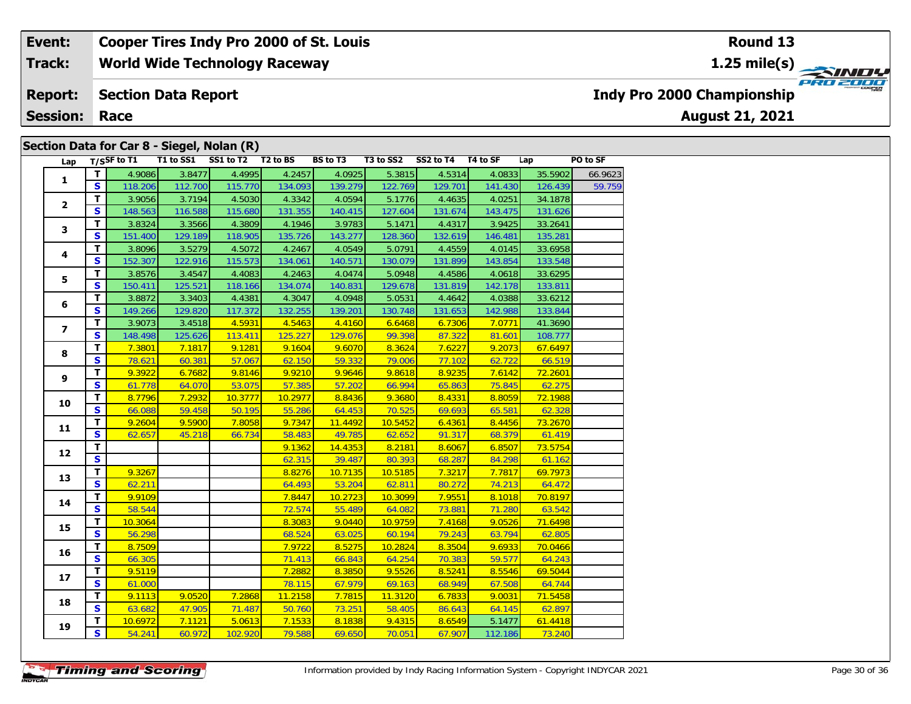| Event: | Cooper Tires Indy Pro 2000 of St. Louis | Round 13 |
|---|---|---|
| Track: | World Wide Technology Raceway | 1.25 mile(s) |
| Report: | Section Data Report | Indy Pro 2000 Championship |
| Session: | Race | August 21, 2021 |

## Section Data for Car 8 - Siegel, Nolan (R)

| Lap | T/S | SF to T1 | T1 to SS1 | SS1 to T2 | T2 to BS | BS to T3 | T3 to SS2 | SS2 to T4 | T4 to SF | Lap | PO to SF |
|---|---|---|---|---|---|---|---|---|---|---|---|
| 1 | T | 4.9086 | 3.8477 | 4.4995 | 4.2457 | 4.0925 | 5.3815 | 4.5314 | 4.0833 | 35.5902 | 66.9623 |
| | S | 118.206 | 112.700 | 115.770 | 134.093 | 139.279 | 122.769 | 129.701 | 141.430 | 126.439 | 59.759 |
| 2 | T | 3.9056 | 3.7194 | 4.5030 | 4.3342 | 4.0594 | 5.1776 | 4.4635 | 4.0251 | 34.1878 | |
| | S | 148.563 | 116.588 | 115.680 | 131.355 | 140.415 | 127.604 | 131.674 | 143.475 | 131.626 | |
| 3 | T | 3.8324 | 3.3566 | 4.3809 | 4.1946 | 3.9783 | 5.1471 | 4.4317 | 3.9425 | 33.2641 | |
| | S | 151.400 | 129.189 | 118.905 | 135.726 | 143.277 | 128.360 | 132.619 | 146.481 | 135.281 | |
| 4 | T | 3.8096 | 3.5279 | 4.5072 | 4.2467 | 4.0549 | 5.0791 | 4.4559 | 4.0145 | 33.6958 | |
| | S | 152.307 | 122.916 | 115.573 | 134.061 | 140.571 | 130.079 | 131.899 | 143.854 | 133.548 | |
| 5 | T | 3.8576 | 3.4547 | 4.4083 | 4.2463 | 4.0474 | 5.0948 | 4.4586 | 4.0618 | 33.6295 | |
| | S | 150.411 | 125.521 | 118.166 | 134.074 | 140.831 | 129.678 | 131.819 | 142.178 | 133.811 | |
| 6 | T | 3.8872 | 3.3403 | 4.4381 | 4.3047 | 4.0948 | 5.0531 | 4.4642 | 4.0388 | 33.6212 | |
| | S | 149.266 | 129.820 | 117.372 | 132.255 | 139.201 | 130.748 | 131.653 | 142.988 | 133.844 | |
| 7 | T | 3.9073 | 3.4518 | 4.5931 | 4.5463 | 4.4160 | 6.6468 | 6.7306 | 7.0771 | 41.3690 | |
| | S | 148.498 | 125.626 | 113.411 | 125.227 | 129.076 | 99.398 | 87.322 | 81.601 | 108.777 | |
| 8 | T | 7.3801 | 7.1817 | 9.1281 | 9.1604 | 9.6070 | 8.3624 | 7.6227 | 9.2073 | 67.6497 | |
| | S | 78.621 | 60.381 | 57.067 | 62.150 | 59.332 | 79.006 | 77.102 | 62.722 | 66.519 | |
| 9 | T | 9.3922 | 6.7682 | 9.8146 | 9.9210 | 9.9646 | 9.8618 | 8.9235 | 7.6142 | 72.2601 | |
| | S | 61.778 | 64.070 | 53.075 | 57.385 | 57.202 | 66.994 | 65.863 | 75.845 | 62.275 | |
| 10 | T | 8.7796 | 7.2932 | 10.3777 | 10.2977 | 8.8436 | 9.3680 | 8.4331 | 8.8059 | 72.1988 | |
| | S | 66.088 | 59.458 | 50.195 | 55.286 | 64.453 | 70.525 | 69.693 | 65.581 | 62.328 | |
| 11 | T | 9.2604 | 9.5900 | 7.8058 | 9.7347 | 11.4492 | 10.5452 | 6.4361 | 8.4456 | 73.2670 | |
| | S | 62.657 | 45.218 | 66.734 | 58.483 | 49.785 | 62.652 | 91.317 | 68.379 | 61.419 | |
| 12 | T | | | | 9.1362 | 14.4353 | 8.2181 | 8.6067 | 6.8507 | 73.5754 | |
| | S | | | | 62.315 | 39.487 | 80.393 | 68.287 | 84.298 | 61.162 | |
| 13 | T | 9.3267 | | | 8.8276 | 10.7135 | 10.5185 | 7.3217 | 7.7817 | 69.7973 | |
| | S | 62.211 | | | 64.493 | 53.204 | 62.811 | 80.272 | 74.213 | 64.472 | |
| 14 | T | 9.9109 | | | 7.8447 | 10.2723 | 10.3099 | 7.9551 | 8.1018 | 70.8197 | |
| | S | 58.544 | | | 72.574 | 55.489 | 64.082 | 73.881 | 71.280 | 63.542 | |
| 15 | T | 10.3064 | | | 8.3083 | 9.0440 | 10.9759 | 7.4168 | 9.0526 | 71.6498 | |
| | S | 56.298 | | | 68.524 | 63.025 | 60.194 | 79.243 | 63.794 | 62.805 | |
| 16 | T | 8.7509 | | | 7.9722 | 8.5275 | 10.2824 | 8.3504 | 9.6933 | 70.0466 | |
| | S | 66.305 | | | 71.413 | 66.843 | 64.254 | 70.383 | 59.577 | 64.243 | |
| 17 | T | 9.5119 | | | 7.2882 | 8.3850 | 9.5526 | 8.5241 | 8.5546 | 69.5044 | |
| | S | 61.000 | | | 78.115 | 67.979 | 69.163 | 68.949 | 67.508 | 64.744 | |
| 18 | T | 9.1113 | 9.0520 | 7.2868 | 11.2158 | 7.7815 | 11.3120 | 6.7833 | 9.0031 | 71.5458 | |
| | S | 63.682 | 47.905 | 71.487 | 50.760 | 73.251 | 58.405 | 86.643 | 64.145 | 62.897 | |
| 19 | T | 10.6972 | 7.1121 | 5.0613 | 7.1533 | 8.1838 | 9.4315 | 8.6549 | 5.1477 | 61.4418 | |
| | S | 54.241 | 60.972 | 102.920 | 79.588 | 69.650 | 70.051 | 67.907 | 112.186 | 73.240 | |

Information provided by Indy Racing Information System - Copyright INDYCAR 2021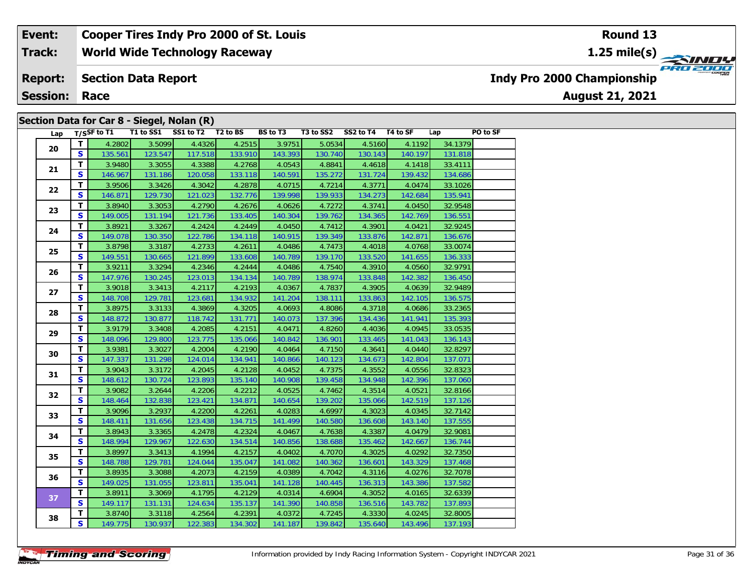| Event: | Cooper Tires Indy Pro 2000 of St. Louis | Round 13 |
|---|---|---|
| Track: | World Wide Technology Raceway | 1.25 mile(s) |
| Report: | Section Data Report | Indy Pro 2000 Championship |
| Session: | Race | August 21, 2021 |

## Section Data for Car 8 - Siegel, Nolan (R)

| Lap | T/S | SF to T1 | T1 to SS1 | SS1 to T2 | T2 to BS | BS to T3 | T3 to SS2 | SS2 to T4 | T4 to SF | Lap | PO to SF |
|---|---|---|---|---|---|---|---|---|---|---|---|
| 20 | T | 4.2802 | 3.5099 | 4.4326 | 4.2515 | 3.9751 | 5.0534 | 4.5160 | 4.1192 | 34.1379 | |
| | S | 135.561 | 123.547 | 117.518 | 133.910 | 143.393 | 130.740 | 130.143 | 140.197 | 131.818 | |
| 21 | T | 3.9480 | 3.3055 | 4.3388 | 4.2768 | 4.0543 | 4.8841 | 4.4618 | 4.1418 | 33.4111 | |
| | S | 146.967 | 131.186 | 120.058 | 133.118 | 140.591 | 135.272 | 131.724 | 139.432 | 134.686 | |
| 22 | T | 3.9506 | 3.3426 | 4.3042 | 4.2878 | 4.0715 | 4.7214 | 4.3771 | 4.0474 | 33.1026 | |
| | S | 146.871 | 129.730 | 121.023 | 132.776 | 139.998 | 139.933 | 134.273 | 142.684 | 135.941 | |
| 23 | T | 3.8940 | 3.3053 | 4.2790 | 4.2676 | 4.0626 | 4.7272 | 4.3741 | 4.0450 | 32.9548 | |
| | S | 149.005 | 131.194 | 121.736 | 133.405 | 140.304 | 139.762 | 134.365 | 142.769 | 136.551 | |
| 24 | T | 3.8921 | 3.3267 | 4.2424 | 4.2449 | 4.0450 | 4.7412 | 4.3901 | 4.0421 | 32.9245 | |
| | S | 149.078 | 130.350 | 122.786 | 134.118 | 140.915 | 139.349 | 133.876 | 142.871 | 136.676 | |
| 25 | T | 3.8798 | 3.3187 | 4.2733 | 4.2611 | 4.0486 | 4.7473 | 4.4018 | 4.0768 | 33.0074 | |
| | S | 149.551 | 130.665 | 121.899 | 133.608 | 140.789 | 139.170 | 133.520 | 141.655 | 136.333 | |
| 26 | T | 3.9211 | 3.3294 | 4.2346 | 4.2444 | 4.0486 | 4.7540 | 4.3910 | 4.0560 | 32.9791 | |
| | S | 147.976 | 130.245 | 123.013 | 134.134 | 140.789 | 138.974 | 133.848 | 142.382 | 136.450 | |
| 27 | T | 3.9018 | 3.3413 | 4.2117 | 4.2193 | 4.0367 | 4.7837 | 4.3905 | 4.0639 | 32.9489 | |
| | S | 148.708 | 129.781 | 123.681 | 134.932 | 141.204 | 138.111 | 133.863 | 142.105 | 136.575 | |
| 28 | T | 3.8975 | 3.3133 | 4.3869 | 4.3205 | 4.0693 | 4.8086 | 4.3718 | 4.0686 | 33.2365 | |
| | S | 148.872 | 130.877 | 118.742 | 131.771 | 140.073 | 137.396 | 134.436 | 141.941 | 135.393 | |
| 29 | T | 3.9179 | 3.3408 | 4.2085 | 4.2151 | 4.0471 | 4.8260 | 4.4036 | 4.0945 | 33.0535 | |
| | S | 148.096 | 129.800 | 123.775 | 135.066 | 140.842 | 136.901 | 133.465 | 141.043 | 136.143 | |
| 30 | T | 3.9381 | 3.3027 | 4.2004 | 4.2190 | 4.0464 | 4.7150 | 4.3641 | 4.0440 | 32.8297 | |
| | S | 147.337 | 131.298 | 124.014 | 134.941 | 140.866 | 140.123 | 134.673 | 142.804 | 137.071 | |
| 31 | T | 3.9043 | 3.3172 | 4.2045 | 4.2128 | 4.0452 | 4.7375 | 4.3552 | 4.0556 | 32.8323 | |
| | S | 148.612 | 130.724 | 123.893 | 135.140 | 140.908 | 139.458 | 134.948 | 142.396 | 137.060 | |
| 32 | T | 3.9082 | 3.2644 | 4.2206 | 4.2212 | 4.0525 | 4.7462 | 4.3514 | 4.0521 | 32.8166 | |
| | S | 148.464 | 132.838 | 123.421 | 134.871 | 140.654 | 139.202 | 135.066 | 142.519 | 137.126 | |
| 33 | T | 3.9096 | 3.2937 | 4.2200 | 4.2261 | 4.0283 | 4.6997 | 4.3023 | 4.0345 | 32.7142 | |
| | S | 148.411 | 131.656 | 123.438 | 134.715 | 141.499 | 140.580 | 136.608 | 143.140 | 137.555 | |
| 34 | T | 3.8943 | 3.3365 | 4.2478 | 4.2324 | 4.0467 | 4.7638 | 4.3387 | 4.0479 | 32.9081 | |
| | S | 148.994 | 129.967 | 122.630 | 134.514 | 140.856 | 138.688 | 135.462 | 142.667 | 136.744 | |
| 35 | T | 3.8997 | 3.3413 | 4.1994 | 4.2157 | 4.0402 | 4.7070 | 4.3025 | 4.0292 | 32.7350 | |
| | S | 148.788 | 129.781 | 124.044 | 135.047 | 141.082 | 140.362 | 136.601 | 143.329 | 137.468 | |
| 36 | T | 3.8935 | 3.3088 | 4.2073 | 4.2159 | 4.0389 | 4.7042 | 4.3116 | 4.0276 | 32.7078 | |
| | S | 149.025 | 131.055 | 123.811 | 135.041 | 141.128 | 140.445 | 136.313 | 143.386 | 137.582 | |
| 37 | T | 3.8911 | 3.3069 | 4.1795 | 4.2129 | 4.0314 | 4.6904 | 4.3052 | 4.0165 | 32.6339 | |
| | S | 149.117 | 131.131 | 124.634 | 135.137 | 141.390 | 140.858 | 136.516 | 143.782 | 137.893 | |
| 38 | T | 3.8740 | 3.3118 | 4.2564 | 4.2391 | 4.0372 | 4.7245 | 4.3330 | 4.0245 | 32.8005 | |
| | S | 149.775 | 130.937 | 122.383 | 134.302 | 141.187 | 139.842 | 135.640 | 143.496 | 137.193 | |

Information provided by Indy Racing Information System - Copyright INDYCAR 2021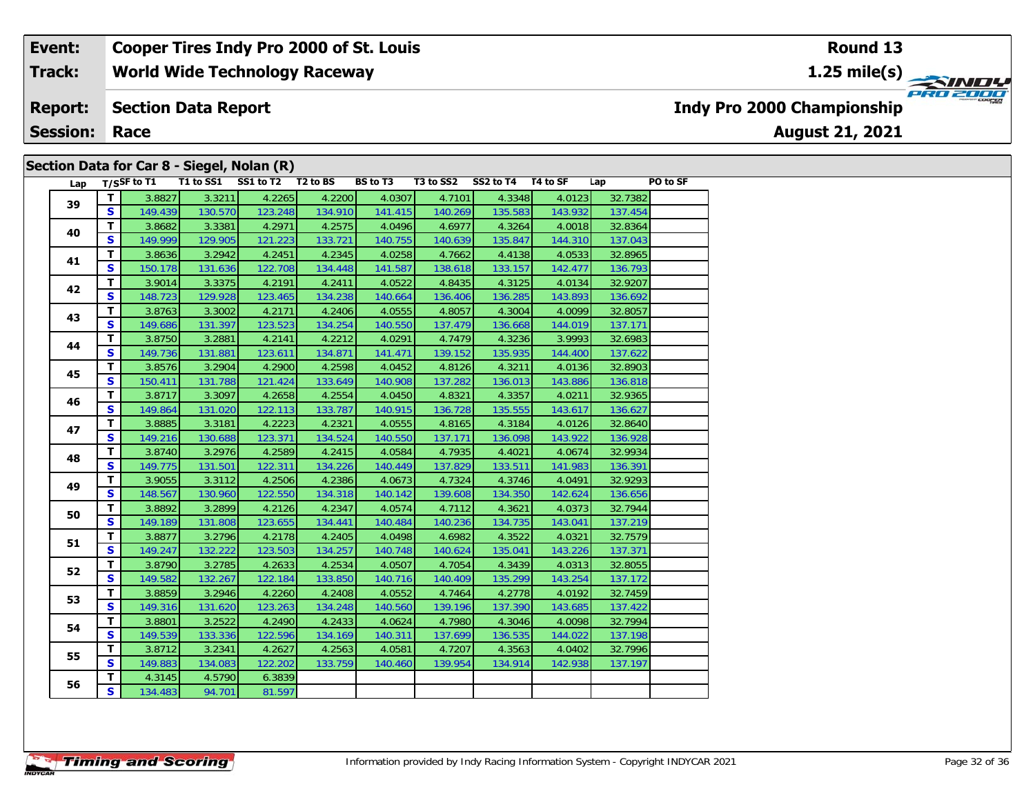| Event: | Cooper Tires Indy Pro 2000 of St. Louis | Round 13 |
|---|---|---|
| Track: | World Wide Technology Raceway | 1.25 mile(s) |
| Report: | Section Data Report | Indy Pro 2000 Championship |
| Session: | Race | August 21, 2021 |

## Section Data for Car 8 - Siegel, Nolan (R)

| Lap | T/S | SF to T1 | T1 to SS1 | SS1 to T2 | T2 to BS | BS to T3 | T3 to SS2 | SS2 to T4 | T4 to SF | Lap | PO to SF |
|---|---|---|---|---|---|---|---|---|---|---|---|
| 39 | T | 3.8827 | 3.3211 | 4.2265 | 4.2200 | 4.0307 | 4.7101 | 4.3348 | 4.0123 | 32.7382 | |
| | S | 149.439 | 130.570 | 123.248 | 134.910 | 141.415 | 140.269 | 135.583 | 143.932 | 137.454 | |
| 40 | T | 3.8682 | 3.3381 | 4.2971 | 4.2575 | 4.0496 | 4.6977 | 4.3264 | 4.0018 | 32.8364 | |
| | S | 149.999 | 129.905 | 121.223 | 133.721 | 140.755 | 140.639 | 135.847 | 144.310 | 137.043 | |
| 41 | T | 3.8636 | 3.2942 | 4.2451 | 4.2345 | 4.0258 | 4.7662 | 4.4138 | 4.0533 | 32.8965 | |
| | S | 150.178 | 131.636 | 122.708 | 134.448 | 141.587 | 138.618 | 133.157 | 142.477 | 136.793 | |
| 42 | T | 3.9014 | 3.3375 | 4.2191 | 4.2411 | 4.0522 | 4.8435 | 4.3125 | 4.0134 | 32.9207 | |
| | S | 148.723 | 129.928 | 123.465 | 134.238 | 140.664 | 136.406 | 136.285 | 143.893 | 136.692 | |
| 43 | T | 3.8763 | 3.3002 | 4.2171 | 4.2406 | 4.0555 | 4.8057 | 4.3004 | 4.0099 | 32.8057 | |
| | S | 149.686 | 131.397 | 123.523 | 134.254 | 140.550 | 137.479 | 136.668 | 144.019 | 137.171 | |
| 44 | T | 3.8750 | 3.2881 | 4.2141 | 4.2212 | 4.0291 | 4.7479 | 4.3236 | 3.9993 | 32.6983 | |
| | S | 149.736 | 131.881 | 123.611 | 134.871 | 141.471 | 139.152 | 135.935 | 144.400 | 137.622 | |
| 45 | T | 3.8576 | 3.2904 | 4.2900 | 4.2598 | 4.0452 | 4.8126 | 4.3211 | 4.0136 | 32.8903 | |
| | S | 150.411 | 131.788 | 121.424 | 133.649 | 140.908 | 137.282 | 136.013 | 143.886 | 136.818 | |
| 46 | T | 3.8717 | 3.3097 | 4.2658 | 4.2554 | 4.0450 | 4.8321 | 4.3357 | 4.0211 | 32.9365 | |
| | S | 149.864 | 131.020 | 122.113 | 133.787 | 140.915 | 136.728 | 135.555 | 143.617 | 136.627 | |
| 47 | T | 3.8885 | 3.3181 | 4.2223 | 4.2321 | 4.0555 | 4.8165 | 4.3184 | 4.0126 | 32.8640 | |
| | S | 149.216 | 130.688 | 123.371 | 134.524 | 140.550 | 137.171 | 136.098 | 143.922 | 136.928 | |
| 48 | T | 3.8740 | 3.2976 | 4.2589 | 4.2415 | 4.0584 | 4.7935 | 4.4021 | 4.0674 | 32.9934 | |
| | S | 149.775 | 131.501 | 122.311 | 134.226 | 140.449 | 137.829 | 133.511 | 141.983 | 136.391 | |
| 49 | T | 3.9055 | 3.3112 | 4.2506 | 4.2386 | 4.0673 | 4.7324 | 4.3746 | 4.0491 | 32.9293 | |
| | S | 148.567 | 130.960 | 122.550 | 134.318 | 140.142 | 139.608 | 134.350 | 142.624 | 136.656 | |
| 50 | T | 3.8892 | 3.2899 | 4.2126 | 4.2347 | 4.0574 | 4.7112 | 4.3621 | 4.0373 | 32.7944 | |
| | S | 149.189 | 131.808 | 123.655 | 134.441 | 140.484 | 140.236 | 134.735 | 143.041 | 137.219 | |
| 51 | T | 3.8877 | 3.2796 | 4.2178 | 4.2405 | 4.0498 | 4.6982 | 4.3522 | 4.0321 | 32.7579 | |
| | S | 149.247 | 132.222 | 123.503 | 134.257 | 140.748 | 140.624 | 135.041 | 143.226 | 137.371 | |
| 52 | T | 3.8790 | 3.2785 | 4.2633 | 4.2534 | 4.0507 | 4.7054 | 4.3439 | 4.0313 | 32.8055 | |
| | S | 149.582 | 132.267 | 122.184 | 133.850 | 140.716 | 140.409 | 135.299 | 143.254 | 137.172 | |
| 53 | T | 3.8859 | 3.2946 | 4.2260 | 4.2408 | 4.0552 | 4.7464 | 4.2778 | 4.0192 | 32.7459 | |
| | S | 149.316 | 131.620 | 123.263 | 134.248 | 140.560 | 139.196 | 137.390 | 143.685 | 137.422 | |
| 54 | T | 3.8801 | 3.2522 | 4.2490 | 4.2433 | 4.0624 | 4.7980 | 4.3046 | 4.0098 | 32.7994 | |
| | S | 149.539 | 133.336 | 122.596 | 134.169 | 140.311 | 137.699 | 136.535 | 144.022 | 137.198 | |
| 55 | T | 3.8712 | 3.2341 | 4.2627 | 4.2563 | 4.0581 | 4.7207 | 4.3563 | 4.0402 | 32.7996 | |
| | S | 149.883 | 134.083 | 122.202 | 133.759 | 140.460 | 139.954 | 134.914 | 142.938 | 137.197 | |
| 56 | T | 4.3145 | 4.5790 | 6.3839 | | | | | | | |
| | S | 134.483 | 94.701 | 81.597 | | | | | | | |

Information provided by Indy Racing Information System - Copyright INDYCAR 2021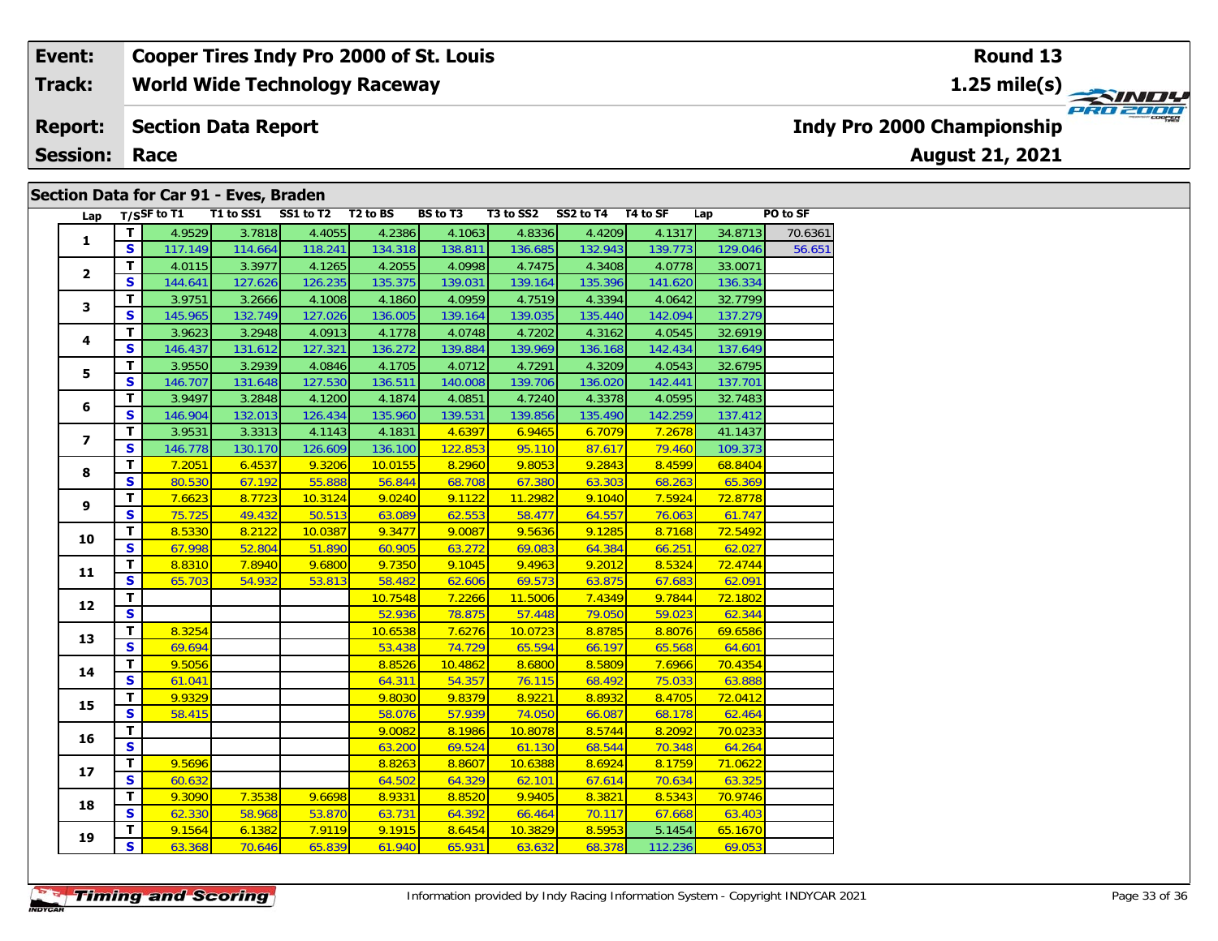| Event: | Cooper Tires Indy Pro 2000 of St. Louis | Round 13 |
|---|---|---|
| Track: | World Wide Technology Raceway | 1.25 mile(s) |
| Report: | Section Data Report | Indy Pro 2000 Championship |
| Session: | Race | August 21, 2021 |

## Section Data for Car 91 - Eves, Braden

| Lap | T/S | SF to T1 | T1 to SS1 | SS1 to T2 | T2 to BS | BS to T3 | T3 to SS2 | SS2 to T4 | T4 to SF | Lap | PO to SF |
|---|---|---|---|---|---|---|---|---|---|---|---|
| 1 | T | 4.9529 | 3.7818 | 4.4055 | 4.2386 | 4.1063 | 4.8336 | 4.4209 | 4.1317 | 34.8713 | 70.6361 |
| | S | 117.149 | 114.664 | 118.241 | 134.318 | 138.811 | 136.685 | 132.943 | 139.773 | 129.046 | 56.651 |
| 2 | T | 4.0115 | 3.3977 | 4.1265 | 4.2055 | 4.0998 | 4.7475 | 4.3408 | 4.0778 | 33.0071 | |
| | S | 144.641 | 127.626 | 126.235 | 135.375 | 139.031 | 139.164 | 135.396 | 141.620 | 136.334 | |
| 3 | T | 3.9751 | 3.2666 | 4.1008 | 4.1860 | 4.0959 | 4.7519 | 4.3394 | 4.0642 | 32.7799 | |
| | S | 145.965 | 132.749 | 127.026 | 136.005 | 139.164 | 139.035 | 135.440 | 142.094 | 137.279 | |
| 4 | T | 3.9623 | 3.2948 | 4.0913 | 4.1778 | 4.0748 | 4.7202 | 4.3162 | 4.0545 | 32.6919 | |
| | S | 146.437 | 131.612 | 127.321 | 136.272 | 139.884 | 139.969 | 136.168 | 142.434 | 137.649 | |
| 5 | T | 3.9550 | 3.2939 | 4.0846 | 4.1705 | 4.0712 | 4.7291 | 4.3209 | 4.0543 | 32.6795 | |
| | S | 146.707 | 131.648 | 127.530 | 136.511 | 140.008 | 139.706 | 136.020 | 142.441 | 137.701 | |
| 6 | T | 3.9497 | 3.2848 | 4.1200 | 4.1874 | 4.0851 | 4.7240 | 4.3378 | 4.0595 | 32.7483 | |
| | S | 146.904 | 132.013 | 126.434 | 135.960 | 139.531 | 139.856 | 135.490 | 142.259 | 137.412 | |
| 7 | T | 3.9531 | 3.3313 | 4.1143 | 4.1831 | 4.6397 | 6.9465 | 6.7079 | 7.2678 | 41.1437 | |
| | S | 146.778 | 130.170 | 126.609 | 136.100 | 122.853 | 95.110 | 87.617 | 79.460 | 109.373 | |
| 8 | T | 7.2051 | 6.4537 | 9.3206 | 10.0155 | 8.2960 | 9.8053 | 9.2843 | 8.4599 | 68.8404 | |
| | S | 80.530 | 67.192 | 55.888 | 56.844 | 68.708 | 67.380 | 63.303 | 68.263 | 65.369 | |
| 9 | T | 7.6623 | 8.7723 | 10.3124 | 9.0240 | 9.1122 | 11.2982 | 9.1040 | 7.5924 | 72.8778 | |
| | S | 75.725 | 49.432 | 50.513 | 63.089 | 62.553 | 58.477 | 64.557 | 76.063 | 61.747 | |
| 10 | T | 8.5330 | 8.2122 | 10.0387 | 9.3477 | 9.0087 | 9.5636 | 9.1285 | 8.7168 | 72.5492 | |
| | S | 67.998 | 52.804 | 51.890 | 60.905 | 63.272 | 69.083 | 64.384 | 66.251 | 62.027 | |
| 11 | T | 8.8310 | 7.8940 | 9.6800 | 9.7350 | 9.1045 | 9.4963 | 9.2012 | 8.5324 | 72.4744 | |
| | S | 65.703 | 54.932 | 53.813 | 58.482 | 62.606 | 69.573 | 63.875 | 67.683 | 62.091 | |
| 12 | T | | | | 10.7548 | 7.2266 | 11.5006 | 7.4349 | 9.7844 | 72.1802 | |
| | S | | | | 52.936 | 78.875 | 57.448 | 79.050 | 59.023 | 62.344 | |
| 13 | T | 8.3254 | | | 10.6538 | 7.6276 | 10.0723 | 8.8785 | 8.8076 | 69.6586 | |
| | S | 69.694 | | | 53.438 | 74.729 | 65.594 | 66.197 | 65.568 | 64.601 | |
| 14 | T | 9.5056 | | | 8.8526 | 10.4862 | 8.6800 | 8.5809 | 7.6966 | 70.4354 | |
| | S | 61.041 | | | 64.311 | 54.357 | 76.115 | 68.492 | 75.033 | 63.888 | |
| 15 | T | 9.9329 | | | 9.8030 | 9.8379 | 8.9221 | 8.8932 | 8.4705 | 72.0412 | |
| | S | 58.415 | | | 58.076 | 57.939 | 74.050 | 66.087 | 68.178 | 62.464 | |
| 16 | T | | | | 9.0082 | 8.1986 | 10.8078 | 8.5744 | 8.2092 | 70.0233 | |
| | S | | | | 63.200 | 69.524 | 61.130 | 68.544 | 70.348 | 64.264 | |
| 17 | T | 9.5696 | | | 8.8263 | 8.8607 | 10.6388 | 8.6924 | 8.1759 | 71.0622 | |
| | S | 60.632 | | | 64.502 | 64.329 | 62.101 | 67.614 | 70.634 | 63.325 | |
| 18 | T | 9.3090 | 7.3538 | 9.6698 | 8.9331 | 8.8520 | 9.9405 | 8.3821 | 8.5343 | 70.9746 | |
| | S | 62.330 | 58.968 | 53.870 | 63.731 | 64.392 | 66.464 | 70.117 | 67.668 | 63.403 | |
| 19 | T | 9.1564 | 6.1382 | 7.9119 | 9.1915 | 8.6454 | 10.3829 | 8.5953 | 5.1454 | 65.1670 | |
| | S | 63.368 | 70.646 | 65.839 | 61.940 | 65.931 | 63.632 | 68.378 | 112.236 | 69.053 | |

Information provided by Indy Racing Information System - Copyright INDYCAR 2021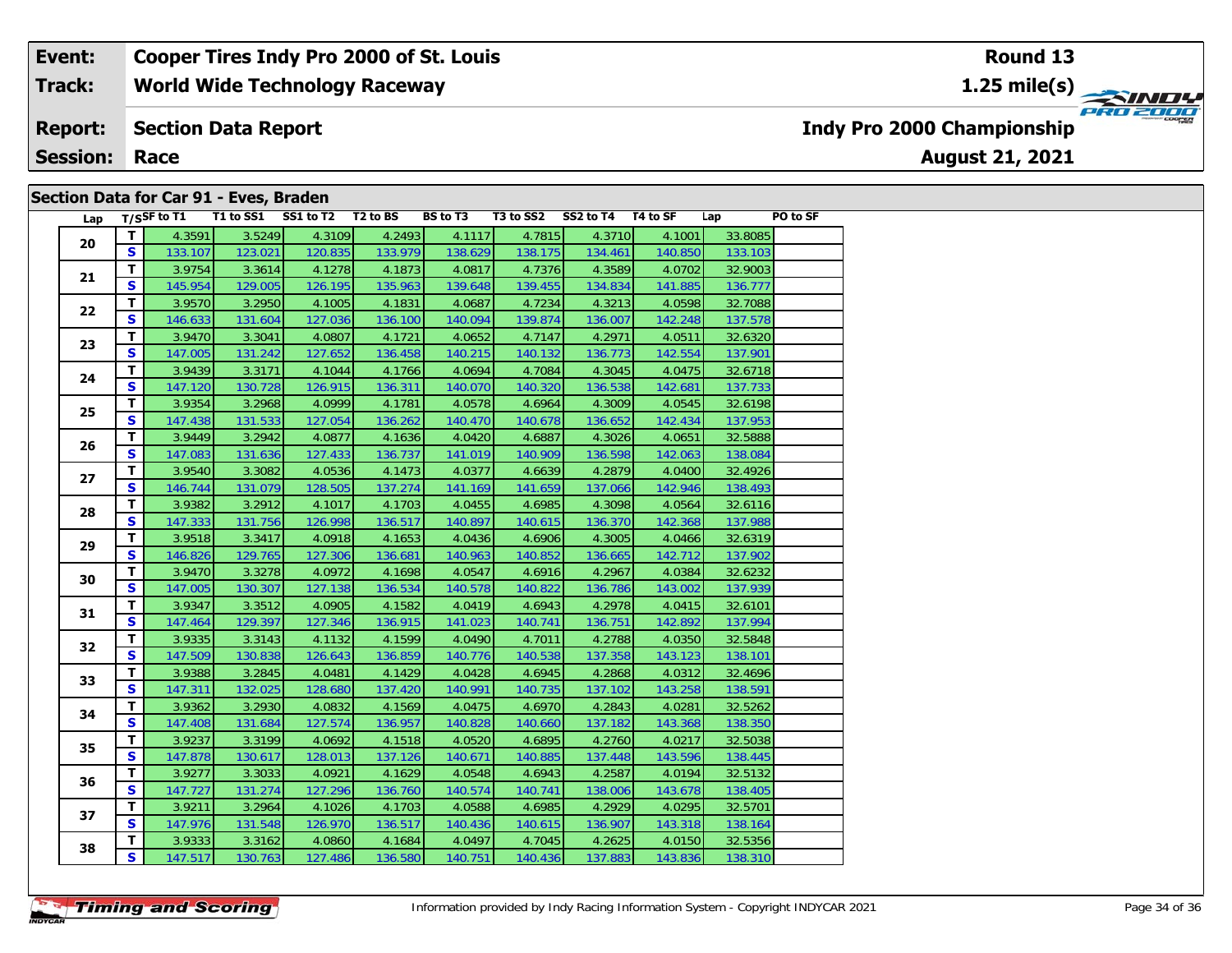| **Event:** | **Cooper Tires Indy Pro 2000 of St. Louis** | **Round 13** |
|---|---|---|
| **Track:** | **World Wide Technology Raceway** | **1.25 mile(s)** |
| **Report:** | **Section Data Report** | **Indy Pro 2000 Championship** |
| **Session:** | **Race** | **August 21, 2021** |

## Section Data for Car 91 - Eves, Braden

| Lap | T/S | SF to T1 | T1 to SS1 | SS1 to T2 | T2 to BS | BS to T3 | T3 to SS2 | SS2 to T4 | T4 to SF | Lap | PO to SF |
|---|---|---|---|---|---|---|---|---|---|---|---|
| 20 | T | 4.3591 | 3.5249 | 4.3109 | 4.2493 | 4.1117 | 4.7815 | 4.3710 | 4.1001 | 33.8085 | |
| | S | 133.107 | 123.021 | 120.835 | 133.979 | 138.629 | 138.175 | 134.461 | 140.850 | 133.103 | |
| 21 | T | 3.9754 | 3.3614 | 4.1278 | 4.1873 | 4.0817 | 4.7376 | 4.3589 | 4.0702 | 32.9003 | |
| | S | 145.954 | 129.005 | 126.195 | 135.963 | 139.648 | 139.455 | 134.834 | 141.885 | 136.777 | |
| 22 | T | 3.9570 | 3.2950 | 4.1005 | 4.1831 | 4.0687 | 4.7234 | 4.3213 | 4.0598 | 32.7088 | |
| | S | 146.633 | 131.604 | 127.036 | 136.100 | 140.094 | 139.874 | 136.007 | 142.248 | 137.578 | |
| 23 | T | 3.9470 | 3.3041 | 4.0807 | 4.1721 | 4.0652 | 4.7147 | 4.2971 | 4.0511 | 32.6320 | |
| | S | 147.005 | 131.242 | 127.652 | 136.458 | 140.215 | 140.132 | 136.773 | 142.554 | 137.901 | |
| 24 | T | 3.9439 | 3.3171 | 4.1044 | 4.1766 | 4.0694 | 4.7084 | 4.3045 | 4.0475 | 32.6718 | |
| | S | 147.120 | 130.728 | 126.915 | 136.311 | 140.070 | 140.320 | 136.538 | 142.681 | 137.733 | |
| 25 | T | 3.9354 | 3.2968 | 4.0999 | 4.1781 | 4.0578 | 4.6964 | 4.3009 | 4.0545 | 32.6198 | |
| | S | 147.438 | 131.533 | 127.054 | 136.262 | 140.470 | 140.678 | 136.652 | 142.434 | 137.953 | |
| 26 | T | 3.9449 | 3.2942 | 4.0877 | 4.1636 | 4.0420 | 4.6887 | 4.3026 | 4.0651 | 32.5888 | |
| | S | 147.083 | 131.636 | 127.433 | 136.737 | 141.019 | 140.909 | 136.598 | 142.063 | 138.084 | |
| 27 | T | 3.9540 | 3.3082 | 4.0536 | 4.1473 | 4.0377 | 4.6639 | 4.2879 | 4.0400 | 32.4926 | |
| | S | 146.744 | 131.079 | 128.505 | 137.274 | 141.169 | 141.659 | 137.066 | 142.946 | 138.493 | |
| 28 | T | 3.9382 | 3.2912 | 4.1017 | 4.1703 | 4.0455 | 4.6985 | 4.3098 | 4.0564 | 32.6116 | |
| | S | 147.333 | 131.756 | 126.998 | 136.517 | 140.897 | 140.615 | 136.370 | 142.368 | 137.988 | |
| 29 | T | 3.9518 | 3.3417 | 4.0918 | 4.1653 | 4.0436 | 4.6906 | 4.3005 | 4.0466 | 32.6319 | |
| | S | 146.826 | 129.765 | 127.306 | 136.681 | 140.963 | 140.852 | 136.665 | 142.712 | 137.902 | |
| 30 | T | 3.9470 | 3.3278 | 4.0972 | 4.1698 | 4.0547 | 4.6916 | 4.2967 | 4.0384 | 32.6232 | |
| | S | 147.005 | 130.307 | 127.138 | 136.534 | 140.578 | 140.822 | 136.786 | 143.002 | 137.939 | |
| 31 | T | 3.9347 | 3.3512 | 4.0905 | 4.1582 | 4.0419 | 4.6943 | 4.2978 | 4.0415 | 32.6101 | |
| | S | 147.464 | 129.397 | 127.346 | 136.915 | 141.023 | 140.741 | 136.751 | 142.892 | 137.994 | |
| 32 | T | 3.9335 | 3.3143 | 4.1132 | 4.1599 | 4.0490 | 4.7011 | 4.2788 | 4.0350 | 32.5848 | |
| | S | 147.509 | 130.838 | 126.643 | 136.859 | 140.776 | 140.538 | 137.358 | 143.123 | 138.101 | |
| 33 | T | 3.9388 | 3.2845 | 4.0481 | 4.1429 | 4.0428 | 4.6945 | 4.2868 | 4.0312 | 32.4696 | |
| | S | 147.311 | 132.025 | 128.680 | 137.420 | 140.991 | 140.735 | 137.102 | 143.258 | 138.591 | |
| 34 | T | 3.9362 | 3.2930 | 4.0832 | 4.1569 | 4.0475 | 4.6970 | 4.2843 | 4.0281 | 32.5262 | |
| | S | 147.408 | 131.684 | 127.574 | 136.957 | 140.828 | 140.660 | 137.182 | 143.368 | 138.350 | |
| 35 | T | 3.9237 | 3.3199 | 4.0692 | 4.1518 | 4.0520 | 4.6895 | 4.2760 | 4.0217 | 32.5038 | |
| | S | 147.878 | 130.617 | 128.013 | 137.126 | 140.671 | 140.885 | 137.448 | 143.596 | 138.445 | |
| 36 | T | 3.9277 | 3.3033 | 4.0921 | 4.1629 | 4.0548 | 4.6943 | 4.2587 | 4.0194 | 32.5132 | |
| | S | 147.727 | 131.274 | 127.296 | 136.760 | 140.574 | 140.741 | 138.006 | 143.678 | 138.405 | |
| 37 | T | 3.9211 | 3.2964 | 4.1026 | 4.1703 | 4.0588 | 4.6985 | 4.2929 | 4.0295 | 32.5701 | |
| | S | 147.976 | 131.548 | 126.970 | 136.517 | 140.436 | 140.615 | 136.907 | 143.318 | 138.164 | |
| 38 | T | 3.9333 | 3.3162 | 4.0860 | 4.1684 | 4.0497 | 4.7045 | 4.2625 | 4.0150 | 32.5356 | |
| | S | 147.517 | 130.763 | 127.486 | 136.580 | 140.751 | 140.436 | 137.883 | 143.836 | 138.310 | |

Information provided by Indy Racing Information System - Copyright INDYCAR 2021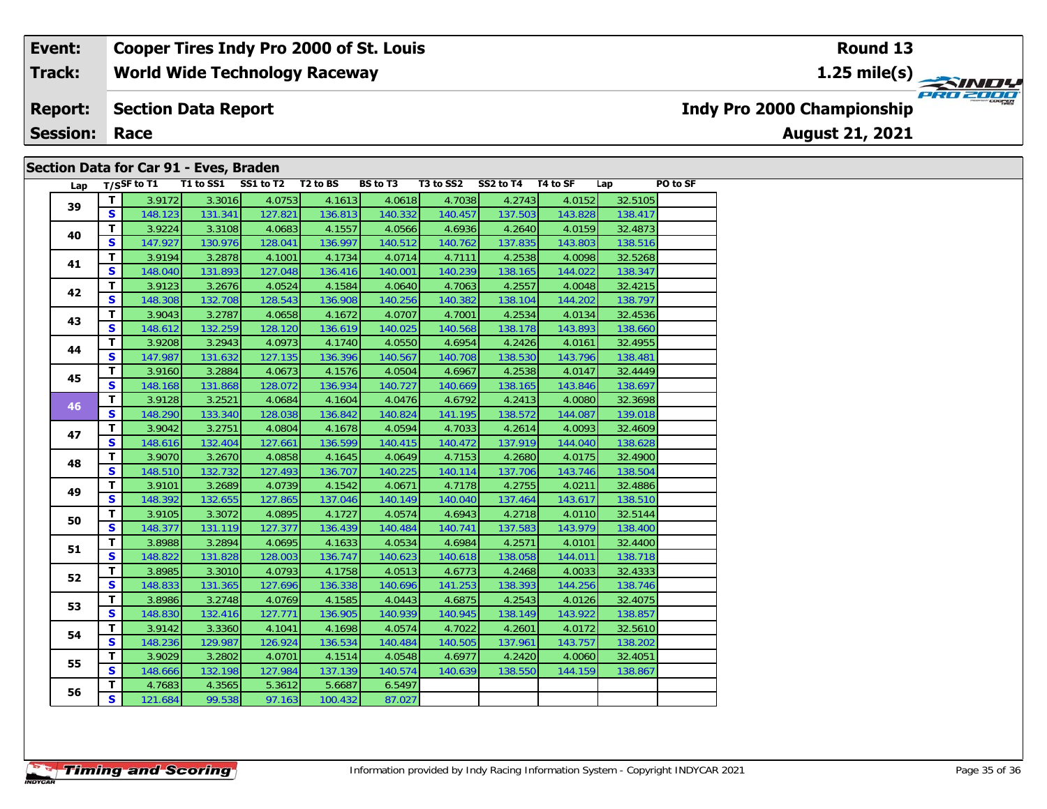| Event: | Cooper Tires Indy Pro 2000 of St. Louis | Round 13 |
|---|---|---|
| Track: | World Wide Technology Raceway | 1.25 mile(s) |
| Report: | Section Data Report | Indy Pro 2000 Championship |
| Session: | Race | August 21, 2021 |

## Section Data for Car 91 - Eves, Braden

| Lap | T/S | SF to T1 | T1 to SS1 | SS1 to T2 | T2 to BS | BS to T3 | T3 to SS2 | SS2 to T4 | T4 to SF | Lap | PO to SF |
|---|---|---|---|---|---|---|---|---|---|---|---|
| 39 | T | 3.9172 | 3.3016 | 4.0753 | 4.1613 | 4.0618 | 4.7038 | 4.2743 | 4.0152 | 32.5105 | |
| | S | 148.123 | 131.341 | 127.821 | 136.813 | 140.332 | 140.457 | 137.503 | 143.828 | 138.417 | |
| 40 | T | 3.9224 | 3.3108 | 4.0683 | 4.1557 | 4.0566 | 4.6936 | 4.2640 | 4.0159 | 32.4873 | |
| | S | 147.927 | 130.976 | 128.041 | 136.997 | 140.512 | 140.762 | 137.835 | 143.803 | 138.516 | |
| 41 | T | 3.9194 | 3.2878 | 4.1001 | 4.1734 | 4.0714 | 4.7111 | 4.2538 | 4.0098 | 32.5268 | |
| | S | 148.040 | 131.893 | 127.048 | 136.416 | 140.001 | 140.239 | 138.165 | 144.022 | 138.347 | |
| 42 | T | 3.9123 | 3.2676 | 4.0524 | 4.1584 | 4.0640 | 4.7063 | 4.2557 | 4.0048 | 32.4215 | |
| | S | 148.308 | 132.708 | 128.543 | 136.908 | 140.256 | 140.382 | 138.104 | 144.202 | 138.797 | |
| 43 | T | 3.9043 | 3.2787 | 4.0658 | 4.1672 | 4.0707 | 4.7001 | 4.2534 | 4.0134 | 32.4536 | |
| | S | 148.612 | 132.259 | 128.120 | 136.619 | 140.025 | 140.568 | 138.178 | 143.893 | 138.660 | |
| 44 | T | 3.9208 | 3.2943 | 4.0973 | 4.1740 | 4.0550 | 4.6954 | 4.2426 | 4.0161 | 32.4955 | |
| | S | 147.987 | 131.632 | 127.135 | 136.396 | 140.567 | 140.708 | 138.530 | 143.796 | 138.481 | |
| 45 | T | 3.9160 | 3.2884 | 4.0673 | 4.1576 | 4.0504 | 4.6967 | 4.2538 | 4.0147 | 32.4449 | |
| | S | 148.168 | 131.868 | 128.072 | 136.934 | 140.727 | 140.669 | 138.165 | 143.846 | 138.697 | |
| 46 | T | 3.9128 | 3.2521 | 4.0684 | 4.1604 | 4.0476 | 4.6792 | 4.2413 | 4.0080 | 32.3698 | |
| | S | 148.290 | 133.340 | 128.038 | 136.842 | 140.824 | 141.195 | 138.572 | 144.087 | 139.018 | |
| 47 | T | 3.9042 | 3.2751 | 4.0804 | 4.1678 | 4.0594 | 4.7033 | 4.2614 | 4.0093 | 32.4609 | |
| | S | 148.616 | 132.404 | 127.661 | 136.599 | 140.415 | 140.472 | 137.919 | 144.040 | 138.628 | |
| 48 | T | 3.9070 | 3.2670 | 4.0858 | 4.1645 | 4.0649 | 4.7153 | 4.2680 | 4.0175 | 32.4900 | |
| | S | 148.510 | 132.732 | 127.493 | 136.707 | 140.225 | 140.114 | 137.706 | 143.746 | 138.504 | |
| 49 | T | 3.9101 | 3.2689 | 4.0739 | 4.1542 | 4.0671 | 4.7178 | 4.2755 | 4.0211 | 32.4886 | |
| | S | 148.392 | 132.655 | 127.865 | 137.046 | 140.149 | 140.040 | 137.464 | 143.617 | 138.510 | |
| 50 | T | 3.9105 | 3.3072 | 4.0895 | 4.1727 | 4.0574 | 4.6943 | 4.2718 | 4.0110 | 32.5144 | |
| | S | 148.377 | 131.119 | 127.377 | 136.439 | 140.484 | 140.741 | 137.583 | 143.979 | 138.400 | |
| 51 | T | 3.8988 | 3.2894 | 4.0695 | 4.1633 | 4.0534 | 4.6984 | 4.2571 | 4.0101 | 32.4400 | |
| | S | 148.822 | 131.828 | 128.003 | 136.747 | 140.623 | 140.618 | 138.058 | 144.011 | 138.718 | |
| 52 | T | 3.8985 | 3.3010 | 4.0793 | 4.1758 | 4.0513 | 4.6773 | 4.2468 | 4.0033 | 32.4333 | |
| | S | 148.833 | 131.365 | 127.696 | 136.338 | 140.696 | 141.253 | 138.393 | 144.256 | 138.746 | |
| 53 | T | 3.8986 | 3.2748 | 4.0769 | 4.1585 | 4.0443 | 4.6875 | 4.2543 | 4.0126 | 32.4075 | |
| | S | 148.830 | 132.416 | 127.771 | 136.905 | 140.939 | 140.945 | 138.149 | 143.922 | 138.857 | |
| 54 | T | 3.9142 | 3.3360 | 4.1041 | 4.1698 | 4.0574 | 4.7022 | 4.2601 | 4.0172 | 32.5610 | |
| | S | 148.236 | 129.987 | 126.924 | 136.534 | 140.484 | 140.505 | 137.961 | 143.757 | 138.202 | |
| 55 | T | 3.9029 | 3.2802 | 4.0701 | 4.1514 | 4.0548 | 4.6977 | 4.2420 | 4.0060 | 32.4051 | |
| | S | 148.666 | 132.198 | 127.984 | 137.139 | 140.574 | 140.639 | 138.550 | 144.159 | 138.867 | |
| 56 | T | 4.7683 | 4.3565 | 5.3612 | 5.6687 | 6.5497 | | | | | |
| | S | 121.684 | 99.538 | 97.163 | 100.432 | 87.027 | | | | | |

Information provided by Indy Racing Information System - Copyright INDYCAR 2021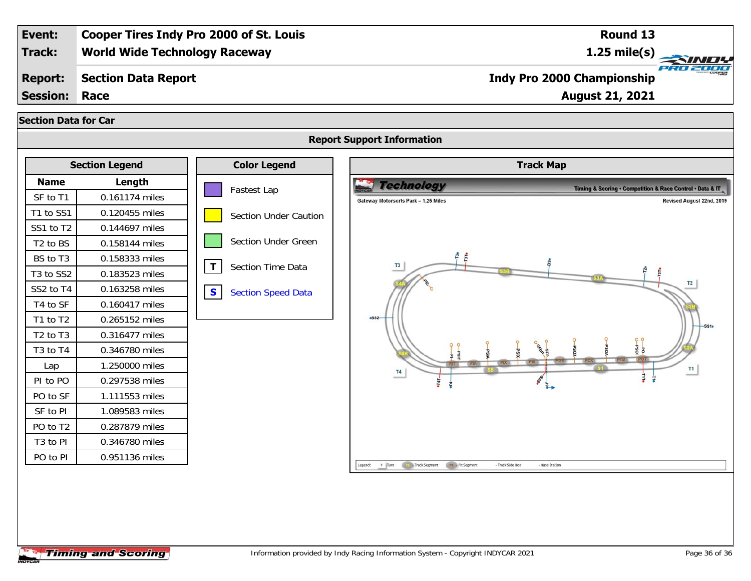**Event:** Cooper Tires Indy Pro 2000 of St. Louis — **Round 13**

**Track:** World Wide Technology Raceway — **1.25 mile(s)**

**Report:** Section Data Report — **Indy Pro 2000 Championship**

**Session:** Race — **August 21, 2021**

## Section Data for Car

### Report Support Information

#### Section Legend

| Name | Length |
|---|---|
| SF to T1 | 0.161174 miles |
| T1 to SS1 | 0.120455 miles |
| SS1 to T2 | 0.144697 miles |
| T2 to BS | 0.158144 miles |
| BS to T3 | 0.158333 miles |
| T3 to SS2 | 0.183523 miles |
| SS2 to T4 | 0.163258 miles |
| T4 to SF | 0.160417 miles |
| T1 to T2 | 0.265152 miles |
| T2 to T3 | 0.316477 miles |
| T3 to T4 | 0.346780 miles |
| Lap | 1.250000 miles |
| PI to PO | 0.297538 miles |
| PO to SF | 1.111553 miles |
| SF to PI | 1.089583 miles |
| PO to T2 | 0.287879 miles |
| T3 to PI | 0.346780 miles |
| PO to PI | 0.951136 miles |

#### Color Legend

- Fastest Lap
- Section Under Caution
- Section Under Green
- T — Section Time Data
- S — Section Speed Data

#### Track Map

Technology — Timing & Scoring • Competition & Race Control • Data & IT

Gateway Motorsorts Park – 1.25 Miles

Revised August 22nd, 2019

Legend: T Turn, TS Track Segment, PS Pit Segment, Track Side Box, Base Station

Information provided by Indy Racing Information System - Copyright INDYCAR 2021